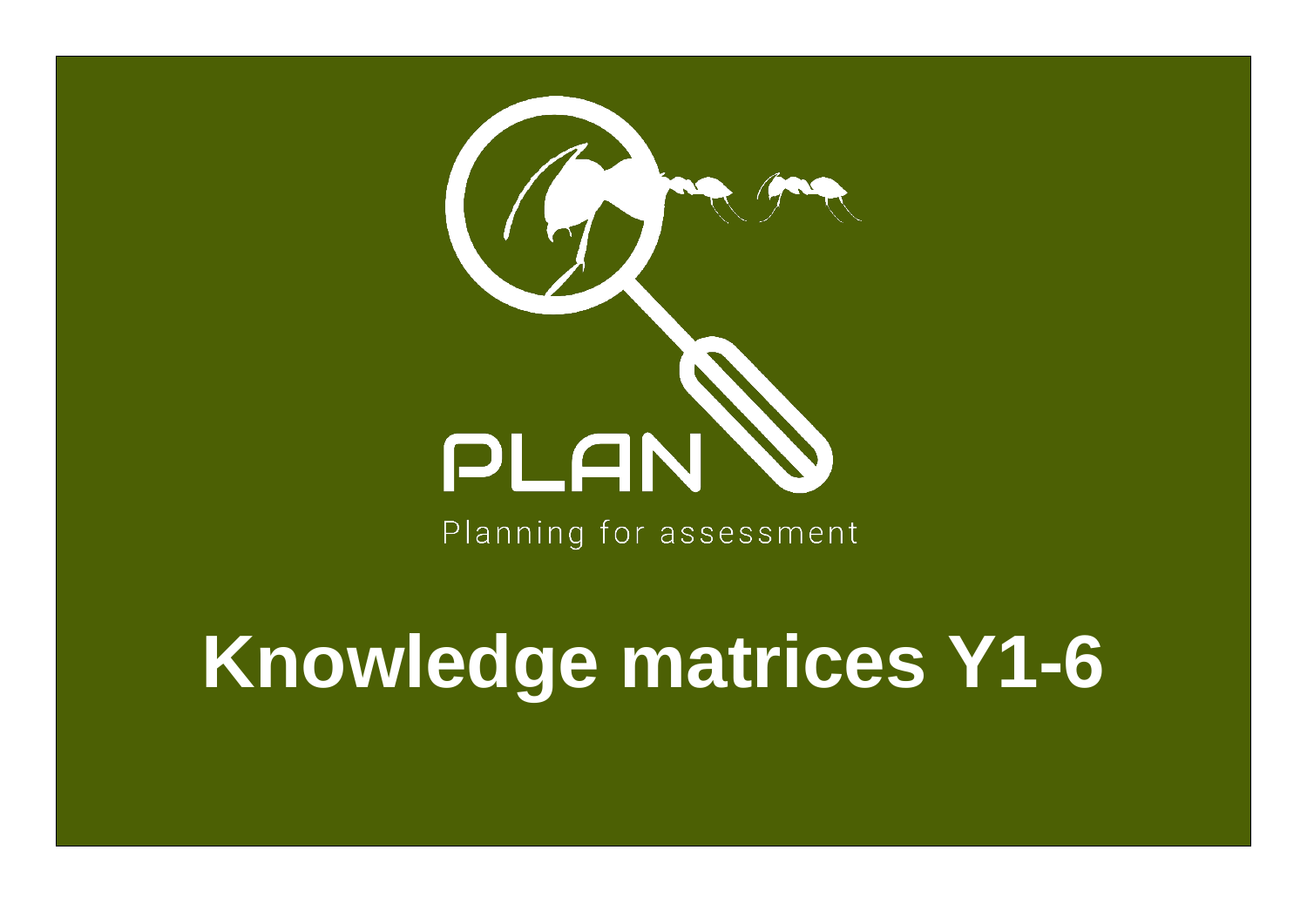PLAN

Planning for assessment

# Knowledge matrices Y1-6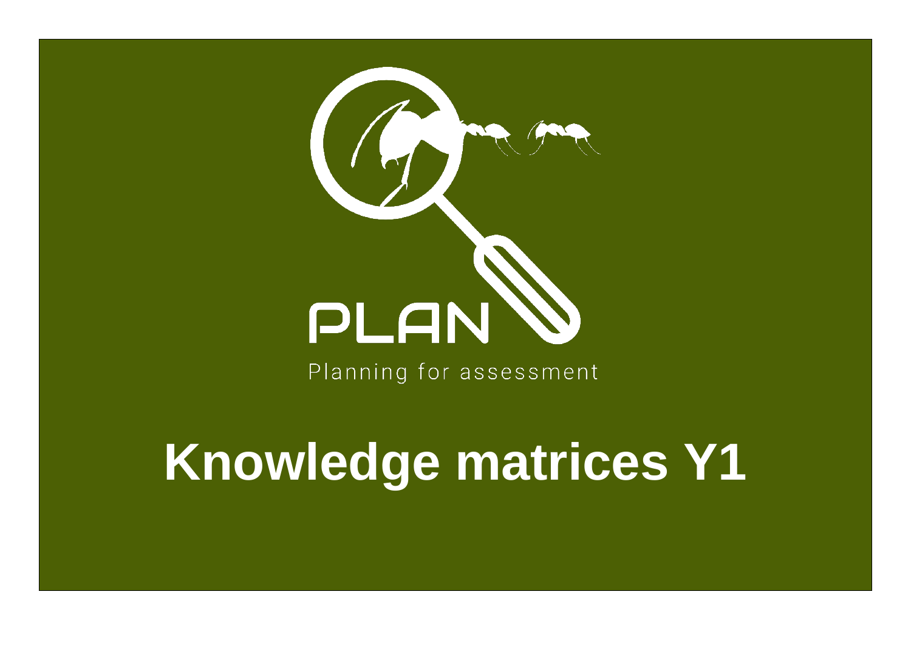PLAN

Planning for assessment

# Knowledge matrices Y1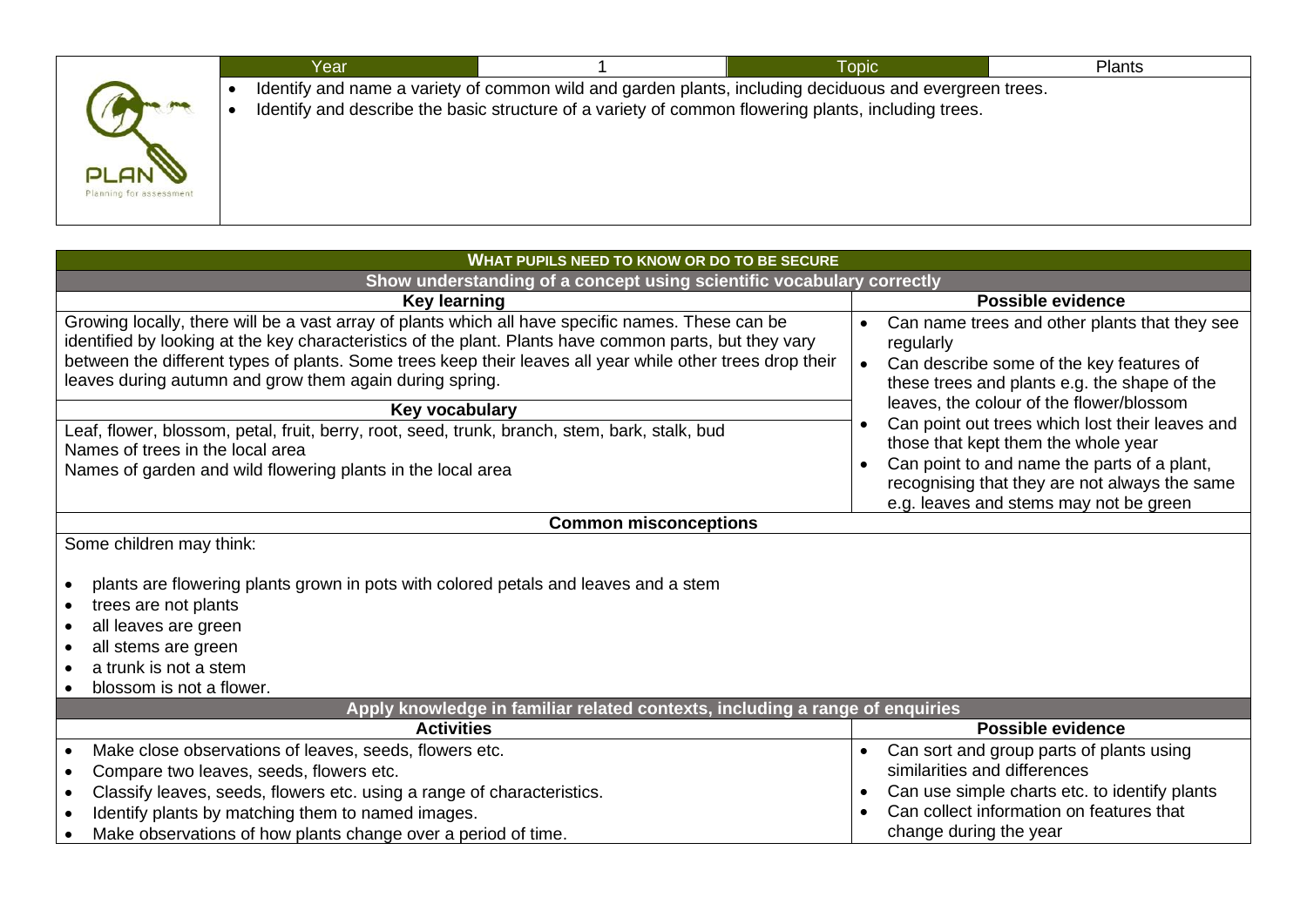| Year | 1 | Topic | Plants |
|---|---|---|---|

- Identify and name a variety of common wild and garden plants, including deciduous and evergreen trees.
- Identify and describe the basic structure of a variety of common flowering plants, including trees.

## WHAT PUPILS NEED TO KNOW OR DO TO BE SECURE

### Show understanding of a concept using scientific vocabulary correctly

| Key learning | Possible evidence |
|---|---|
| Growing locally, there will be a vast array of plants which all have specific names. These can be identified by looking at the key characteristics of the plant. Plants have common parts, but they vary between the different types of plants. Some trees keep their leaves all year while other trees drop their leaves during autumn and grow them again during spring.<br><br>**Key vocabulary**<br><br>Leaf, flower, blossom, petal, fruit, berry, root, seed, trunk, branch, stem, bark, stalk, bud<br>Names of trees in the local area<br>Names of garden and wild flowering plants in the local area | • Can name trees and other plants that they see regularly<br>• Can describe some of the key features of these trees and plants e.g. the shape of the leaves, the colour of the flower/blossom<br>• Can point out trees which lost their leaves and those that kept them the whole year<br>• Can point to and name the parts of a plant, recognising that they are not always the same e.g. leaves and stems may not be green |

**Common misconceptions**

Some children may think:

- plants are flowering plants grown in pots with colored petals and leaves and a stem
- trees are not plants
- all leaves are green
- all stems are green
- a trunk is not a stem
- blossom is not a flower.

### Apply knowledge in familiar related contexts, including a range of enquiries

| Activities | Possible evidence |
|---|---|
| • Make close observations of leaves, seeds, flowers etc.<br>• Compare two leaves, seeds, flowers etc.<br>• Classify leaves, seeds, flowers etc. using a range of characteristics.<br>• Identify plants by matching them to named images.<br>• Make observations of how plants change over a period of time. | • Can sort and group parts of plants using similarities and differences<br>• Can use simple charts etc. to identify plants<br>• Can collect information on features that change during the year |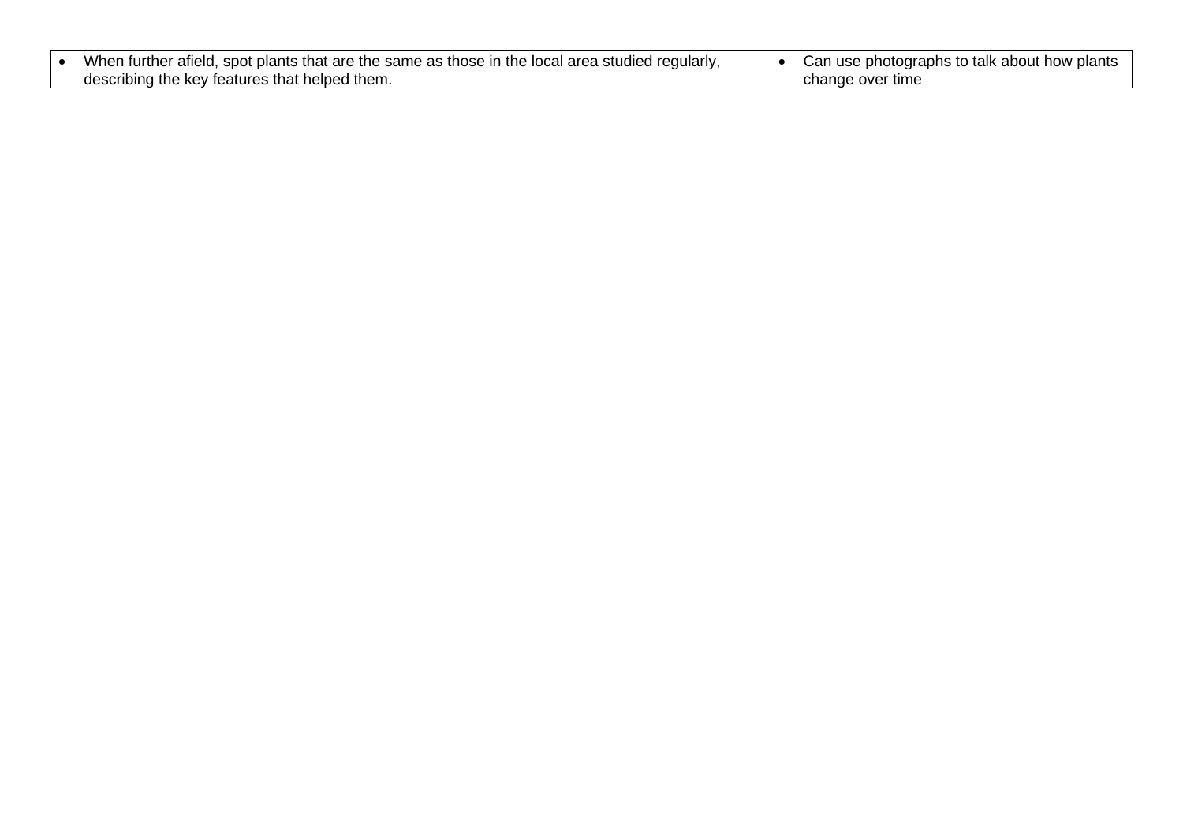| | |
|---|---|
| • When further afield, spot plants that are the same as those in the local area studied regularly, describing the key features that helped them. | • Can use photographs to talk about how plants change over time |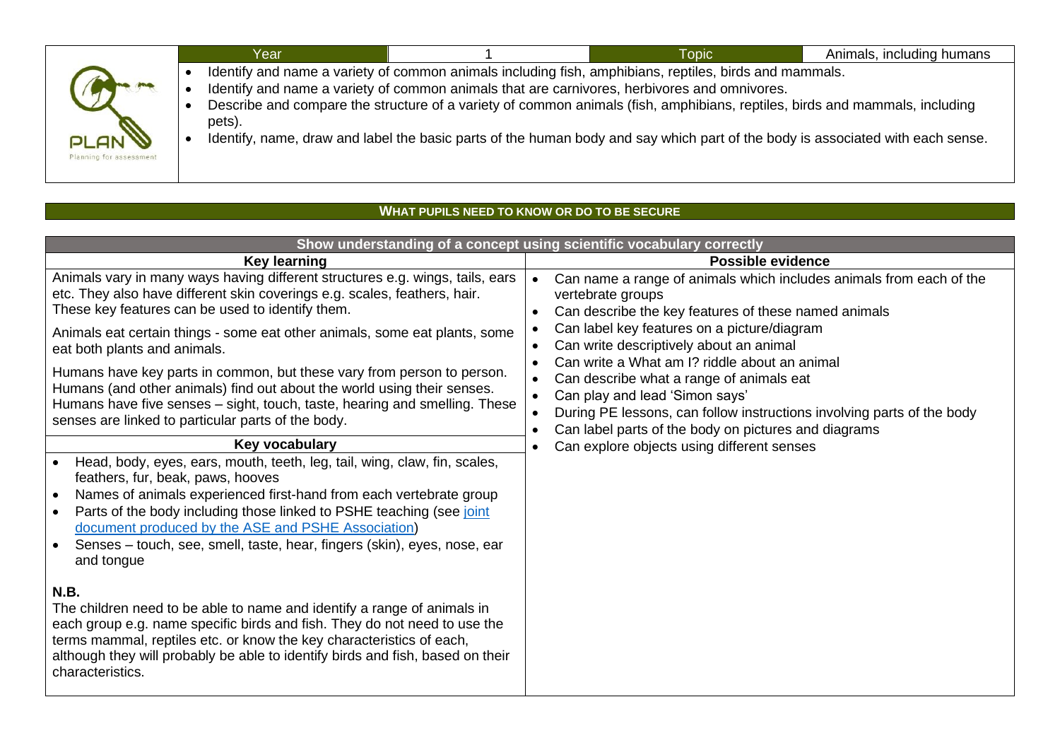| Year | 1 | Topic | Animals, including humans |
|---|---|---|---|

- Identify and name a variety of common animals including fish, amphibians, reptiles, birds and mammals.
- Identify and name a variety of common animals that are carnivores, herbivores and omnivores.
- Describe and compare the structure of a variety of common animals (fish, amphibians, reptiles, birds and mammals, including pets).
- Identify, name, draw and label the basic parts of the human body and say which part of the body is associated with each sense.

## WHAT PUPILS NEED TO KNOW OR DO TO BE SECURE

### Show understanding of a concept using scientific vocabulary correctly

| Key learning | Possible evidence |
|---|---|
| Animals vary in many ways having different structures e.g. wings, tails, ears etc. They also have different skin coverings e.g. scales, feathers, hair. These key features can be used to identify them.<br><br>Animals eat certain things - some eat other animals, some eat plants, some eat both plants and animals.<br><br>Humans have key parts in common, but these vary from person to person. Humans (and other animals) find out about the world using their senses. Humans have five senses – sight, touch, taste, hearing and smelling. These senses are linked to particular parts of the body. | • Can name a range of animals which includes animals from each of the vertebrate groups<br>• Can describe the key features of these named animals<br>• Can label key features on a picture/diagram<br>• Can write descriptively about an animal<br>• Can write a What am I? riddle about an animal<br>• Can describe what a range of animals eat<br>• Can play and lead 'Simon says'<br>• During PE lessons, can follow instructions involving parts of the body<br>• Can label parts of the body on pictures and diagrams<br>• Can explore objects using different senses |
| **Key vocabulary** | |
| • Head, body, eyes, ears, mouth, teeth, leg, tail, wing, claw, fin, scales, feathers, fur, beak, paws, hooves<br>• Names of animals experienced first-hand from each vertebrate group<br>• Parts of the body including those linked to PSHE teaching (see joint document produced by the ASE and PSHE Association)<br>• Senses – touch, see, smell, taste, hear, fingers (skin), eyes, nose, ear and tongue<br><br>**N.B.**<br>The children need to be able to name and identify a range of animals in each group e.g. name specific birds and fish. They do not need to use the terms mammal, reptiles etc. or know the key characteristics of each, although they will probably be able to identify birds and fish, based on their characteristics. | |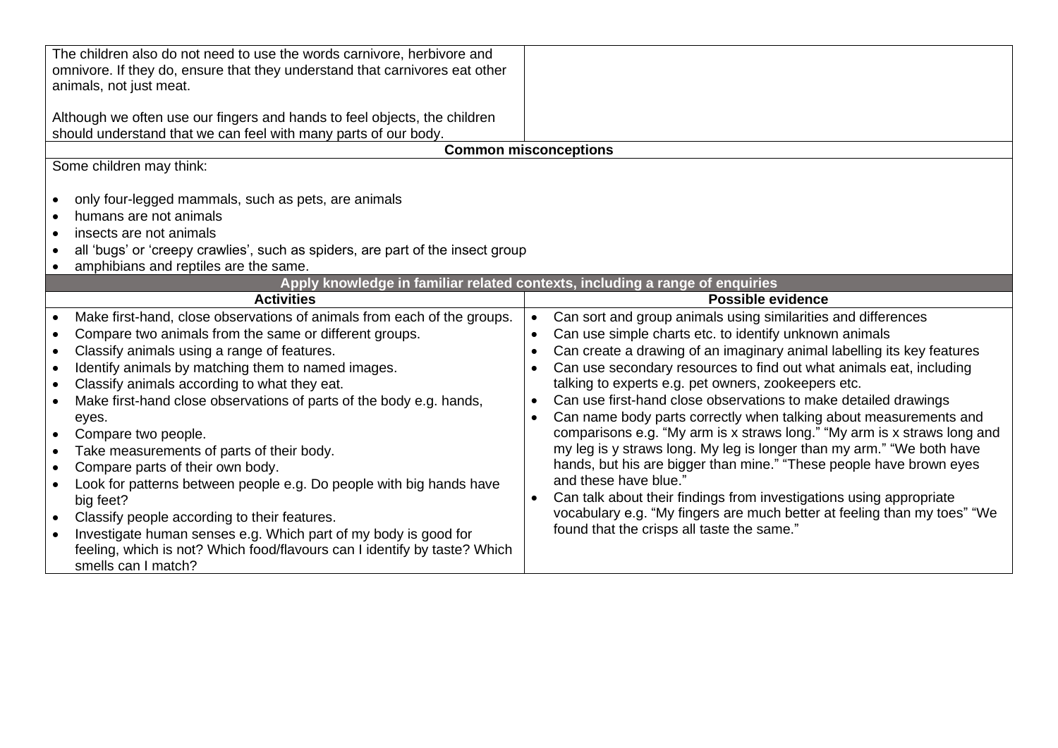| | |
|---|---|
| The children also do not need to use the words carnivore, herbivore and omnivore. If they do, ensure that they understand that carnivores eat other animals, not just meat.<br><br>Although we often use our fingers and hands to feel objects, the children should understand that we can feel with many parts of our body. | |

**Common misconceptions**

Some children may think:

- only four-legged mammals, such as pets, are animals
- humans are not animals
- insects are not animals
- all 'bugs' or 'creepy crawlies', such as spiders, are part of the insect group
- amphibians and reptiles are the same.

**Apply knowledge in familiar related contexts, including a range of enquiries**

| Activities | Possible evidence |
|---|---|
| • Make first-hand, close observations of animals from each of the groups.<br>• Compare two animals from the same or different groups.<br>• Classify animals using a range of features.<br>• Identify animals by matching them to named images.<br>• Classify animals according to what they eat.<br>• Make first-hand close observations of parts of the body e.g. hands, eyes.<br>• Compare two people.<br>• Take measurements of parts of their body.<br>• Compare parts of their own body.<br>• Look for patterns between people e.g. Do people with big hands have big feet?<br>• Classify people according to their features.<br>• Investigate human senses e.g. Which part of my body is good for feeling, which is not? Which food/flavours can I identify by taste? Which smells can I match? | • Can sort and group animals using similarities and differences<br>• Can use simple charts etc. to identify unknown animals<br>• Can create a drawing of an imaginary animal labelling its key features<br>• Can use secondary resources to find out what animals eat, including talking to experts e.g. pet owners, zookeepers etc.<br>• Can use first-hand close observations to make detailed drawings<br>• Can name body parts correctly when talking about measurements and comparisons e.g. "My arm is x straws long." "My arm is x straws long and my leg is y straws long. My leg is longer than my arm." "We both have hands, but his are bigger than mine." "These people have brown eyes and these have blue."<br>• Can talk about their findings from investigations using appropriate vocabulary e.g. "My fingers are much better at feeling than my toes" "We found that the crisps all taste the same." |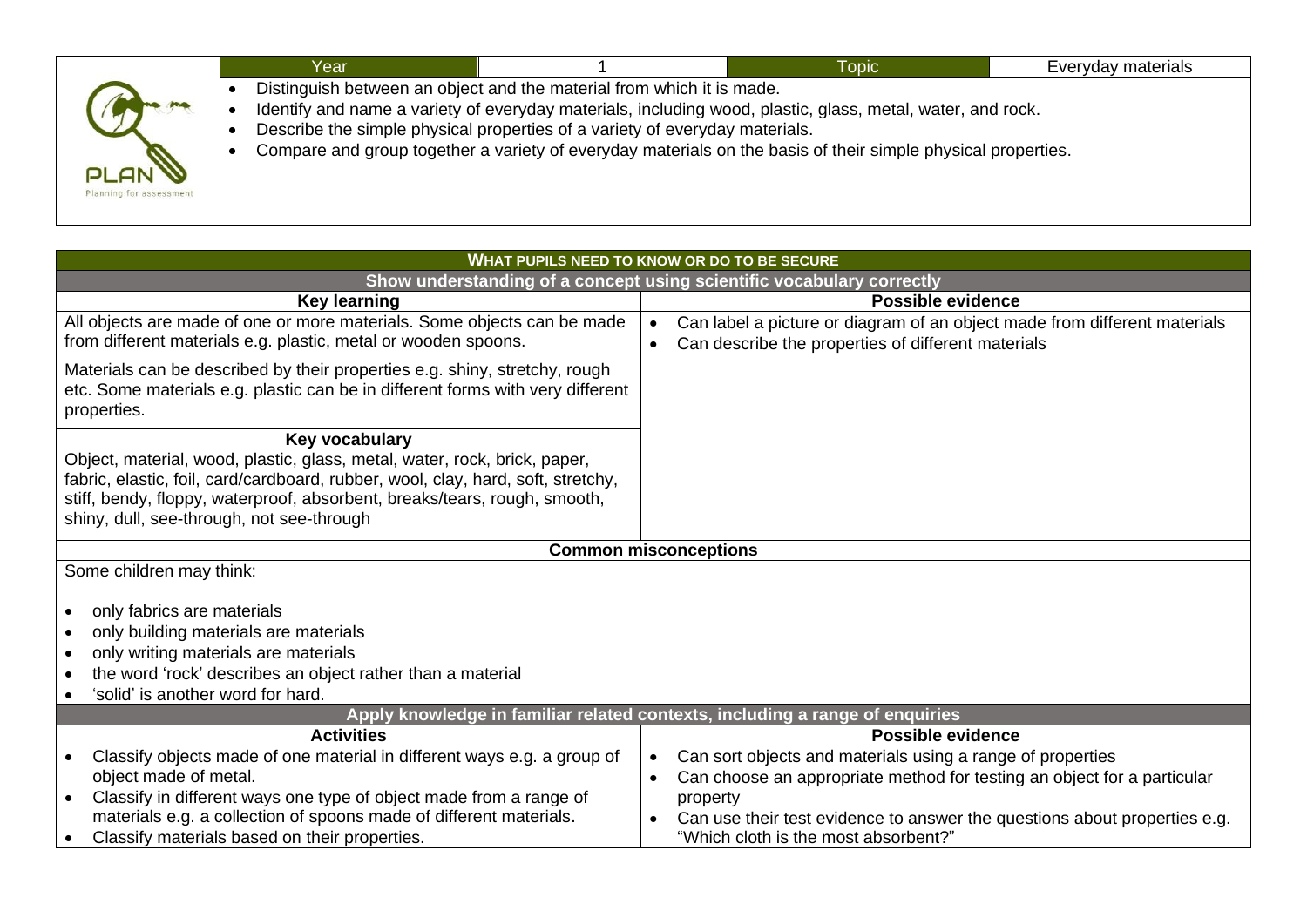| Year | 1 | Topic | Everyday materials |
|---|---|---|---|

- Distinguish between an object and the material from which it is made.
- Identify and name a variety of everyday materials, including wood, plastic, glass, metal, water, and rock.
- Describe the simple physical properties of a variety of everyday materials.
- Compare and group together a variety of everyday materials on the basis of their simple physical properties.

## WHAT PUPILS NEED TO KNOW OR DO TO BE SECURE

### Show understanding of a concept using scientific vocabulary correctly

| Key learning | Possible evidence |
|---|---|
| All objects are made of one or more materials. Some objects can be made from different materials e.g. plastic, metal or wooden spoons.<br><br>Materials can be described by their properties e.g. shiny, stretchy, rough etc. Some materials e.g. plastic can be in different forms with very different properties. | • Can label a picture or diagram of an object made from different materials<br>• Can describe the properties of different materials |
| **Key vocabulary** | |
| Object, material, wood, plastic, glass, metal, water, rock, brick, paper, fabric, elastic, foil, card/cardboard, rubber, wool, clay, hard, soft, stretchy, stiff, bendy, floppy, waterproof, absorbent, breaks/tears, rough, smooth, shiny, dull, see-through, not see-through | |

### Common misconceptions

Some children may think:

- only fabrics are materials
- only building materials are materials
- only writing materials are materials
- the word 'rock' describes an object rather than a material
- 'solid' is another word for hard.

### Apply knowledge in familiar related contexts, including a range of enquiries

| Activities | Possible evidence |
|---|---|
| • Classify objects made of one material in different ways e.g. a group of object made of metal.<br>• Classify in different ways one type of object made from a range of materials e.g. a collection of spoons made of different materials.<br>• Classify materials based on their properties. | • Can sort objects and materials using a range of properties<br>• Can choose an appropriate method for testing an object for a particular property<br>• Can use their test evidence to answer the questions about properties e.g. "Which cloth is the most absorbent?" |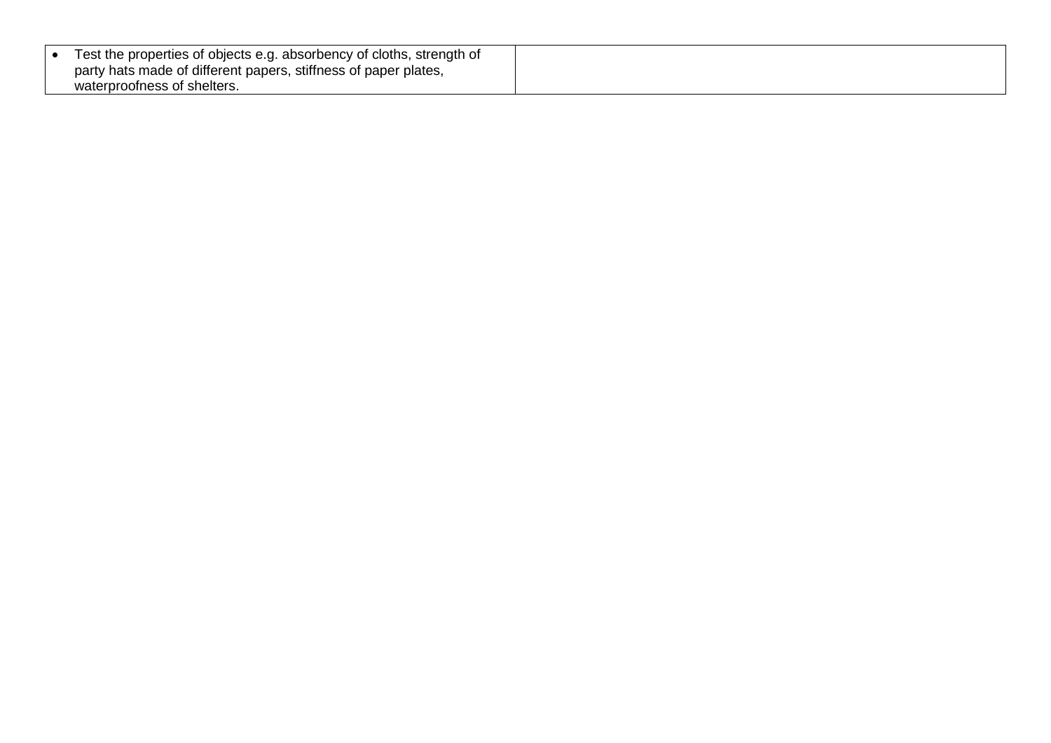| | |
|---|---|
| • Test the properties of objects e.g. absorbency of cloths, strength of party hats made of different papers, stiffness of paper plates, waterproofness of shelters. | |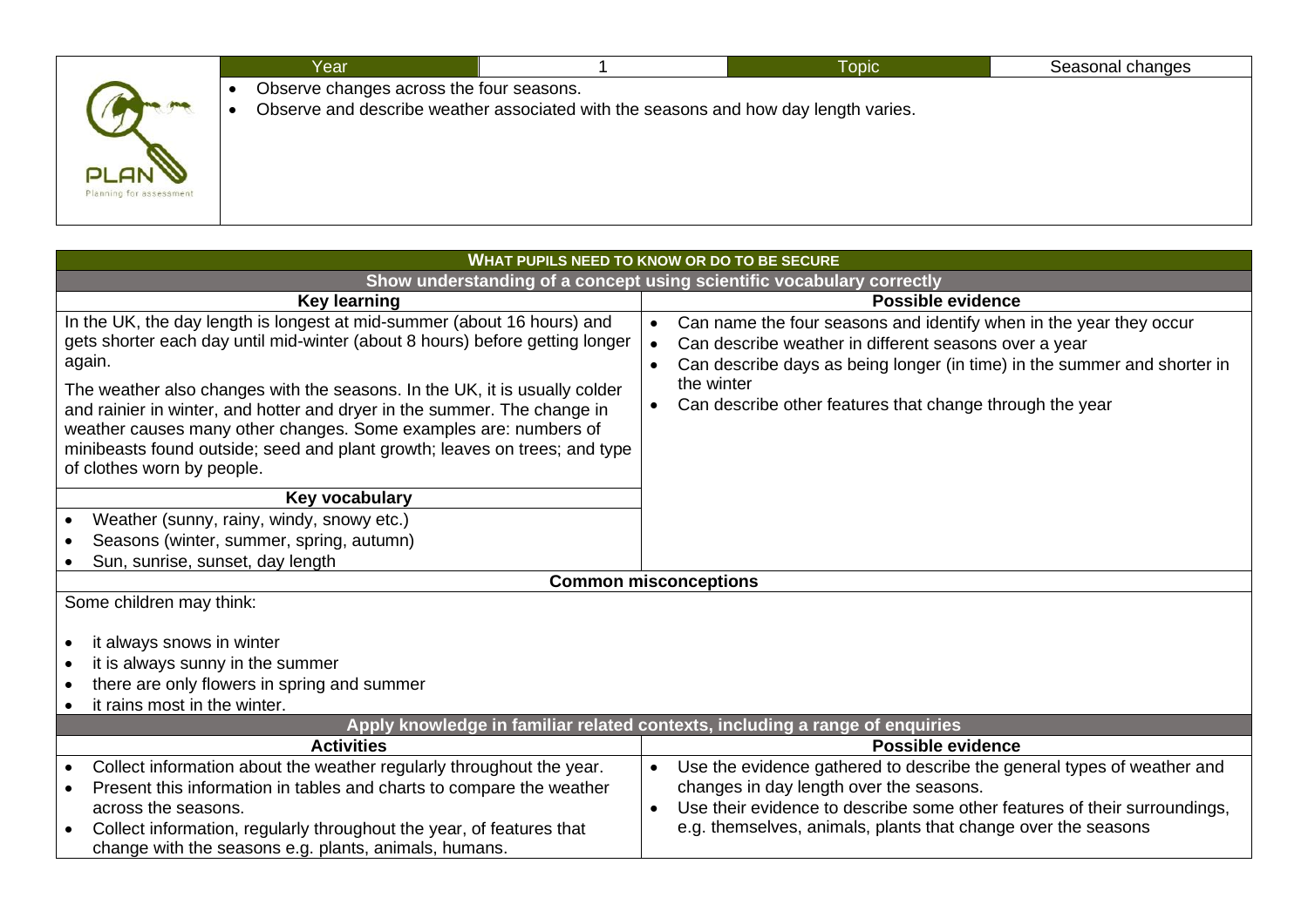| Year | 1 | Topic | Seasonal changes |
|---|---|---|---|

- Observe changes across the four seasons.
- Observe and describe weather associated with the seasons and how day length varies.

PLAN
Planning for assessment

## WHAT PUPILS NEED TO KNOW OR DO TO BE SECURE

### Show understanding of a concept using scientific vocabulary correctly

| Key learning | Possible evidence |
|---|---|
| In the UK, the day length is longest at mid-summer (about 16 hours) and gets shorter each day until mid-winter (about 8 hours) before getting longer again.<br><br>The weather also changes with the seasons. In the UK, it is usually colder and rainier in winter, and hotter and dryer in the summer. The change in weather causes many other changes. Some examples are: numbers of minibeasts found outside; seed and plant growth; leaves on trees; and type of clothes worn by people. | • Can name the four seasons and identify when in the year they occur<br>• Can describe weather in different seasons over a year<br>• Can describe days as being longer (in time) in the summer and shorter in the winter<br>• Can describe other features that change through the year |
| **Key vocabulary** | |
| • Weather (sunny, rainy, windy, snowy etc.)<br>• Seasons (winter, summer, spring, autumn)<br>• Sun, sunrise, sunset, day length | |

**Common misconceptions**

Some children may think:

- it always snows in winter
- it is always sunny in the summer
- there are only flowers in spring and summer
- it rains most in the winter.

### Apply knowledge in familiar related contexts, including a range of enquiries

| Activities | Possible evidence |
|---|---|
| • Collect information about the weather regularly throughout the year.<br>• Present this information in tables and charts to compare the weather across the seasons.<br>• Collect information, regularly throughout the year, of features that change with the seasons e.g. plants, animals, humans. | • Use the evidence gathered to describe the general types of weather and changes in day length over the seasons.<br>• Use their evidence to describe some other features of their surroundings, e.g. themselves, animals, plants that change over the seasons |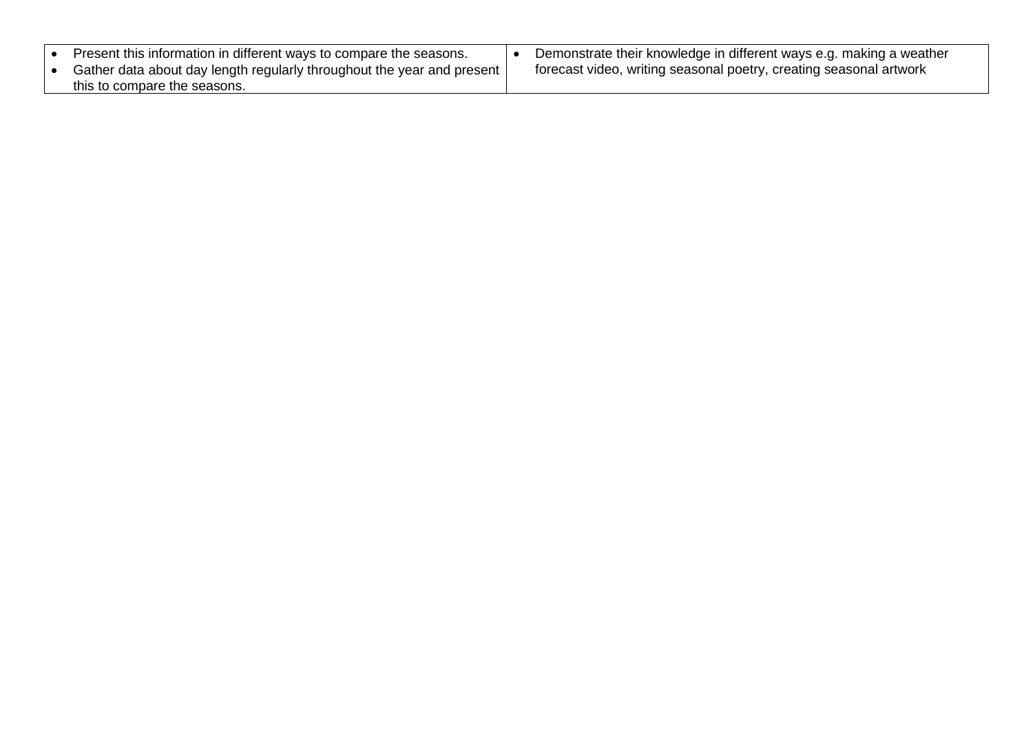| | |
|---|---|
| • Present this information in different ways to compare the seasons.<br>• Gather data about day length regularly throughout the year and present this to compare the seasons. | • Demonstrate their knowledge in different ways e.g. making a weather forecast video, writing seasonal poetry, creating seasonal artwork |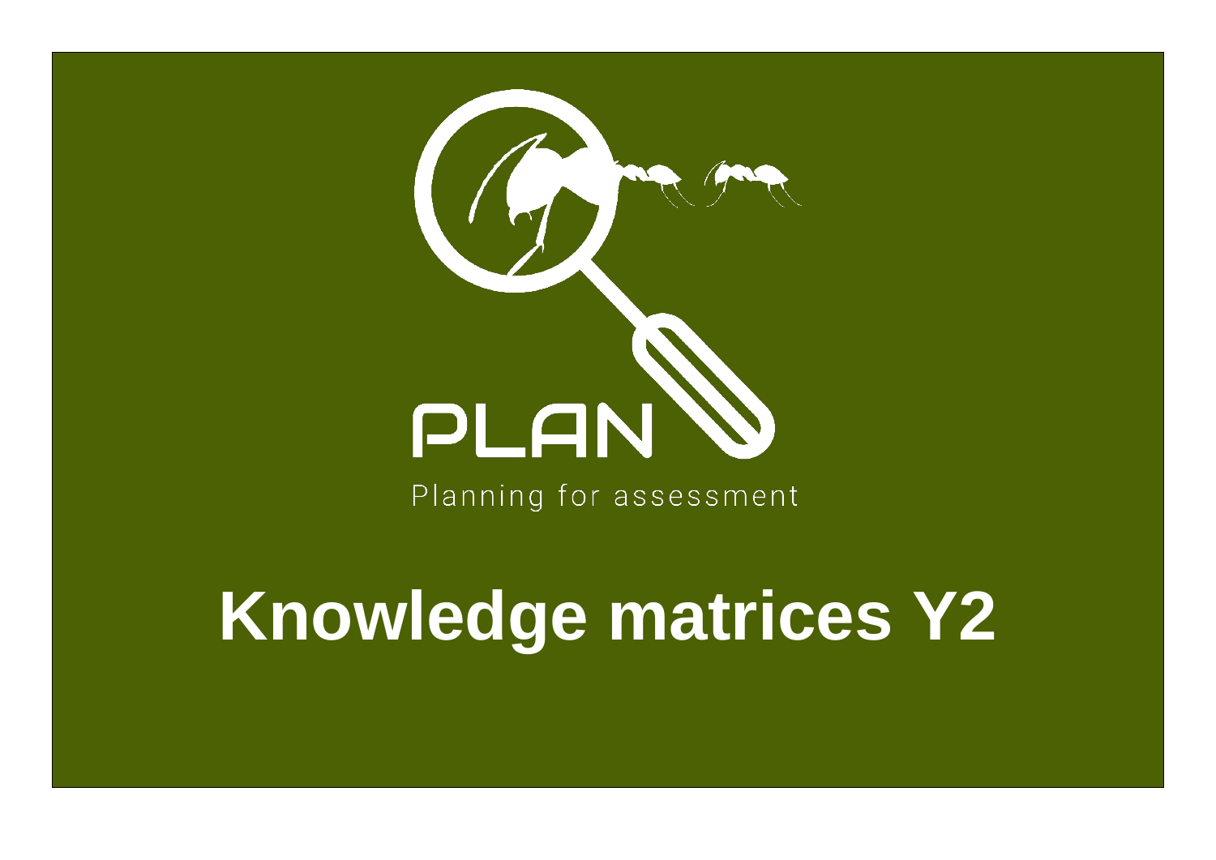PLAN

Planning for assessment

# Knowledge matrices Y2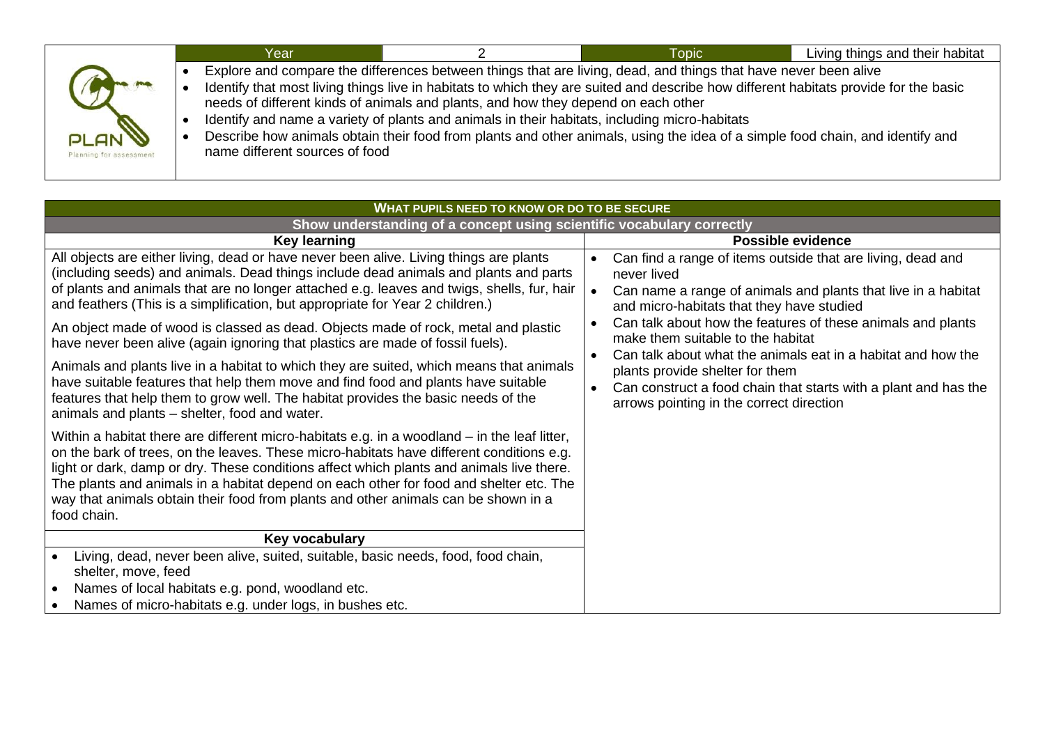| Year | 2 | Topic | Living things and their habitat |
| --- | --- | --- | --- |

- Explore and compare the differences between things that are living, dead, and things that have never been alive
- Identify that most living things live in habitats to which they are suited and describe how different habitats provide for the basic needs of different kinds of animals and plants, and how they depend on each other
- Identify and name a variety of plants and animals in their habitats, including micro-habitats
- Describe how animals obtain their food from plants and other animals, using the idea of a simple food chain, and identify and name different sources of food

## WHAT PUPILS NEED TO KNOW OR DO TO BE SECURE

### Show understanding of a concept using scientific vocabulary correctly

| Key learning | Possible evidence |
| --- | --- |
| All objects are either living, dead or have never been alive. Living things are plants (including seeds) and animals. Dead things include dead animals and plants and parts of plants and animals that are no longer attached e.g. leaves and twigs, shells, fur, hair and feathers (This is a simplification, but appropriate for Year 2 children.)<br><br>An object made of wood is classed as dead. Objects made of rock, metal and plastic have never been alive (again ignoring that plastics are made of fossil fuels).<br><br>Animals and plants live in a habitat to which they are suited, which means that animals have suitable features that help them move and find food and plants have suitable features that help them to grow well. The habitat provides the basic needs of the animals and plants – shelter, food and water.<br><br>Within a habitat there are different micro-habitats e.g. in a woodland – in the leaf litter, on the bark of trees, on the leaves. These micro-habitats have different conditions e.g. light or dark, damp or dry. These conditions affect which plants and animals live there. The plants and animals in a habitat depend on each other for food and shelter etc. The way that animals obtain their food from plants and other animals can be shown in a food chain. | • Can find a range of items outside that are living, dead and never lived<br>• Can name a range of animals and plants that live in a habitat and micro-habitats that they have studied<br>• Can talk about how the features of these animals and plants make them suitable to the habitat<br>• Can talk about what the animals eat in a habitat and how the plants provide shelter for them<br>• Can construct a food chain that starts with a plant and has the arrows pointing in the correct direction |
| **Key vocabulary** | |
| • Living, dead, never been alive, suited, suitable, basic needs, food, food chain, shelter, move, feed<br>• Names of local habitats e.g. pond, woodland etc.<br>• Names of micro-habitats e.g. under logs, in bushes etc. | |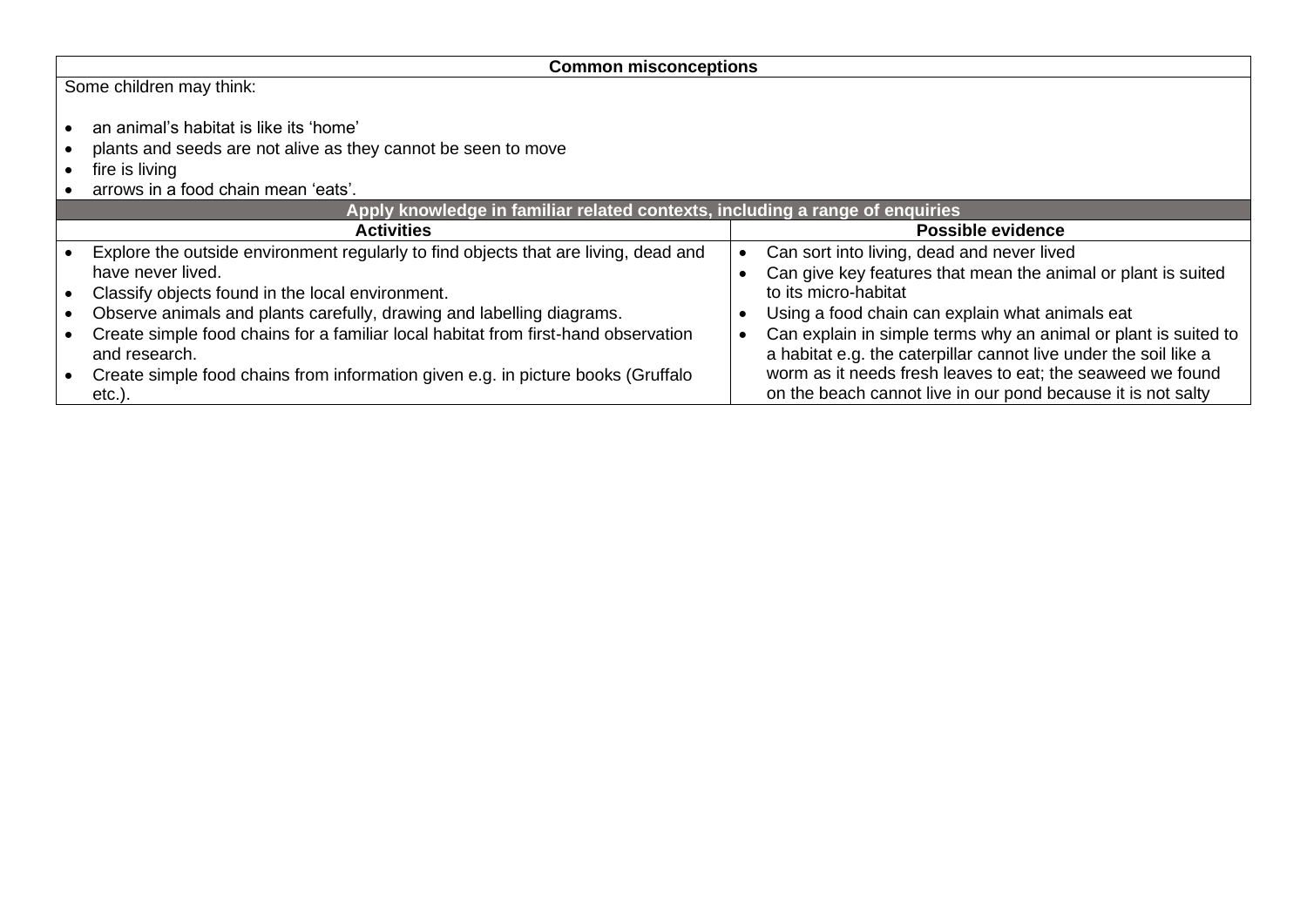| Common misconceptions | |
|---|---|
| Some children may think:<br><br>• an animal's habitat is like its 'home'<br>• plants and seeds are not alive as they cannot be seen to move<br>• fire is living<br>• arrows in a food chain mean 'eats'. | |
| **Apply knowledge in familiar related contexts, including a range of enquiries** | |
| **Activities** | **Possible evidence** |
| • Explore the outside environment regularly to find objects that are living, dead and have never lived.<br>• Classify objects found in the local environment.<br>• Observe animals and plants carefully, drawing and labelling diagrams.<br>• Create simple food chains for a familiar local habitat from first-hand observation and research.<br>• Create simple food chains from information given e.g. in picture books (Gruffalo etc.). | • Can sort into living, dead and never lived<br>• Can give key features that mean the animal or plant is suited to its micro-habitat<br>• Using a food chain can explain what animals eat<br>• Can explain in simple terms why an animal or plant is suited to a habitat e.g. the caterpillar cannot live under the soil like a worm as it needs fresh leaves to eat; the seaweed we found on the beach cannot live in our pond because it is not salty |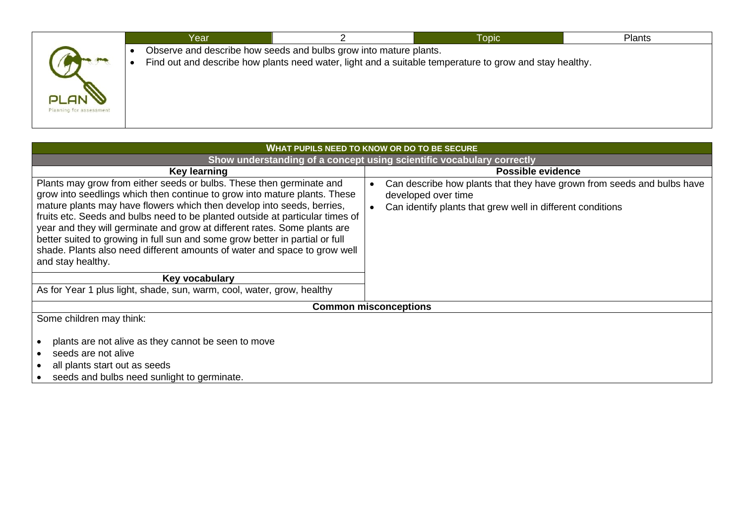| Year | 2 | Topic | Plants |
|---|---|---|---|

- Observe and describe how seeds and bulbs grow into mature plants.
- Find out and describe how plants need water, light and a suitable temperature to grow and stay healthy.

## WHAT PUPILS NEED TO KNOW OR DO TO BE SECURE

### Show understanding of a concept using scientific vocabulary correctly

| Key learning | Possible evidence |
|---|---|
| Plants may grow from either seeds or bulbs. These then germinate and grow into seedlings which then continue to grow into mature plants. These mature plants may have flowers which then develop into seeds, berries, fruits etc. Seeds and bulbs need to be planted outside at particular times of year and they will germinate and grow at different rates. Some plants are better suited to growing in full sun and some grow better in partial or full shade. Plants also need different amounts of water and space to grow well and stay healthy. | • Can describe how plants that they have grown from seeds and bulbs have developed over time<br>• Can identify plants that grew well in different conditions |
| **Key vocabulary** | |
| As for Year 1 plus light, shade, sun, warm, cool, water, grow, healthy | |

### Common misconceptions

Some children may think:

- plants are not alive as they cannot be seen to move
- seeds are not alive
- all plants start out as seeds
- seeds and bulbs need sunlight to germinate.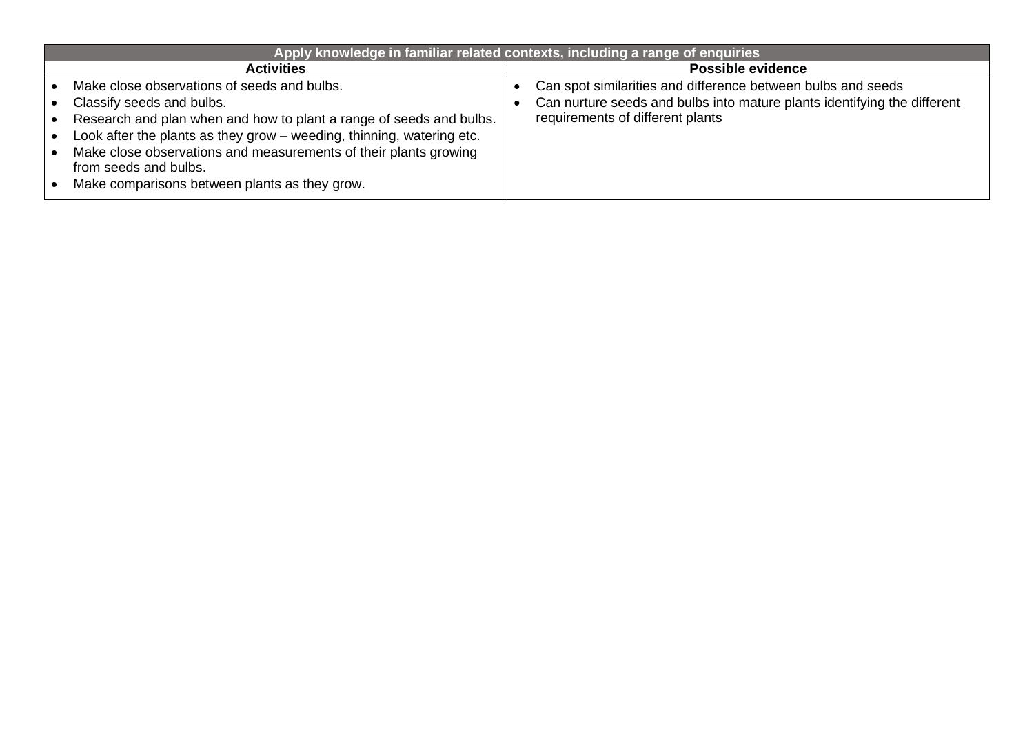| Apply knowledge in familiar related contexts, including a range of enquiries | |
|---|---|
| **Activities** | **Possible evidence** |
| • Make close observations of seeds and bulbs.<br>• Classify seeds and bulbs.<br>• Research and plan when and how to plant a range of seeds and bulbs.<br>• Look after the plants as they grow – weeding, thinning, watering etc.<br>• Make close observations and measurements of their plants growing from seeds and bulbs.<br>• Make comparisons between plants as they grow. | • Can spot similarities and difference between bulbs and seeds<br>• Can nurture seeds and bulbs into mature plants identifying the different requirements of different plants |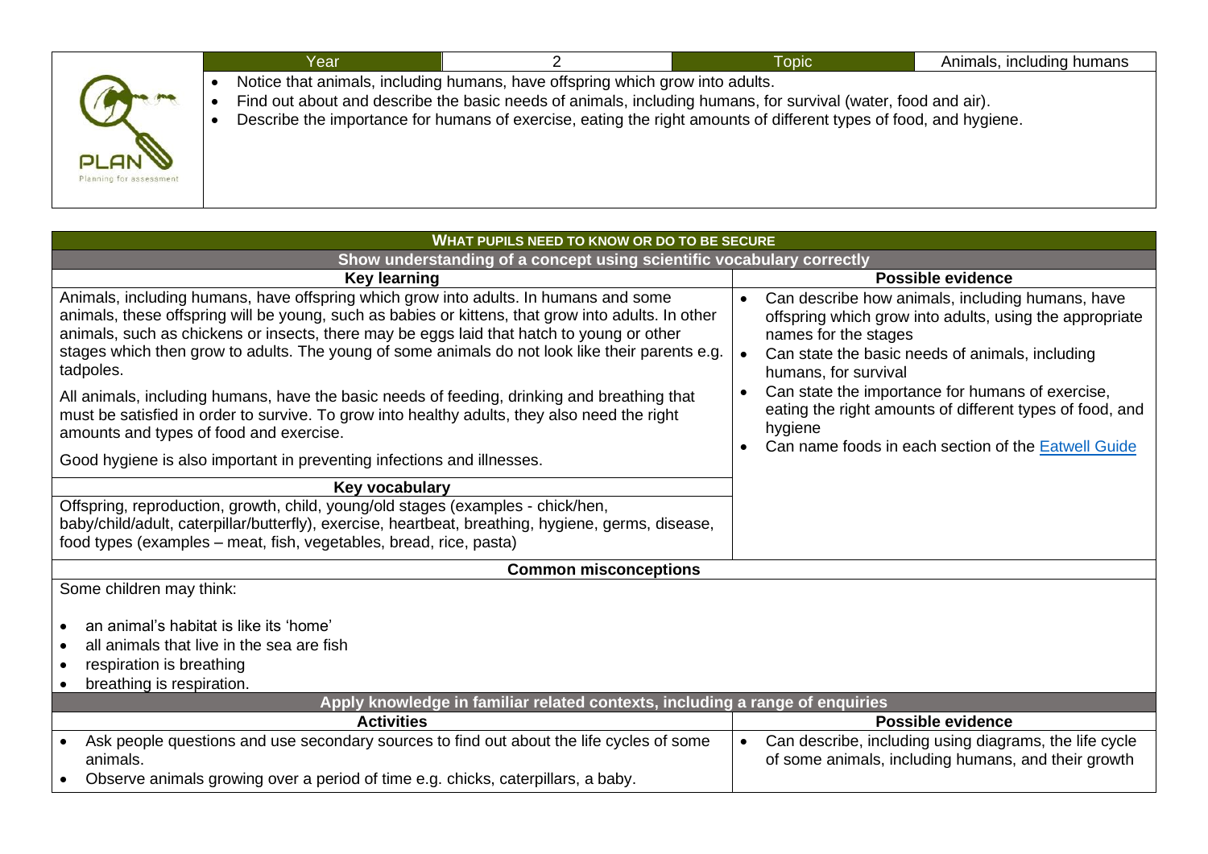| Year | 2 | Topic | Animals, including humans |
|---|---|---|---|

- Notice that animals, including humans, have offspring which grow into adults.
- Find out about and describe the basic needs of animals, including humans, for survival (water, food and air).
- Describe the importance for humans of exercise, eating the right amounts of different types of food, and hygiene.

## WHAT PUPILS NEED TO KNOW OR DO TO BE SECURE

### Show understanding of a concept using scientific vocabulary correctly

| Key learning | Possible evidence |
|---|---|
| Animals, including humans, have offspring which grow into adults. In humans and some animals, these offspring will be young, such as babies or kittens, that grow into adults. In other animals, such as chickens or insects, there may be eggs laid that hatch to young or other stages which then grow to adults. The young of some animals do not look like their parents e.g. tadpoles.<br><br>All animals, including humans, have the basic needs of feeding, drinking and breathing that must be satisfied in order to survive. To grow into healthy adults, they also need the right amounts and types of food and exercise.<br><br>Good hygiene is also important in preventing infections and illnesses. | • Can describe how animals, including humans, have offspring which grow into adults, using the appropriate names for the stages<br>• Can state the basic needs of animals, including humans, for survival<br>• Can state the importance for humans of exercise, eating the right amounts of different types of food, and hygiene<br>• Can name foods in each section of the Eatwell Guide |
| **Key vocabulary** | |
| Offspring, reproduction, growth, child, young/old stages (examples - chick/hen, baby/child/adult, caterpillar/butterfly), exercise, heartbeat, breathing, hygiene, germs, disease, food types (examples – meat, fish, vegetables, bread, rice, pasta) | |

### Common misconceptions

Some children may think:

- an animal's habitat is like its 'home'
- all animals that live in the sea are fish
- respiration is breathing
- breathing is respiration.

### Apply knowledge in familiar related contexts, including a range of enquiries

| Activities | Possible evidence |
|---|---|
| • Ask people questions and use secondary sources to find out about the life cycles of some animals.<br>• Observe animals growing over a period of time e.g. chicks, caterpillars, a baby. | • Can describe, including using diagrams, the life cycle of some animals, including humans, and their growth |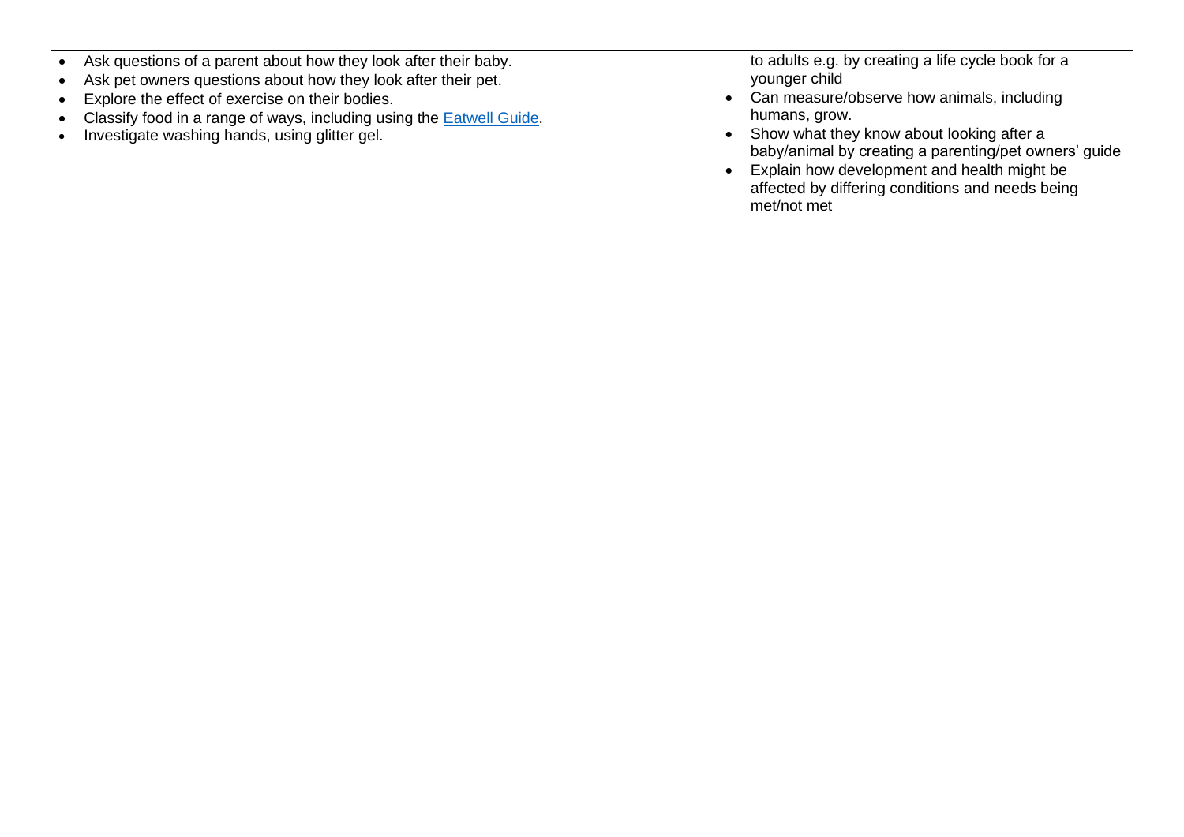| | |
|---|---|
| • Ask questions of a parent about how they look after their baby.<br>• Ask pet owners questions about how they look after their pet.<br>• Explore the effect of exercise on their bodies.<br>• Classify food in a range of ways, including using the [Eatwell Guide](Eatwell Guide).<br>• Investigate washing hands, using glitter gel. | to adults e.g. by creating a life cycle book for a younger child<br>• Can measure/observe how animals, including humans, grow.<br>• Show what they know about looking after a baby/animal by creating a parenting/pet owners' guide<br>• Explain how development and health might be affected by differing conditions and needs being met/not met |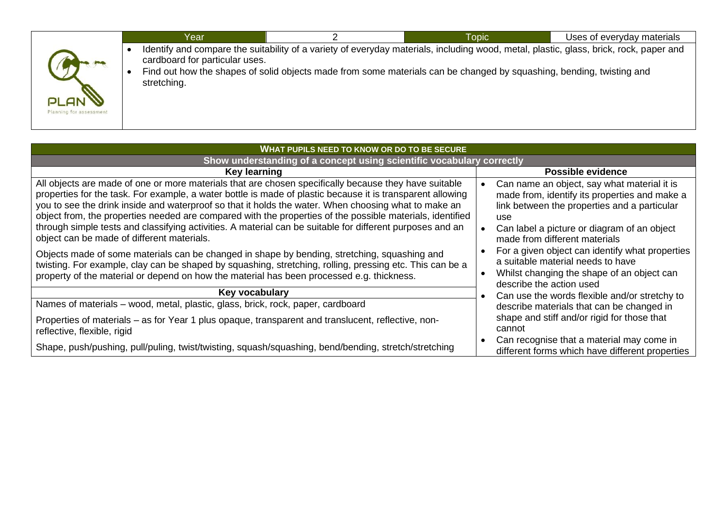| Year | 2 | Topic | Uses of everyday materials |
|---|---|---|---|

- Identify and compare the suitability of a variety of everyday materials, including wood, metal, plastic, glass, brick, rock, paper and cardboard for particular uses.
- Find out how the shapes of solid objects made from some materials can be changed by squashing, bending, twisting and stretching.

PLAN
Planning for assessment

## WHAT PUPILS NEED TO KNOW OR DO TO BE SECURE

### Show understanding of a concept using scientific vocabulary correctly

| Key learning | Possible evidence |
|---|---|
| All objects are made of one or more materials that are chosen specifically because they have suitable properties for the task. For example, a water bottle is made of plastic because it is transparent allowing you to see the drink inside and waterproof so that it holds the water. When choosing what to make an object from, the properties needed are compared with the properties of the possible materials, identified through simple tests and classifying activities. A material can be suitable for different purposes and an object can be made of different materials.<br><br>Objects made of some materials can be changed in shape by bending, stretching, squashing and twisting. For example, clay can be shaped by squashing, stretching, rolling, pressing etc. This can be a property of the material or depend on how the material has been processed e.g. thickness. | • Can name an object, say what material it is made from, identify its properties and make a link between the properties and a particular use<br>• Can label a picture or diagram of an object made from different materials<br>• For a given object can identify what properties a suitable material needs to have<br>• Whilst changing the shape of an object can describe the action used<br>• Can use the words flexible and/or stretchy to describe materials that can be changed in shape and stiff and/or rigid for those that cannot<br>• Can recognise that a material may come in different forms which have different properties |
| **Key vocabulary** | |
| Names of materials – wood, metal, plastic, glass, brick, rock, paper, cardboard<br><br>Properties of materials – as for Year 1 plus opaque, transparent and translucent, reflective, non-reflective, flexible, rigid<br><br>Shape, push/pushing, pull/puling, twist/twisting, squash/squashing, bend/bending, stretch/stretching | |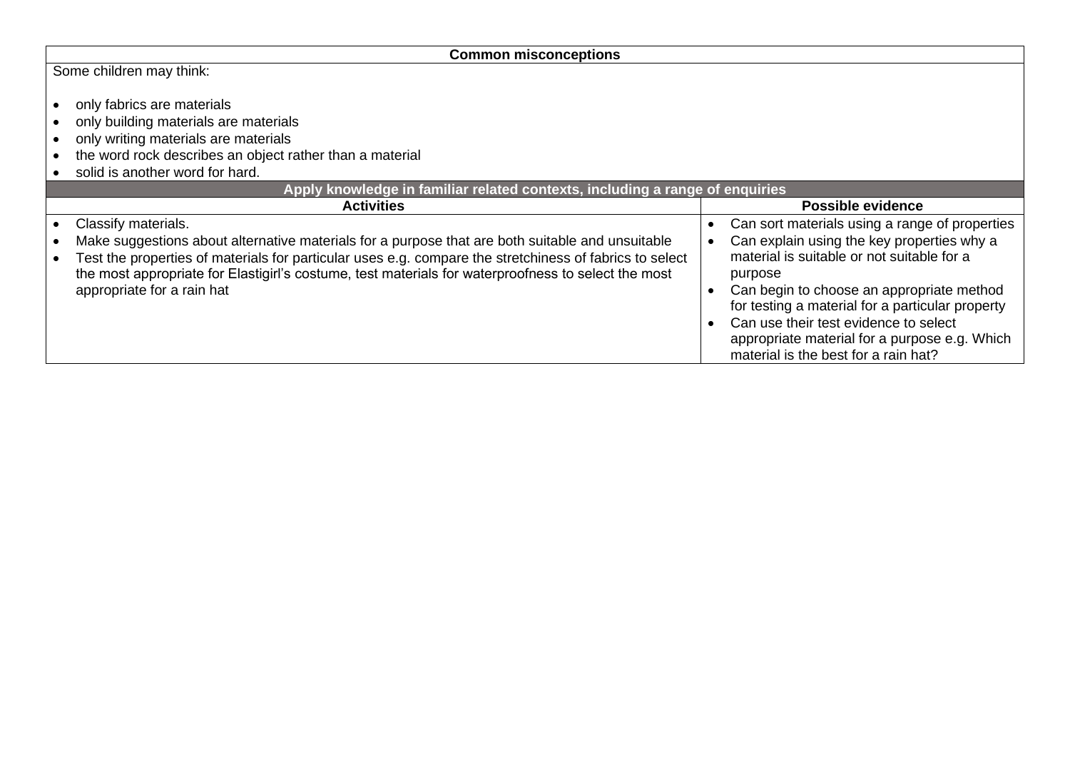| Common misconceptions | |
|---|---|
| Some children may think:<br><br>• only fabrics are materials<br>• only building materials are materials<br>• only writing materials are materials<br>• the word rock describes an object rather than a material<br>• solid is another word for hard. | |
| **Apply knowledge in familiar related contexts, including a range of enquiries** | |
| **Activities** | **Possible evidence** |
| • Classify materials.<br>• Make suggestions about alternative materials for a purpose that are both suitable and unsuitable<br>• Test the properties of materials for particular uses e.g. compare the stretchiness of fabrics to select the most appropriate for Elastigirl's costume, test materials for waterproofness to select the most appropriate for a rain hat | • Can sort materials using a range of properties<br>• Can explain using the key properties why a material is suitable or not suitable for a purpose<br>• Can begin to choose an appropriate method for testing a material for a particular property<br>• Can use their test evidence to select appropriate material for a purpose e.g. Which material is the best for a rain hat? |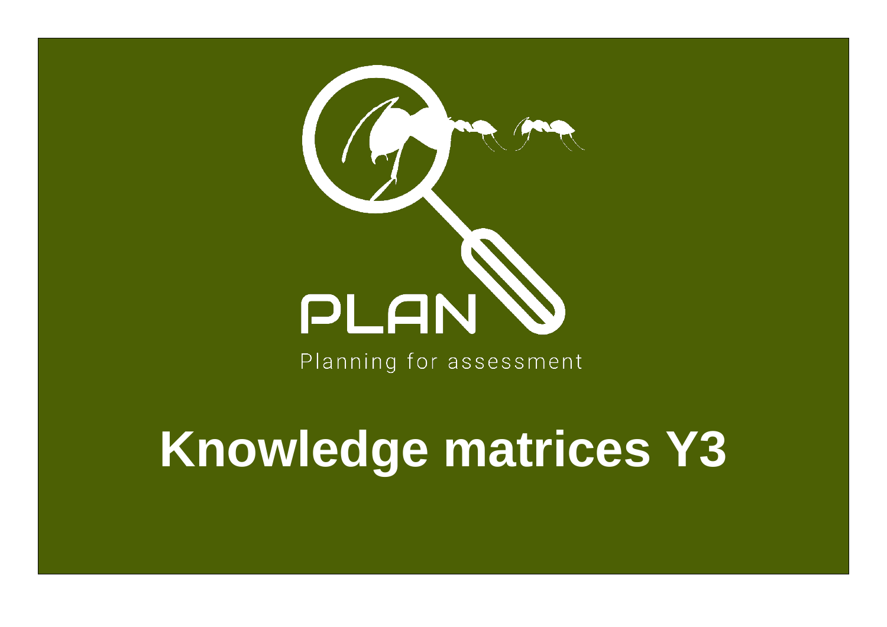PLAN

Planning for assessment

# Knowledge matrices Y3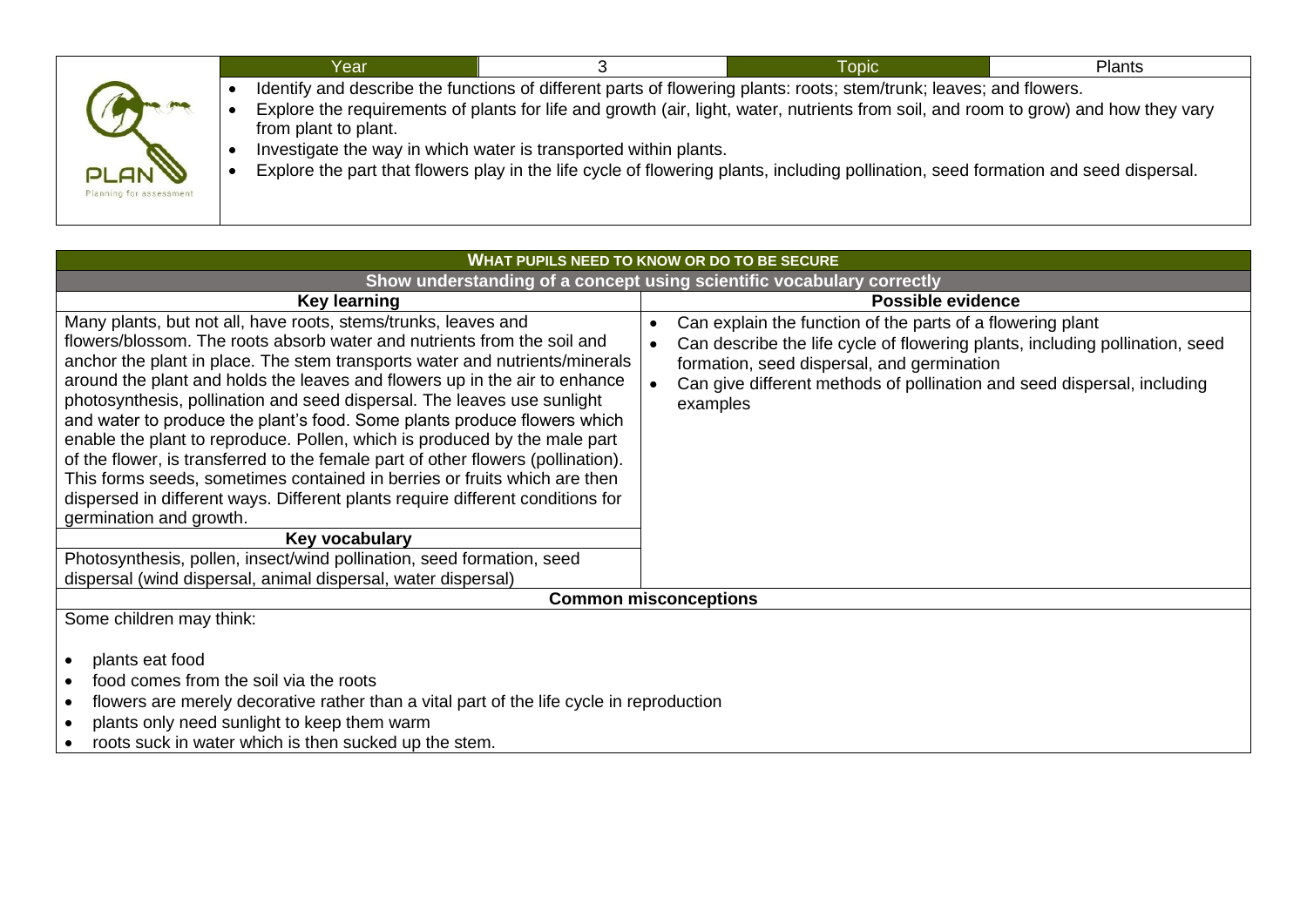| Year | 3 | Topic | Plants |
|---|---|---|---|

- Identify and describe the functions of different parts of flowering plants: roots; stem/trunk; leaves; and flowers.
- Explore the requirements of plants for life and growth (air, light, water, nutrients from soil, and room to grow) and how they vary from plant to plant.
- Investigate the way in which water is transported within plants.
- Explore the part that flowers play in the life cycle of flowering plants, including pollination, seed formation and seed dispersal.

## WHAT PUPILS NEED TO KNOW OR DO TO BE SECURE

### Show understanding of a concept using scientific vocabulary correctly

| Key learning | Possible evidence |
|---|---|
| Many plants, but not all, have roots, stems/trunks, leaves and flowers/blossom. The roots absorb water and nutrients from the soil and anchor the plant in place. The stem transports water and nutrients/minerals around the plant and holds the leaves and flowers up in the air to enhance photosynthesis, pollination and seed dispersal. The leaves use sunlight and water to produce the plant's food. Some plants produce flowers which enable the plant to reproduce. Pollen, which is produced by the male part of the flower, is transferred to the female part of other flowers (pollination). This forms seeds, sometimes contained in berries or fruits which are then dispersed in different ways. Different plants require different conditions for germination and growth. | • Can explain the function of the parts of a flowering plant<br>• Can describe the life cycle of flowering plants, including pollination, seed formation, seed dispersal, and germination<br>• Can give different methods of pollination and seed dispersal, including examples |
| **Key vocabulary** | |
| Photosynthesis, pollen, insect/wind pollination, seed formation, seed dispersal (wind dispersal, animal dispersal, water dispersal) | |

### Common misconceptions

Some children may think:

- plants eat food
- food comes from the soil via the roots
- flowers are merely decorative rather than a vital part of the life cycle in reproduction
- plants only need sunlight to keep them warm
- roots suck in water which is then sucked up the stem.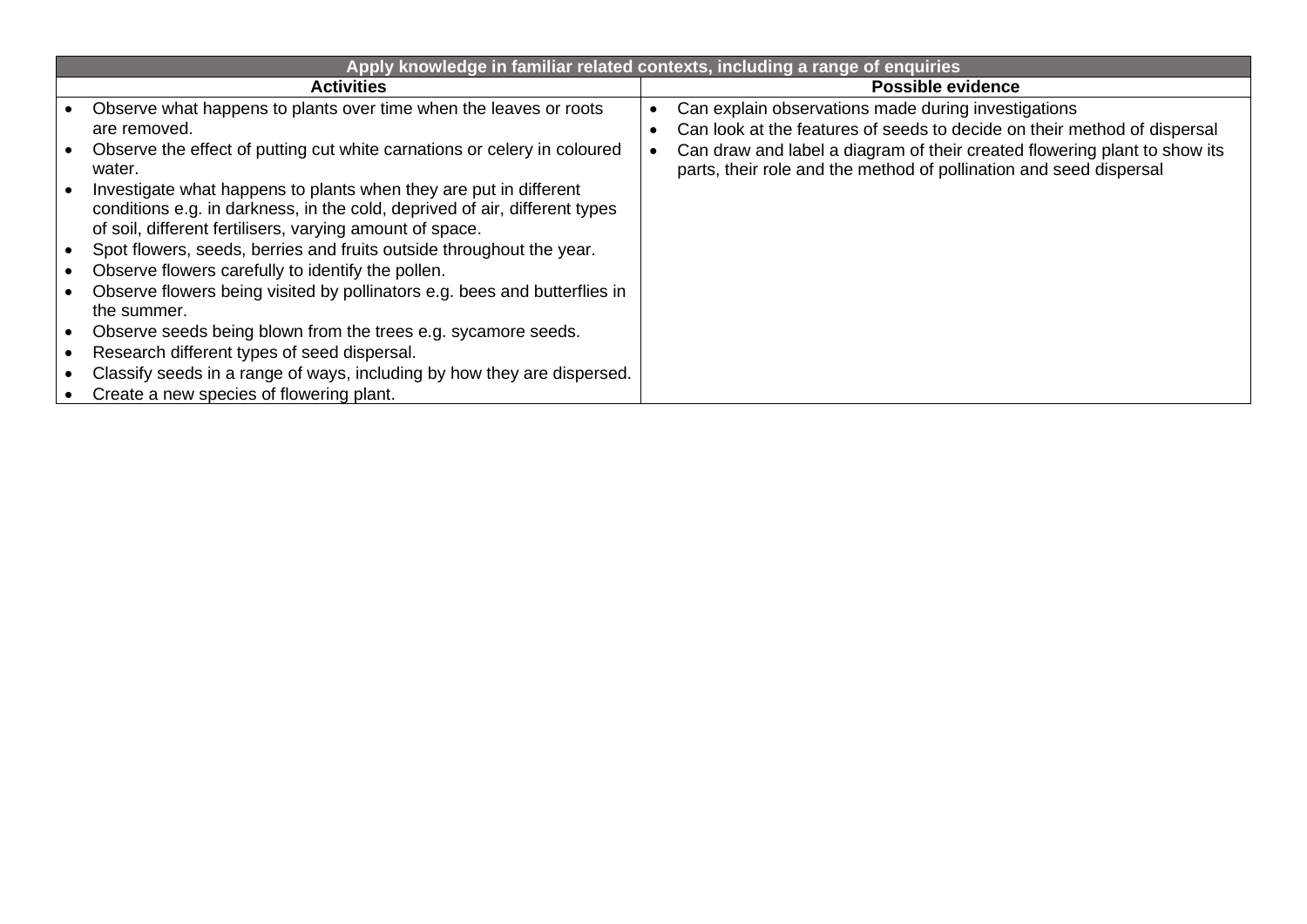| Apply knowledge in familiar related contexts, including a range of enquiries | |
|---|---|
| **Activities** | **Possible evidence** |
| • Observe what happens to plants over time when the leaves or roots are removed.<br>• Observe the effect of putting cut white carnations or celery in coloured water.<br>• Investigate what happens to plants when they are put in different conditions e.g. in darkness, in the cold, deprived of air, different types of soil, different fertilisers, varying amount of space.<br>• Spot flowers, seeds, berries and fruits outside throughout the year.<br>• Observe flowers carefully to identify the pollen.<br>• Observe flowers being visited by pollinators e.g. bees and butterflies in the summer.<br>• Observe seeds being blown from the trees e.g. sycamore seeds.<br>• Research different types of seed dispersal.<br>• Classify seeds in a range of ways, including by how they are dispersed.<br>• Create a new species of flowering plant. | • Can explain observations made during investigations<br>• Can look at the features of seeds to decide on their method of dispersal<br>• Can draw and label a diagram of their created flowering plant to show its parts, their role and the method of pollination and seed dispersal |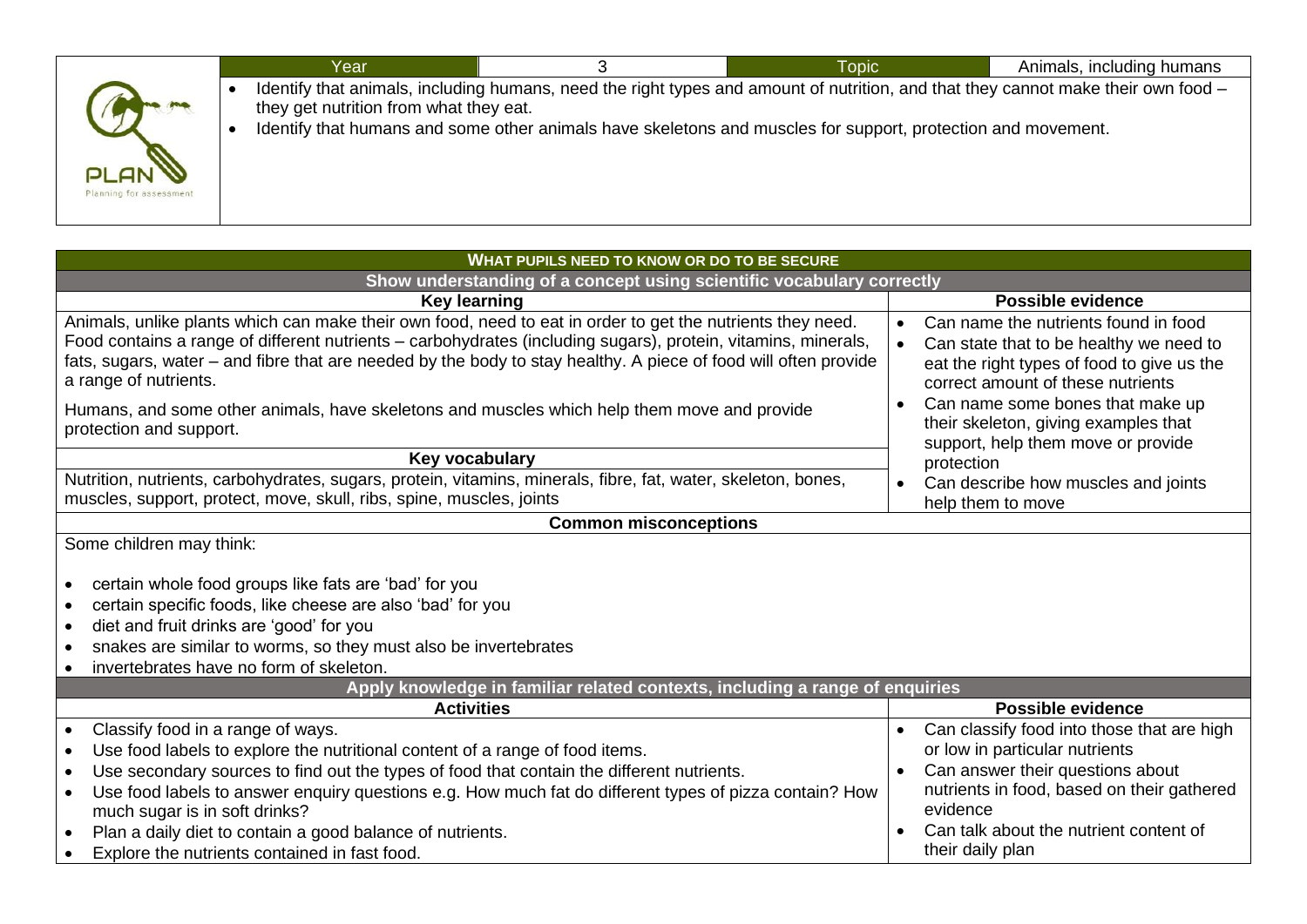| Year | 3 | Topic | Animals, including humans |
|---|---|---|---|

- Identify that animals, including humans, need the right types and amount of nutrition, and that they cannot make their own food – they get nutrition from what they eat.
- Identify that humans and some other animals have skeletons and muscles for support, protection and movement.

## WHAT PUPILS NEED TO KNOW OR DO TO BE SECURE

### Show understanding of a concept using scientific vocabulary correctly

| Key learning | Possible evidence |
|---|---|
| Animals, unlike plants which can make their own food, need to eat in order to get the nutrients they need. Food contains a range of different nutrients – carbohydrates (including sugars), protein, vitamins, minerals, fats, sugars, water – and fibre that are needed by the body to stay healthy. A piece of food will often provide a range of nutrients.<br><br>Humans, and some other animals, have skeletons and muscles which help them move and provide protection and support.<br><br>**Key vocabulary**<br><br>Nutrition, nutrients, carbohydrates, sugars, protein, vitamins, minerals, fibre, fat, water, skeleton, bones, muscles, support, protect, move, skull, ribs, spine, muscles, joints | • Can name the nutrients found in food<br>• Can state that to be healthy we need to eat the right types of food to give us the correct amount of these nutrients<br>• Can name some bones that make up their skeleton, giving examples that support, help them move or provide protection<br>• Can describe how muscles and joints help them to move |

**Common misconceptions**

Some children may think:

- certain whole food groups like fats are 'bad' for you
- certain specific foods, like cheese are also 'bad' for you
- diet and fruit drinks are 'good' for you
- snakes are similar to worms, so they must also be invertebrates
- invertebrates have no form of skeleton.

### Apply knowledge in familiar related contexts, including a range of enquiries

| Activities | Possible evidence |
|---|---|
| • Classify food in a range of ways.<br>• Use food labels to explore the nutritional content of a range of food items.<br>• Use secondary sources to find out the types of food that contain the different nutrients.<br>• Use food labels to answer enquiry questions e.g. How much fat do different types of pizza contain? How much sugar is in soft drinks?<br>• Plan a daily diet to contain a good balance of nutrients.<br>• Explore the nutrients contained in fast food. | • Can classify food into those that are high or low in particular nutrients<br>• Can answer their questions about nutrients in food, based on their gathered evidence<br>• Can talk about the nutrient content of their daily plan |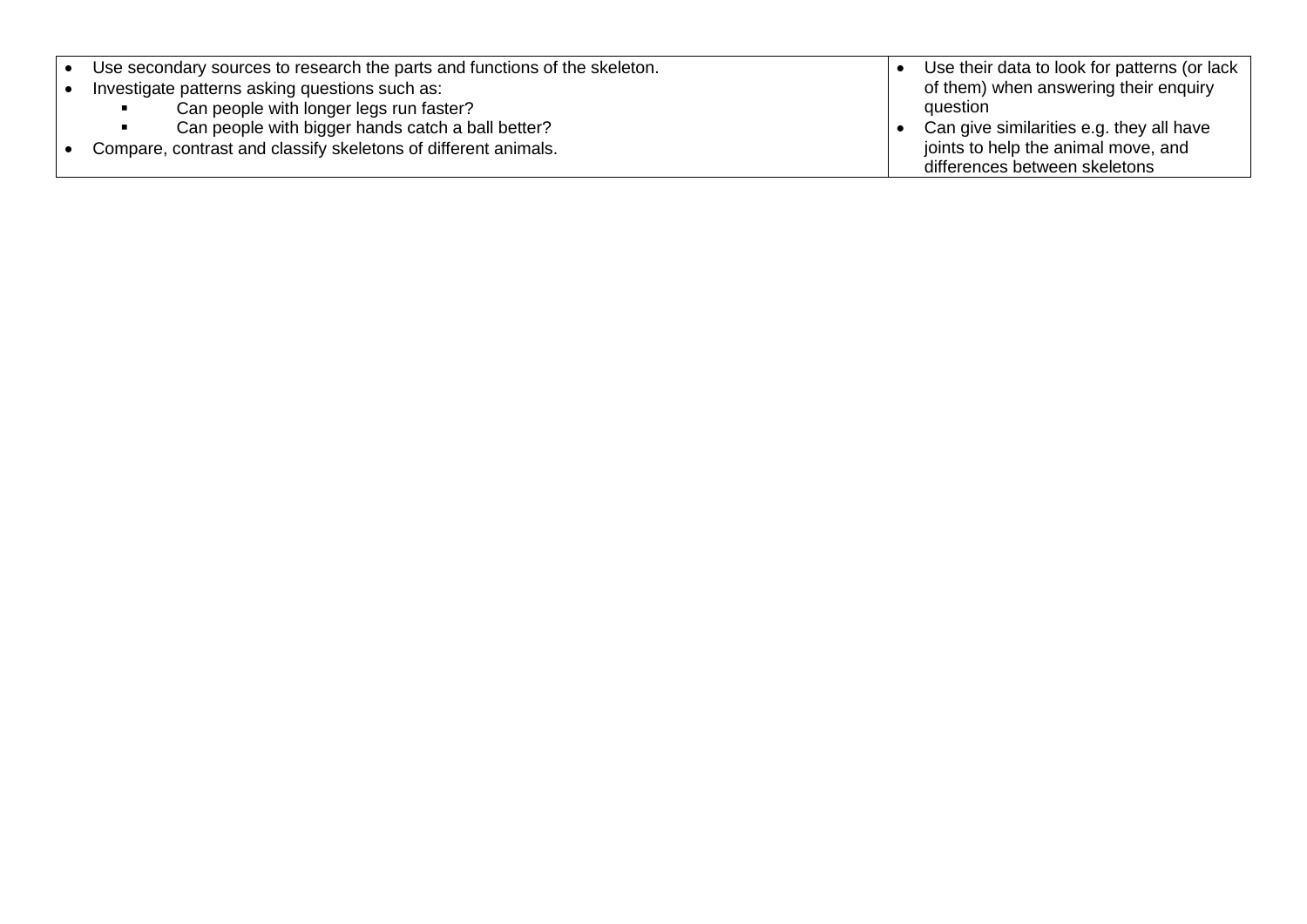| | |
|---|---|
| • Use secondary sources to research the parts and functions of the skeleton.<br>• Investigate patterns asking questions such as:<br>&nbsp;&nbsp;&nbsp;&nbsp;▪ Can people with longer legs run faster?<br>&nbsp;&nbsp;&nbsp;&nbsp;▪ Can people with bigger hands catch a ball better?<br>• Compare, contrast and classify skeletons of different animals. | • Use their data to look for patterns (or lack of them) when answering their enquiry question<br>• Can give similarities e.g. they all have joints to help the animal move, and differences between skeletons |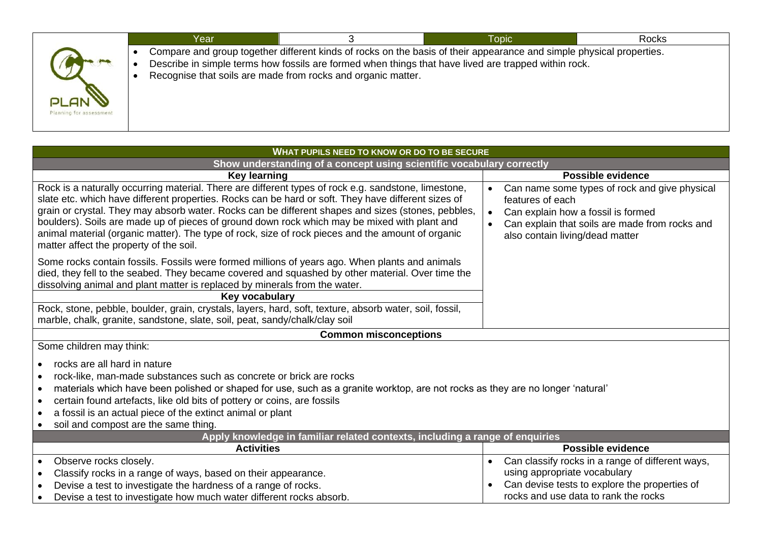| Year | 3 | Topic | Rocks |
|---|---|---|---|

- Compare and group together different kinds of rocks on the basis of their appearance and simple physical properties.
- Describe in simple terms how fossils are formed when things that have lived are trapped within rock.
- Recognise that soils are made from rocks and organic matter.

## WHAT PUPILS NEED TO KNOW OR DO TO BE SECURE

### Show understanding of a concept using scientific vocabulary correctly

| Key learning | Possible evidence |
|---|---|
| Rock is a naturally occurring material. There are different types of rock e.g. sandstone, limestone, slate etc. which have different properties. Rocks can be hard or soft. They have different sizes of grain or crystal. They may absorb water. Rocks can be different shapes and sizes (stones, pebbles, boulders). Soils are made up of pieces of ground down rock which may be mixed with plant and animal material (organic matter). The type of rock, size of rock pieces and the amount of organic matter affect the property of the soil.<br><br>Some rocks contain fossils. Fossils were formed millions of years ago. When plants and animals died, they fell to the seabed. They became covered and squashed by other material. Over time the dissolving animal and plant matter is replaced by minerals from the water. | • Can name some types of rock and give physical features of each<br>• Can explain how a fossil is formed<br>• Can explain that soils are made from rocks and also contain living/dead matter |
| **Key vocabulary** | |
| Rock, stone, pebble, boulder, grain, crystals, layers, hard, soft, texture, absorb water, soil, fossil, marble, chalk, granite, sandstone, slate, soil, peat, sandy/chalk/clay soil | |

### Common misconceptions

Some children may think:

- rocks are all hard in nature
- rock-like, man-made substances such as concrete or brick are rocks
- materials which have been polished or shaped for use, such as a granite worktop, are not rocks as they are no longer 'natural'
- certain found artefacts, like old bits of pottery or coins, are fossils
- a fossil is an actual piece of the extinct animal or plant
- soil and compost are the same thing.

### Apply knowledge in familiar related contexts, including a range of enquiries

| Activities | Possible evidence |
|---|---|
| • Observe rocks closely.<br>• Classify rocks in a range of ways, based on their appearance.<br>• Devise a test to investigate the hardness of a range of rocks.<br>• Devise a test to investigate how much water different rocks absorb. | • Can classify rocks in a range of different ways, using appropriate vocabulary<br>• Can devise tests to explore the properties of rocks and use data to rank the rocks |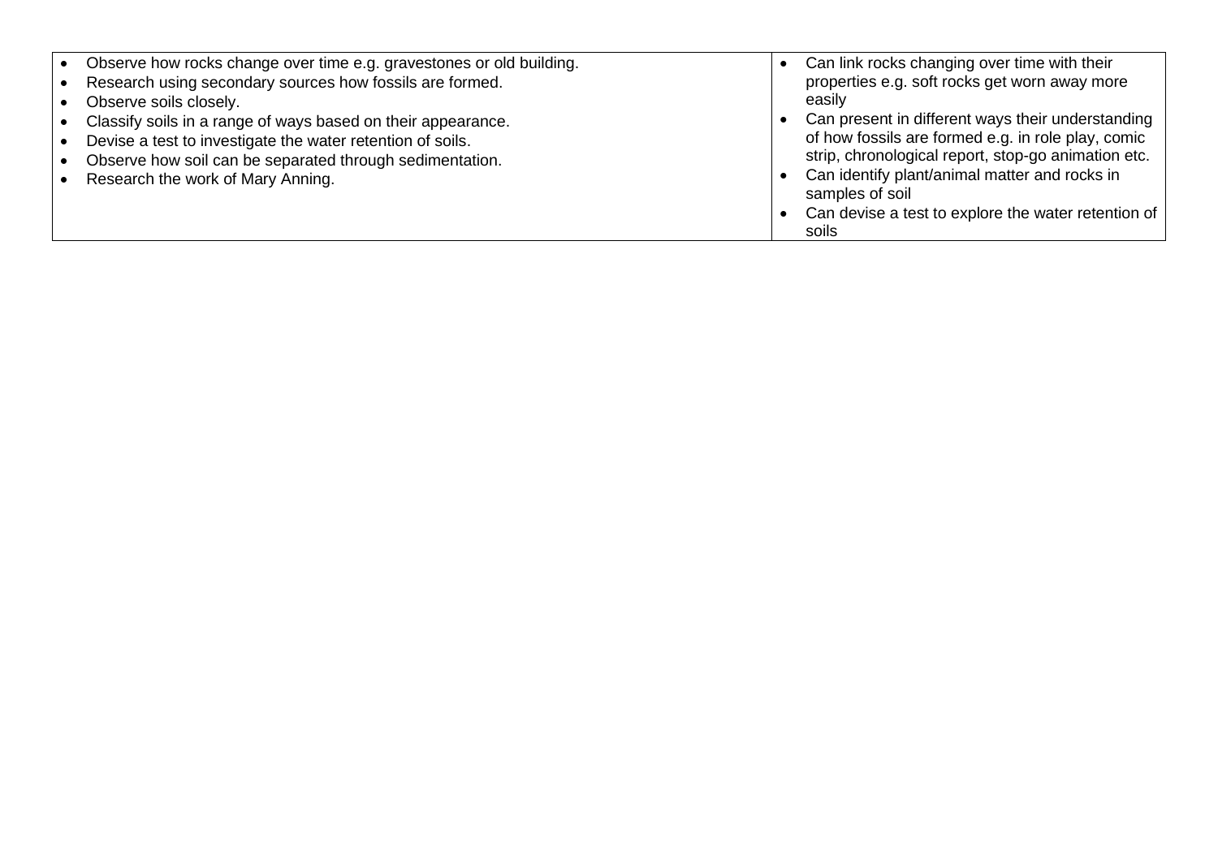| | |
|---|---|
| • Observe how rocks change over time e.g. gravestones or old building.<br>• Research using secondary sources how fossils are formed.<br>• Observe soils closely.<br>• Classify soils in a range of ways based on their appearance.<br>• Devise a test to investigate the water retention of soils.<br>• Observe how soil can be separated through sedimentation.<br>• Research the work of Mary Anning. | • Can link rocks changing over time with their properties e.g. soft rocks get worn away more easily<br>• Can present in different ways their understanding of how fossils are formed e.g. in role play, comic strip, chronological report, stop-go animation etc.<br>• Can identify plant/animal matter and rocks in samples of soil<br>• Can devise a test to explore the water retention of soils |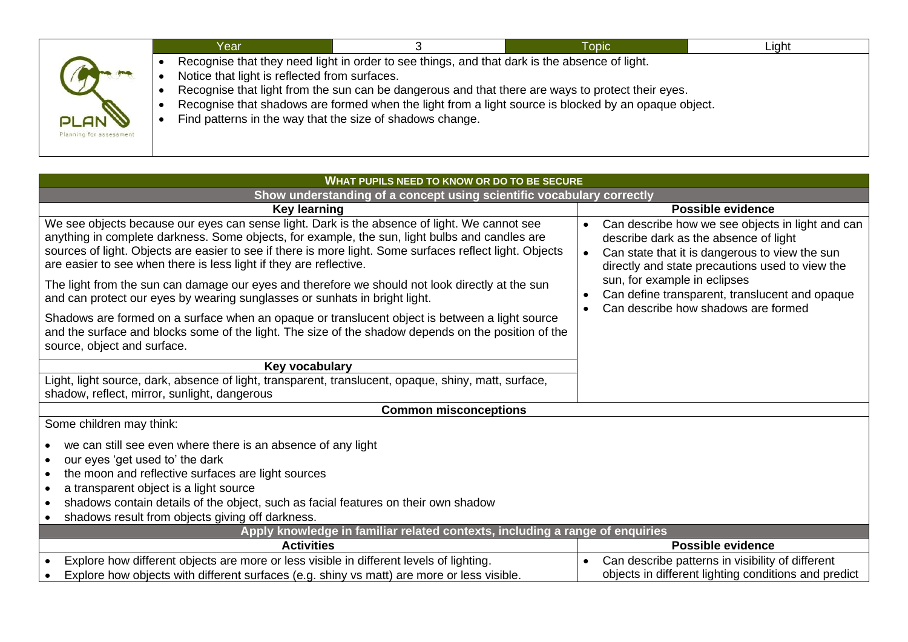| Year | 3 | Topic | Light |
|---|---|---|---|

- Recognise that they need light in order to see things, and that dark is the absence of light.
- Notice that light is reflected from surfaces.
- Recognise that light from the sun can be dangerous and that there are ways to protect their eyes.
- Recognise that shadows are formed when the light from a light source is blocked by an opaque object.
- Find patterns in the way that the size of shadows change.

## WHAT PUPILS NEED TO KNOW OR DO TO BE SECURE

### Show understanding of a concept using scientific vocabulary correctly

| Key learning | Possible evidence |
|---|---|
| We see objects because our eyes can sense light. Dark is the absence of light. We cannot see anything in complete darkness. Some objects, for example, the sun, light bulbs and candles are sources of light. Objects are easier to see if there is more light. Some surfaces reflect light. Objects are easier to see when there is less light if they are reflective.<br><br>The light from the sun can damage our eyes and therefore we should not look directly at the sun and can protect our eyes by wearing sunglasses or sunhats in bright light.<br><br>Shadows are formed on a surface when an opaque or translucent object is between a light source and the surface and blocks some of the light. The size of the shadow depends on the position of the source, object and surface. | • Can describe how we see objects in light and can describe dark as the absence of light<br>• Can state that it is dangerous to view the sun directly and state precautions used to view the sun, for example in eclipses<br>• Can define transparent, translucent and opaque<br>• Can describe how shadows are formed |
| **Key vocabulary** | |
| Light, light source, dark, absence of light, transparent, translucent, opaque, shiny, matt, surface, shadow, reflect, mirror, sunlight, dangerous | |

### Common misconceptions

Some children may think:

- we can still see even where there is an absence of any light
- our eyes 'get used to' the dark
- the moon and reflective surfaces are light sources
- a transparent object is a light source
- shadows contain details of the object, such as facial features on their own shadow
- shadows result from objects giving off darkness.

### Apply knowledge in familiar related contexts, including a range of enquiries

| Activities | Possible evidence |
|---|---|
| • Explore how different objects are more or less visible in different levels of lighting.<br>• Explore how objects with different surfaces (e.g. shiny vs matt) are more or less visible. | • Can describe patterns in visibility of different objects in different lighting conditions and predict |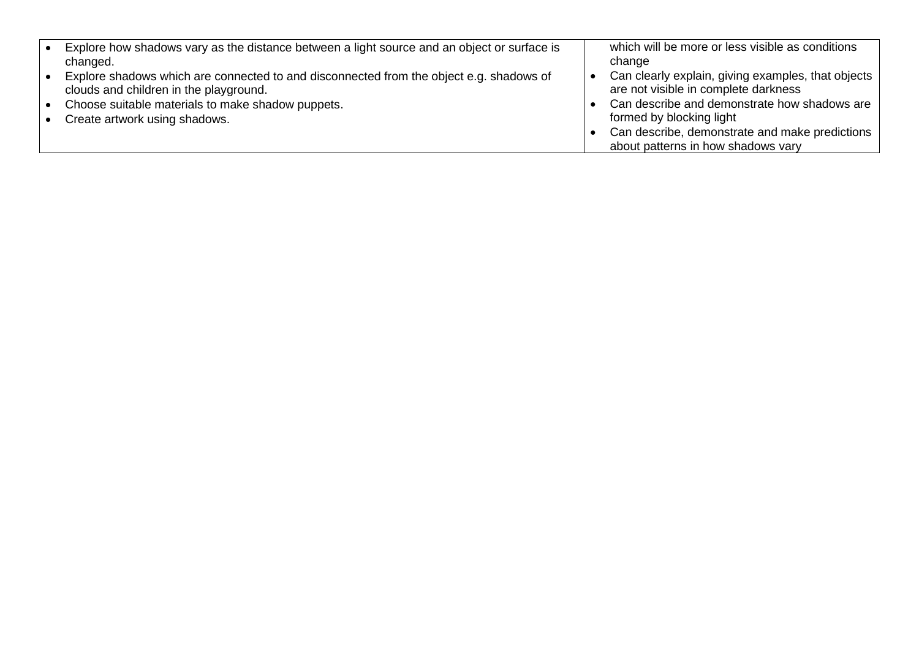| | |
|---|---|
| • Explore how shadows vary as the distance between a light source and an object or surface is changed.<br>• Explore shadows which are connected to and disconnected from the object e.g. shadows of clouds and children in the playground.<br>• Choose suitable materials to make shadow puppets.<br>• Create artwork using shadows. | which will be more or less visible as conditions change<br>• Can clearly explain, giving examples, that objects are not visible in complete darkness<br>• Can describe and demonstrate how shadows are formed by blocking light<br>• Can describe, demonstrate and make predictions about patterns in how shadows vary |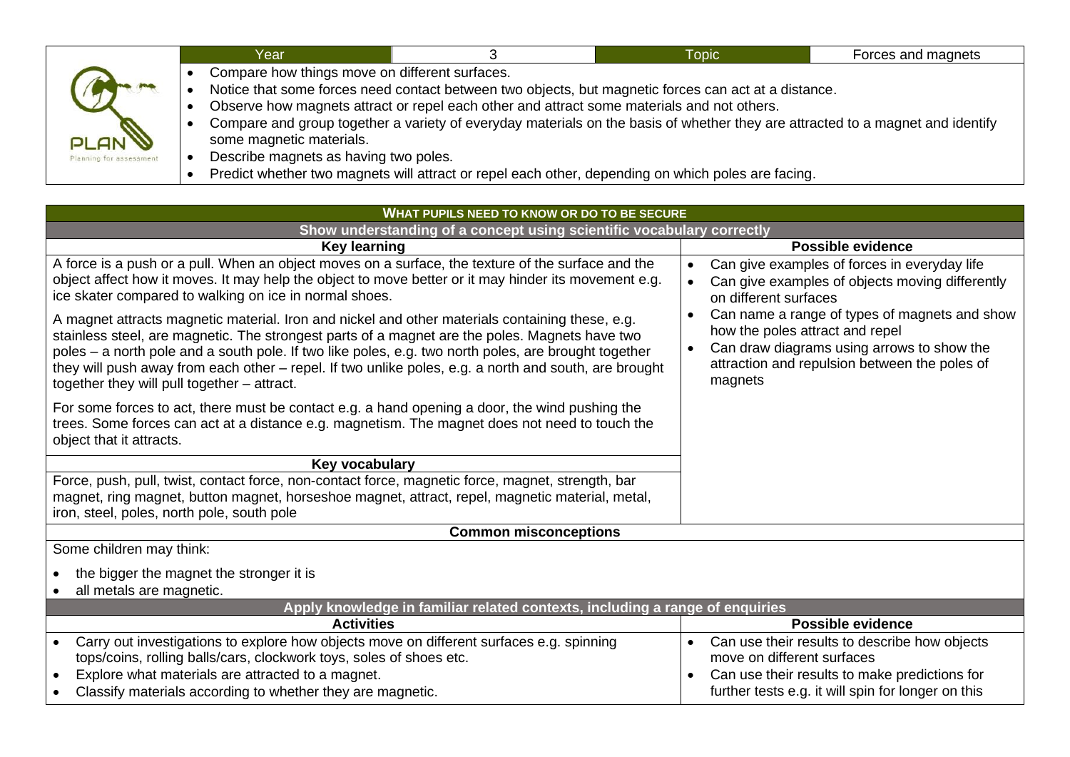| Year | 3 | Topic | Forces and magnets |
|---|---|---|---|

- Compare how things move on different surfaces.
- Notice that some forces need contact between two objects, but magnetic forces can act at a distance.
- Observe how magnets attract or repel each other and attract some materials and not others.
- Compare and group together a variety of everyday materials on the basis of whether they are attracted to a magnet and identify some magnetic materials.
- Describe magnets as having two poles.
- Predict whether two magnets will attract or repel each other, depending on which poles are facing.

## WHAT PUPILS NEED TO KNOW OR DO TO BE SECURE

### Show understanding of a concept using scientific vocabulary correctly

| Key learning | Possible evidence |
|---|---|
| A force is a push or a pull. When an object moves on a surface, the texture of the surface and the object affect how it moves. It may help the object to move better or it may hinder its movement e.g. ice skater compared to walking on ice in normal shoes.<br><br>A magnet attracts magnetic material. Iron and nickel and other materials containing these, e.g. stainless steel, are magnetic. The strongest parts of a magnet are the poles. Magnets have two poles – a north pole and a south pole. If two like poles, e.g. two north poles, are brought together they will push away from each other – repel. If two unlike poles, e.g. a north and south, are brought together they will pull together – attract.<br><br>For some forces to act, there must be contact e.g. a hand opening a door, the wind pushing the trees. Some forces can act at a distance e.g. magnetism. The magnet does not need to touch the object that it attracts. | • Can give examples of forces in everyday life<br>• Can give examples of objects moving differently on different surfaces<br>• Can name a range of types of magnets and show how the poles attract and repel<br>• Can draw diagrams using arrows to show the attraction and repulsion between the poles of magnets |
| **Key vocabulary** | |
| Force, push, pull, twist, contact force, non-contact force, magnetic force, magnet, strength, bar magnet, ring magnet, button magnet, horseshoe magnet, attract, repel, magnetic material, metal, iron, steel, poles, north pole, south pole | |

**Common misconceptions**

Some children may think:

- the bigger the magnet the stronger it is
- all metals are magnetic.

### Apply knowledge in familiar related contexts, including a range of enquiries

| Activities | Possible evidence |
|---|---|
| • Carry out investigations to explore how objects move on different surfaces e.g. spinning tops/coins, rolling balls/cars, clockwork toys, soles of shoes etc.<br>• Explore what materials are attracted to a magnet.<br>• Classify materials according to whether they are magnetic. | • Can use their results to describe how objects move on different surfaces<br>• Can use their results to make predictions for further tests e.g. it will spin for longer on this |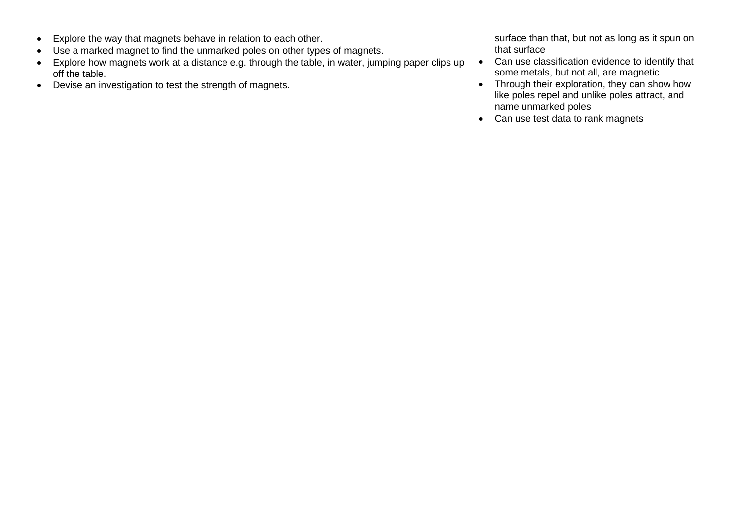| | |
|---|---|
| • Explore the way that magnets behave in relation to each other.<br>• Use a marked magnet to find the unmarked poles on other types of magnets.<br>• Explore how magnets work at a distance e.g. through the table, in water, jumping paper clips up off the table.<br>• Devise an investigation to test the strength of magnets. | surface than that, but not as long as it spun on that surface<br>• Can use classification evidence to identify that some metals, but not all, are magnetic<br>• Through their exploration, they can show how like poles repel and unlike poles attract, and name unmarked poles<br>• Can use test data to rank magnets |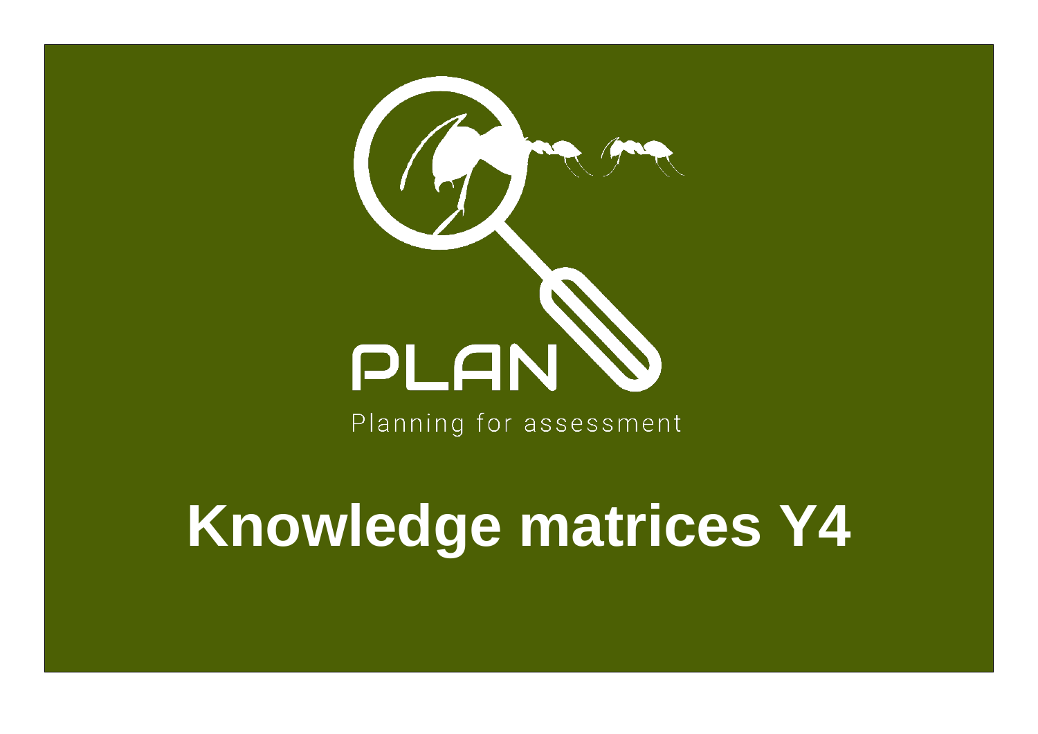PLAN

Planning for assessment

# Knowledge matrices Y4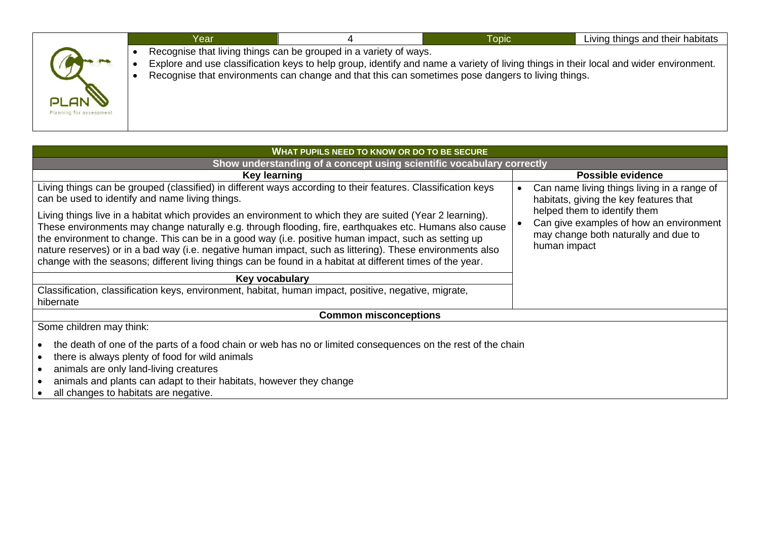| Year | 4 | Topic | Living things and their habitats |
|---|---|---|---|

- Recognise that living things can be grouped in a variety of ways.
- Explore and use classification keys to help group, identify and name a variety of living things in their local and wider environment.
- Recognise that environments can change and that this can sometimes pose dangers to living things.

PLAN
Planning for assessment

## WHAT PUPILS NEED TO KNOW OR DO TO BE SECURE

### Show understanding of a concept using scientific vocabulary correctly

| Key learning | Possible evidence |
|---|---|
| Living things can be grouped (classified) in different ways according to their features. Classification keys can be used to identify and name living things.<br><br>Living things live in a habitat which provides an environment to which they are suited (Year 2 learning). These environments may change naturally e.g. through flooding, fire, earthquakes etc. Humans also cause the environment to change. This can be in a good way (i.e. positive human impact, such as setting up nature reserves) or in a bad way (i.e. negative human impact, such as littering). These environments also change with the seasons; different living things can be found in a habitat at different times of the year. | • Can name living things living in a range of habitats, giving the key features that helped them to identify them<br>• Can give examples of how an environment may change both naturally and due to human impact |
| **Key vocabulary** | |
| Classification, classification keys, environment, habitat, human impact, positive, negative, migrate, hibernate | |

### Common misconceptions

Some children may think:

- the death of one of the parts of a food chain or web has no or limited consequences on the rest of the chain
- there is always plenty of food for wild animals
- animals are only land-living creatures
- animals and plants can adapt to their habitats, however they change
- all changes to habitats are negative.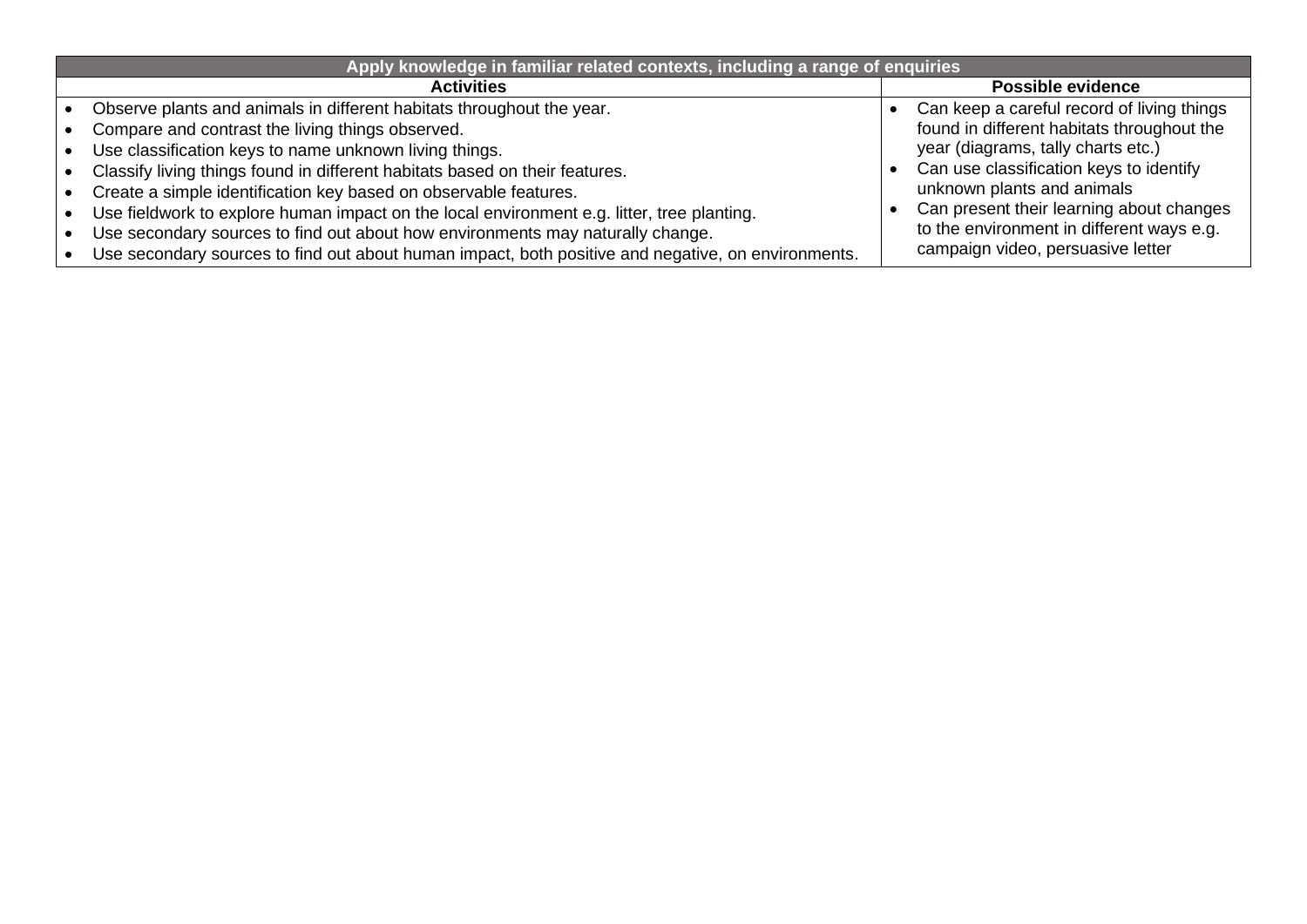| Apply knowledge in familiar related contexts, including a range of enquiries | |
|---|---|
| **Activities** | **Possible evidence** |
| • Observe plants and animals in different habitats throughout the year.<br>• Compare and contrast the living things observed.<br>• Use classification keys to name unknown living things.<br>• Classify living things found in different habitats based on their features.<br>• Create a simple identification key based on observable features.<br>• Use fieldwork to explore human impact on the local environment e.g. litter, tree planting.<br>• Use secondary sources to find out about how environments may naturally change.<br>• Use secondary sources to find out about human impact, both positive and negative, on environments. | • Can keep a careful record of living things found in different habitats throughout the year (diagrams, tally charts etc.)<br>• Can use classification keys to identify unknown plants and animals<br>• Can present their learning about changes to the environment in different ways e.g. campaign video, persuasive letter |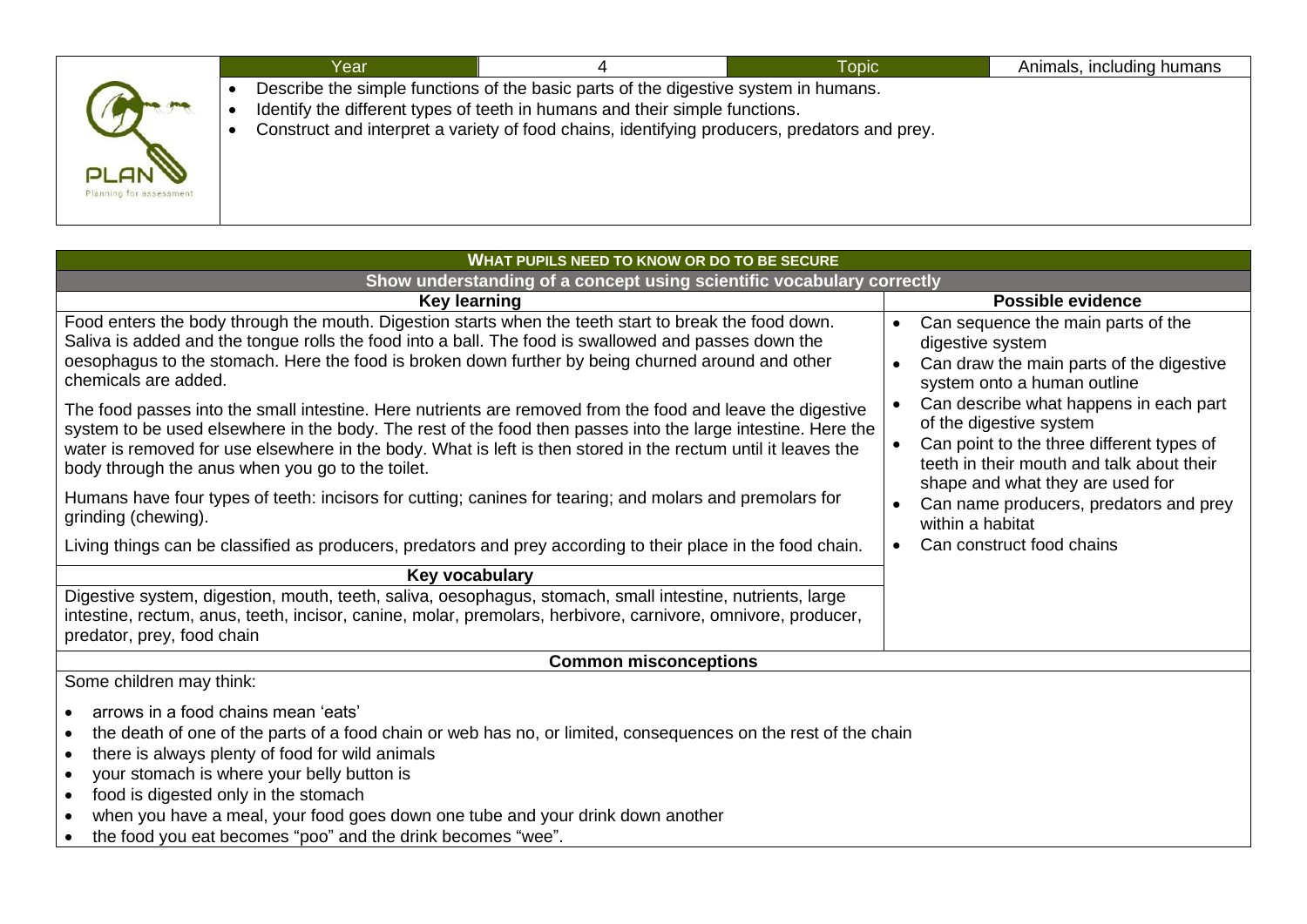| Year | 4 | Topic | Animals, including humans |
|---|---|---|---|

- Describe the simple functions of the basic parts of the digestive system in humans.
- Identify the different types of teeth in humans and their simple functions.
- Construct and interpret a variety of food chains, identifying producers, predators and prey.

## WHAT PUPILS NEED TO KNOW OR DO TO BE SECURE

### Show understanding of a concept using scientific vocabulary correctly

| Key learning | Possible evidence |
|---|---|
| Food enters the body through the mouth. Digestion starts when the teeth start to break the food down. Saliva is added and the tongue rolls the food into a ball. The food is swallowed and passes down the oesophagus to the stomach. Here the food is broken down further by being churned around and other chemicals are added.<br><br>The food passes into the small intestine. Here nutrients are removed from the food and leave the digestive system to be used elsewhere in the body. The rest of the food then passes into the large intestine. Here the water is removed for use elsewhere in the body. What is left is then stored in the rectum until it leaves the body through the anus when you go to the toilet.<br><br>Humans have four types of teeth: incisors for cutting; canines for tearing; and molars and premolars for grinding (chewing).<br><br>Living things can be classified as producers, predators and prey according to their place in the food chain. | • Can sequence the main parts of the digestive system<br>• Can draw the main parts of the digestive system onto a human outline<br>• Can describe what happens in each part of the digestive system<br>• Can point to the three different types of teeth in their mouth and talk about their shape and what they are used for<br>• Can name producers, predators and prey within a habitat<br>• Can construct food chains |
| **Key vocabulary** | |
| Digestive system, digestion, mouth, teeth, saliva, oesophagus, stomach, small intestine, nutrients, large intestine, rectum, anus, teeth, incisor, canine, molar, premolars, herbivore, carnivore, omnivore, producer, predator, prey, food chain | |

### Common misconceptions

Some children may think:

- arrows in a food chains mean 'eats'
- the death of one of the parts of a food chain or web has no, or limited, consequences on the rest of the chain
- there is always plenty of food for wild animals
- your stomach is where your belly button is
- food is digested only in the stomach
- when you have a meal, your food goes down one tube and your drink down another
- the food you eat becomes "poo" and the drink becomes "wee".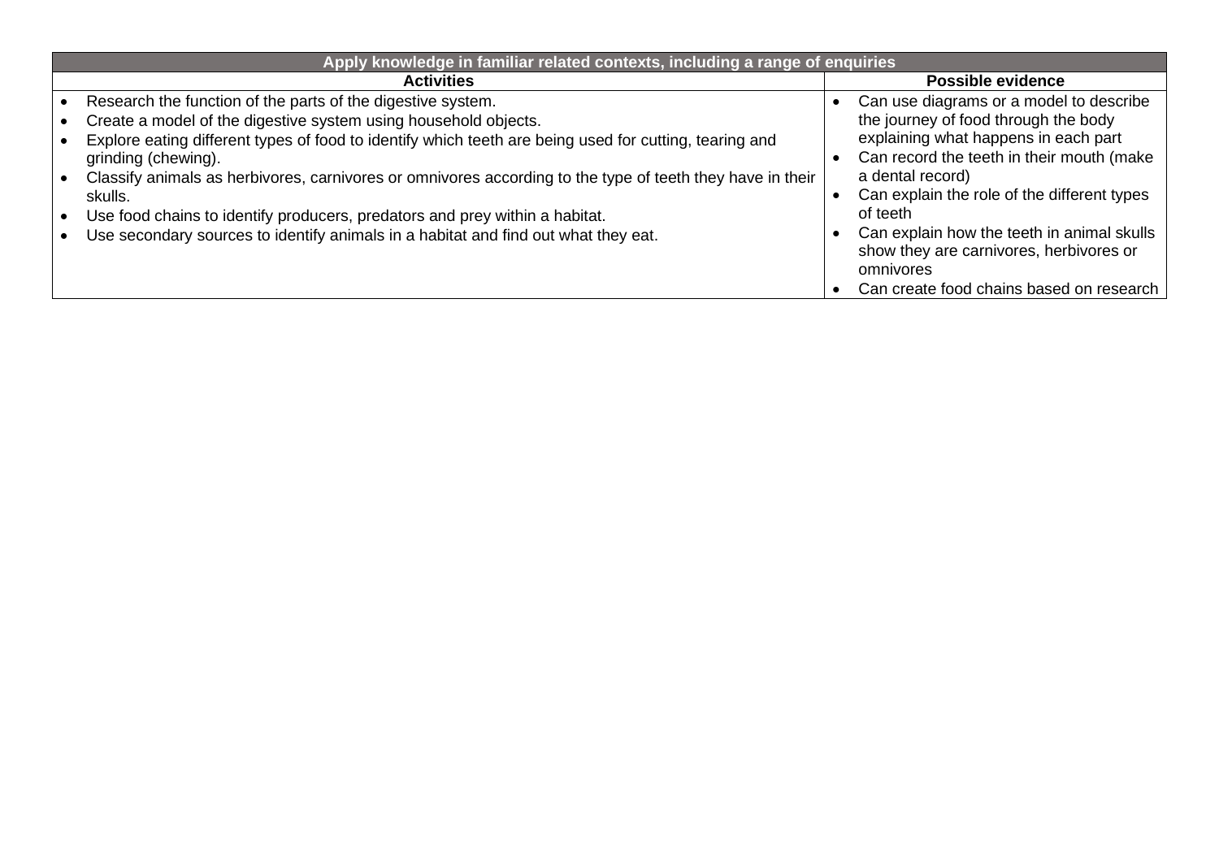| Apply knowledge in familiar related contexts, including a range of enquiries | |
|---|---|
| **Activities** | **Possible evidence** |
| • Research the function of the parts of the digestive system.<br>• Create a model of the digestive system using household objects.<br>• Explore eating different types of food to identify which teeth are being used for cutting, tearing and grinding (chewing).<br>• Classify animals as herbivores, carnivores or omnivores according to the type of teeth they have in their skulls.<br>• Use food chains to identify producers, predators and prey within a habitat.<br>• Use secondary sources to identify animals in a habitat and find out what they eat. | • Can use diagrams or a model to describe the journey of food through the body explaining what happens in each part<br>• Can record the teeth in their mouth (make a dental record)<br>• Can explain the role of the different types of teeth<br>• Can explain how the teeth in animal skulls show they are carnivores, herbivores or omnivores<br>• Can create food chains based on research |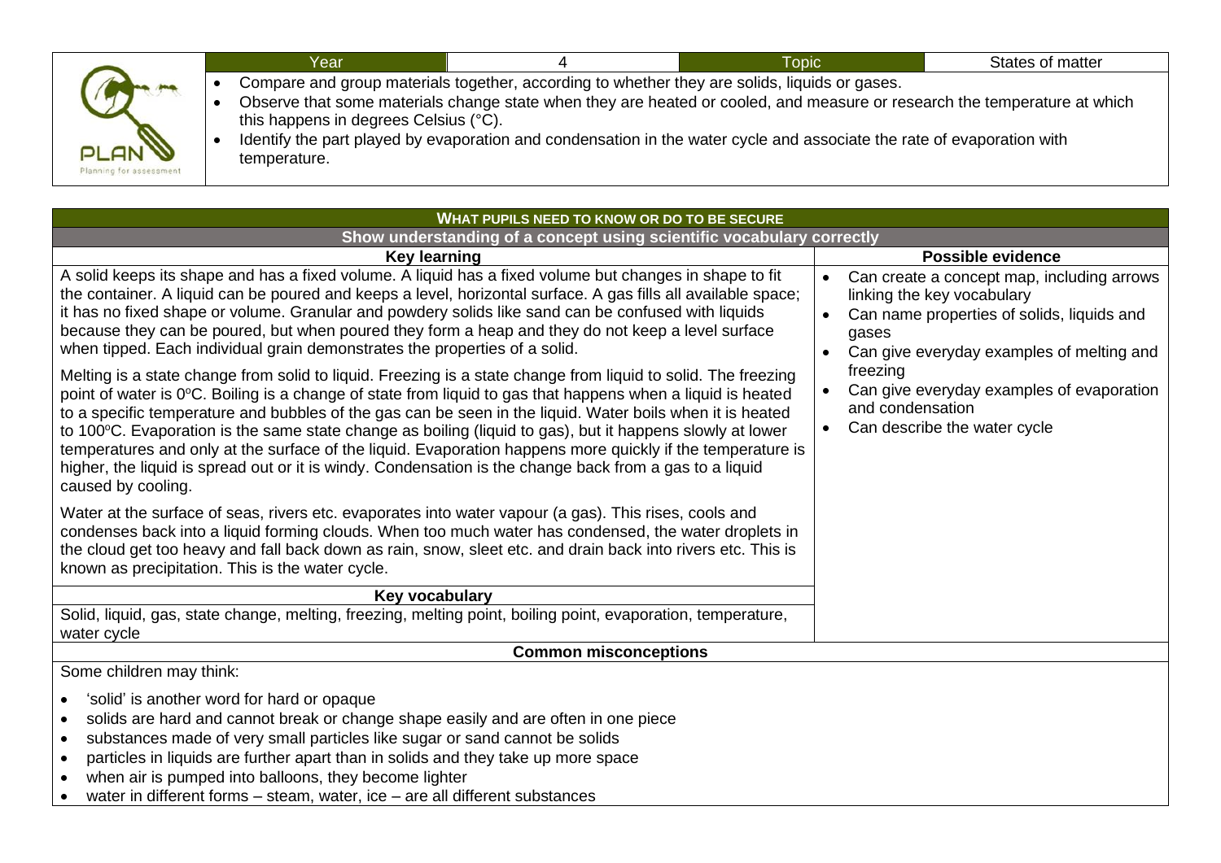| Year | 4 | Topic | States of matter |
|---|---|---|---|

- Compare and group materials together, according to whether they are solids, liquids or gases.
- Observe that some materials change state when they are heated or cooled, and measure or research the temperature at which this happens in degrees Celsius (°C).
- Identify the part played by evaporation and condensation in the water cycle and associate the rate of evaporation with temperature.

## WHAT PUPILS NEED TO KNOW OR DO TO BE SECURE

### Show understanding of a concept using scientific vocabulary correctly

| Key learning | Possible evidence |
|---|---|
| A solid keeps its shape and has a fixed volume. A liquid has a fixed volume but changes in shape to fit the container. A liquid can be poured and keeps a level, horizontal surface. A gas fills all available space; it has no fixed shape or volume. Granular and powdery solids like sand can be confused with liquids because they can be poured, but when poured they form a heap and they do not keep a level surface when tipped. Each individual grain demonstrates the properties of a solid.<br><br>Melting is a state change from solid to liquid. Freezing is a state change from liquid to solid. The freezing point of water is 0°C. Boiling is a change of state from liquid to gas that happens when a liquid is heated to a specific temperature and bubbles of the gas can be seen in the liquid. Water boils when it is heated to 100°C. Evaporation is the same state change as boiling (liquid to gas), but it happens slowly at lower temperatures and only at the surface of the liquid. Evaporation happens more quickly if the temperature is higher, the liquid is spread out or it is windy. Condensation is the change back from a gas to a liquid caused by cooling.<br><br>Water at the surface of seas, rivers etc. evaporates into water vapour (a gas). This rises, cools and condenses back into a liquid forming clouds. When too much water has condensed, the water droplets in the cloud get too heavy and fall back down as rain, snow, sleet etc. and drain back into rivers etc. This is known as precipitation. This is the water cycle. | • Can create a concept map, including arrows linking the key vocabulary<br>• Can name properties of solids, liquids and gases<br>• Can give everyday examples of melting and freezing<br>• Can give everyday examples of evaporation and condensation<br>• Can describe the water cycle |
| **Key vocabulary** | |
| Solid, liquid, gas, state change, melting, freezing, melting point, boiling point, evaporation, temperature, water cycle | |

### Common misconceptions

Some children may think:

- 'solid' is another word for hard or opaque
- solids are hard and cannot break or change shape easily and are often in one piece
- substances made of very small particles like sugar or sand cannot be solids
- particles in liquids are further apart than in solids and they take up more space
- when air is pumped into balloons, they become lighter
- water in different forms – steam, water, ice – are all different substances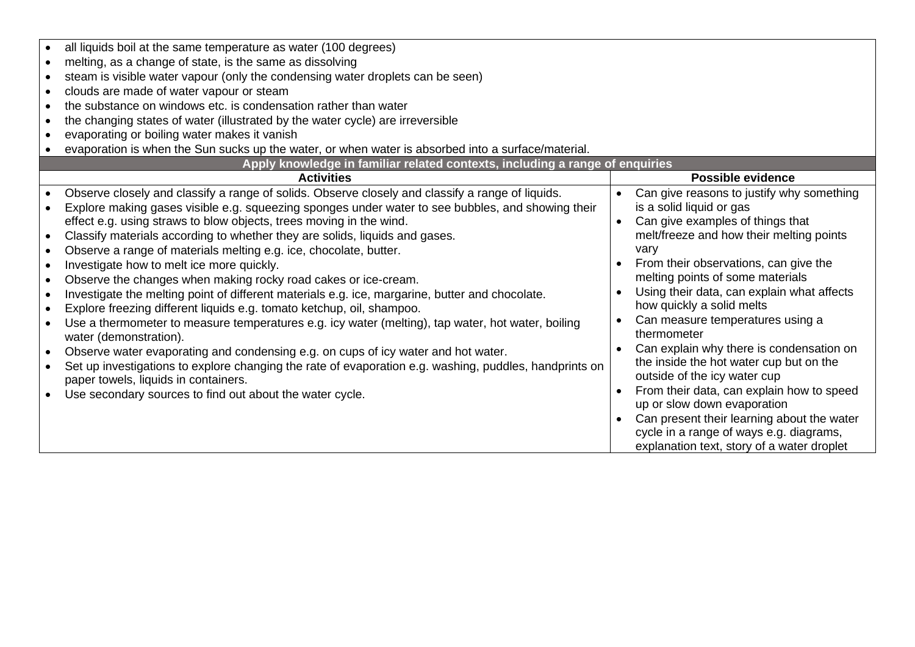- all liquids boil at the same temperature as water (100 degrees)
- melting, as a change of state, is the same as dissolving
- steam is visible water vapour (only the condensing water droplets can be seen)
- clouds are made of water vapour or steam
- the substance on windows etc. is condensation rather than water
- the changing states of water (illustrated by the water cycle) are irreversible
- evaporating or boiling water makes it vanish
- evaporation is when the Sun sucks up the water, or when water is absorbed into a surface/material.

**Apply knowledge in familiar related contexts, including a range of enquiries**

| Activities | Possible evidence |
|---|---|
| • Observe closely and classify a range of solids. Observe closely and classify a range of liquids.<br>• Explore making gases visible e.g. squeezing sponges under water to see bubbles, and showing their effect e.g. using straws to blow objects, trees moving in the wind.<br>• Classify materials according to whether they are solids, liquids and gases.<br>• Observe a range of materials melting e.g. ice, chocolate, butter.<br>• Investigate how to melt ice more quickly.<br>• Observe the changes when making rocky road cakes or ice-cream.<br>• Investigate the melting point of different materials e.g. ice, margarine, butter and chocolate.<br>• Explore freezing different liquids e.g. tomato ketchup, oil, shampoo.<br>• Use a thermometer to measure temperatures e.g. icy water (melting), tap water, hot water, boiling water (demonstration).<br>• Observe water evaporating and condensing e.g. on cups of icy water and hot water.<br>• Set up investigations to explore changing the rate of evaporation e.g. washing, puddles, handprints on paper towels, liquids in containers.<br>• Use secondary sources to find out about the water cycle. | • Can give reasons to justify why something is a solid liquid or gas<br>• Can give examples of things that melt/freeze and how their melting points vary<br>• From their observations, can give the melting points of some materials<br>• Using their data, can explain what affects how quickly a solid melts<br>• Can measure temperatures using a thermometer<br>• Can explain why there is condensation on the inside the hot water cup but on the outside of the icy water cup<br>• From their data, can explain how to speed up or slow down evaporation<br>• Can present their learning about the water cycle in a range of ways e.g. diagrams, explanation text, story of a water droplet |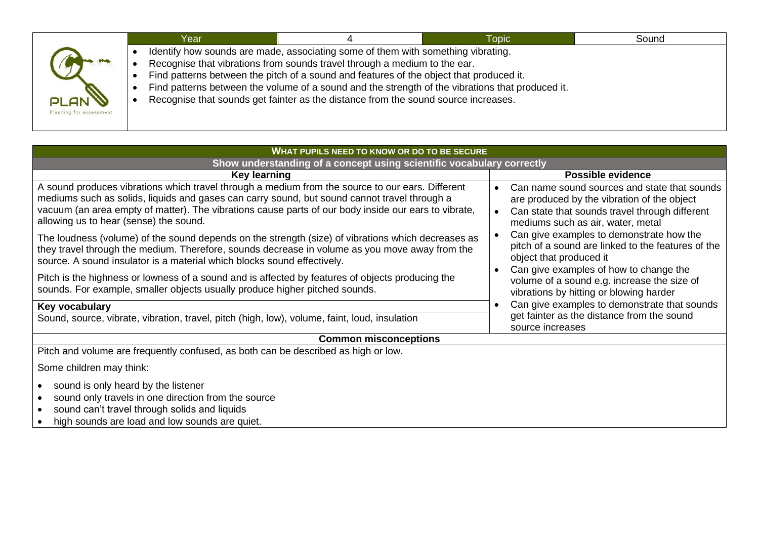| Year | 4 | Topic | Sound |
| --- | --- | --- | --- |

- Identify how sounds are made, associating some of them with something vibrating.
- Recognise that vibrations from sounds travel through a medium to the ear.
- Find patterns between the pitch of a sound and features of the object that produced it.
- Find patterns between the volume of a sound and the strength of the vibrations that produced it.
- Recognise that sounds get fainter as the distance from the sound source increases.

## WHAT PUPILS NEED TO KNOW OR DO TO BE SECURE

### Show understanding of a concept using scientific vocabulary correctly

| Key learning | Possible evidence |
| --- | --- |
| A sound produces vibrations which travel through a medium from the source to our ears. Different mediums such as solids, liquids and gases can carry sound, but sound cannot travel through a vacuum (an area empty of matter). The vibrations cause parts of our body inside our ears to vibrate, allowing us to hear (sense) the sound.<br><br>The loudness (volume) of the sound depends on the strength (size) of vibrations which decreases as they travel through the medium. Therefore, sounds decrease in volume as you move away from the source. A sound insulator is a material which blocks sound effectively.<br><br>Pitch is the highness or lowness of a sound and is affected by features of objects producing the sounds. For example, smaller objects usually produce higher pitched sounds.<br><br>**Key vocabulary**<br>Sound, source, vibrate, vibration, travel, pitch (high, low), volume, faint, loud, insulation | • Can name sound sources and state that sounds are produced by the vibration of the object<br>• Can state that sounds travel through different mediums such as air, water, metal<br>• Can give examples to demonstrate how the pitch of a sound are linked to the features of the object that produced it<br>• Can give examples of how to change the volume of a sound e.g. increase the size of vibrations by hitting or blowing harder<br>• Can give examples to demonstrate that sounds get fainter as the distance from the sound source increases |

### Common misconceptions

Pitch and volume are frequently confused, as both can be described as high or low.

Some children may think:

- sound is only heard by the listener
- sound only travels in one direction from the source
- sound can't travel through solids and liquids
- high sounds are load and low sounds are quiet.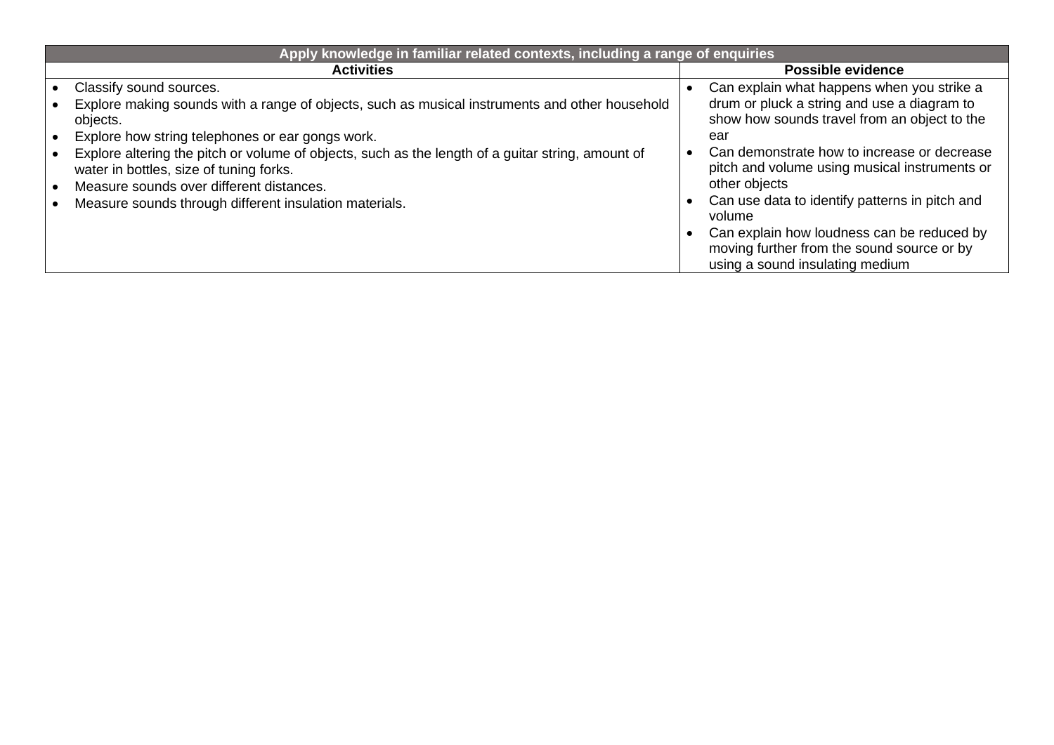| Apply knowledge in familiar related contexts, including a range of enquiries | |
|---|---|
| **Activities** | **Possible evidence** |
| • Classify sound sources.<br>• Explore making sounds with a range of objects, such as musical instruments and other household objects.<br>• Explore how string telephones or ear gongs work.<br>• Explore altering the pitch or volume of objects, such as the length of a guitar string, amount of water in bottles, size of tuning forks.<br>• Measure sounds over different distances.<br>• Measure sounds through different insulation materials. | • Can explain what happens when you strike a drum or pluck a string and use a diagram to show how sounds travel from an object to the ear<br>• Can demonstrate how to increase or decrease pitch and volume using musical instruments or other objects<br>• Can use data to identify patterns in pitch and volume<br>• Can explain how loudness can be reduced by moving further from the sound source or by using a sound insulating medium |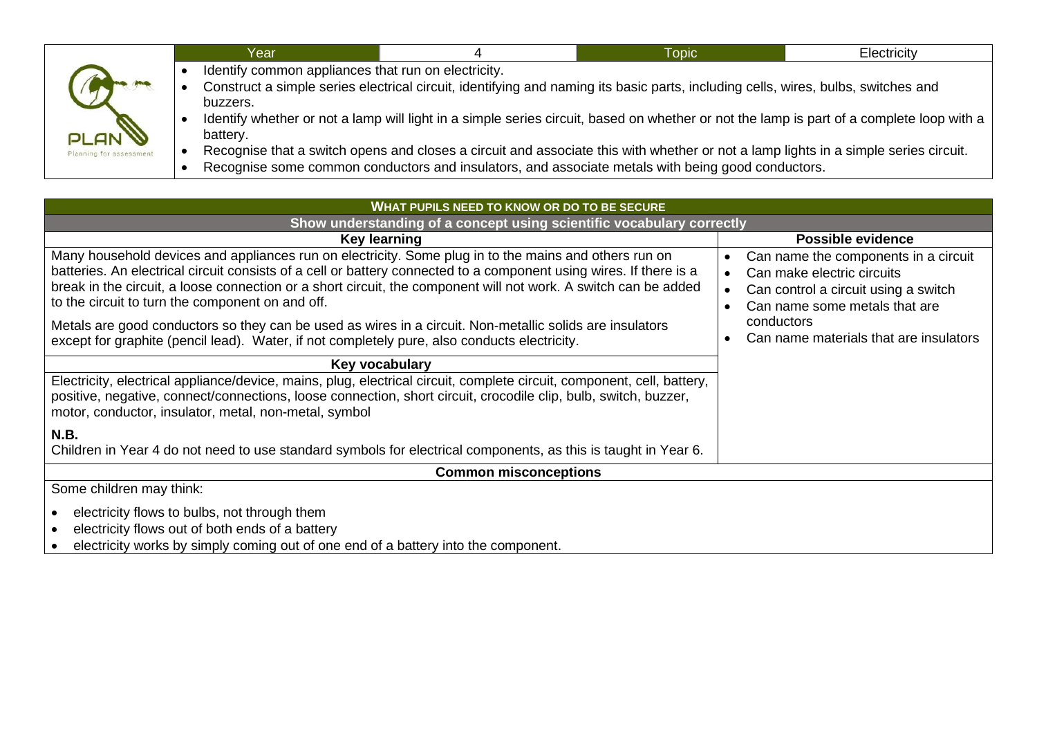| Year | 4 | Topic | Electricity |
|---|---|---|---|

- Identify common appliances that run on electricity.
- Construct a simple series electrical circuit, identifying and naming its basic parts, including cells, wires, bulbs, switches and buzzers.
- Identify whether or not a lamp will light in a simple series circuit, based on whether or not the lamp is part of a complete loop with a battery.
- Recognise that a switch opens and closes a circuit and associate this with whether or not a lamp lights in a simple series circuit.
- Recognise some common conductors and insulators, and associate metals with being good conductors.

## WHAT PUPILS NEED TO KNOW OR DO TO BE SECURE

### Show understanding of a concept using scientific vocabulary correctly

| Key learning | Possible evidence |
|---|---|
| Many household devices and appliances run on electricity. Some plug in to the mains and others run on batteries. An electrical circuit consists of a cell or battery connected to a component using wires. If there is a break in the circuit, a loose connection or a short circuit, the component will not work. A switch can be added to the circuit to turn the component on and off.<br><br>Metals are good conductors so they can be used as wires in a circuit. Non-metallic solids are insulators except for graphite (pencil lead). Water, if not completely pure, also conducts electricity. | • Can name the components in a circuit<br>• Can make electric circuits<br>• Can control a circuit using a switch<br>• Can name some metals that are conductors<br>• Can name materials that are insulators |
| **Key vocabulary** | |
| Electricity, electrical appliance/device, mains, plug, electrical circuit, complete circuit, component, cell, battery, positive, negative, connect/connections, loose connection, short circuit, crocodile clip, bulb, switch, buzzer, motor, conductor, insulator, metal, non-metal, symbol<br><br>**N.B.**<br>Children in Year 4 do not need to use standard symbols for electrical components, as this is taught in Year 6. | |

### Common misconceptions

Some children may think:

- electricity flows to bulbs, not through them
- electricity flows out of both ends of a battery
- electricity works by simply coming out of one end of a battery into the component.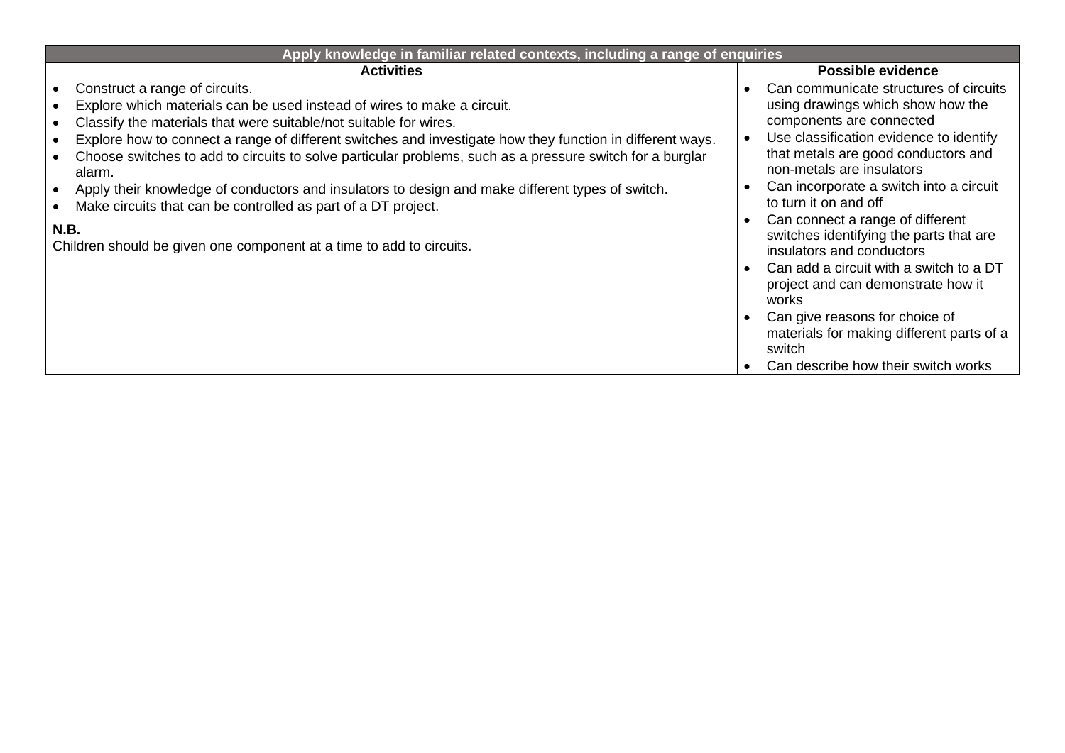| Apply knowledge in familiar related contexts, including a range of enquiries | |
|---|---|
| **Activities** | **Possible evidence** |
| • Construct a range of circuits.<br>• Explore which materials can be used instead of wires to make a circuit.<br>• Classify the materials that were suitable/not suitable for wires.<br>• Explore how to connect a range of different switches and investigate how they function in different ways.<br>• Choose switches to add to circuits to solve particular problems, such as a pressure switch for a burglar alarm.<br>• Apply their knowledge of conductors and insulators to design and make different types of switch.<br>• Make circuits that can be controlled as part of a DT project.<br><br>**N.B.**<br>Children should be given one component at a time to add to circuits. | • Can communicate structures of circuits using drawings which show how the components are connected<br>• Use classification evidence to identify that metals are good conductors and non-metals are insulators<br>• Can incorporate a switch into a circuit to turn it on and off<br>• Can connect a range of different switches identifying the parts that are insulators and conductors<br>• Can add a circuit with a switch to a DT project and can demonstrate how it works<br>• Can give reasons for choice of materials for making different parts of a switch<br>• Can describe how their switch works |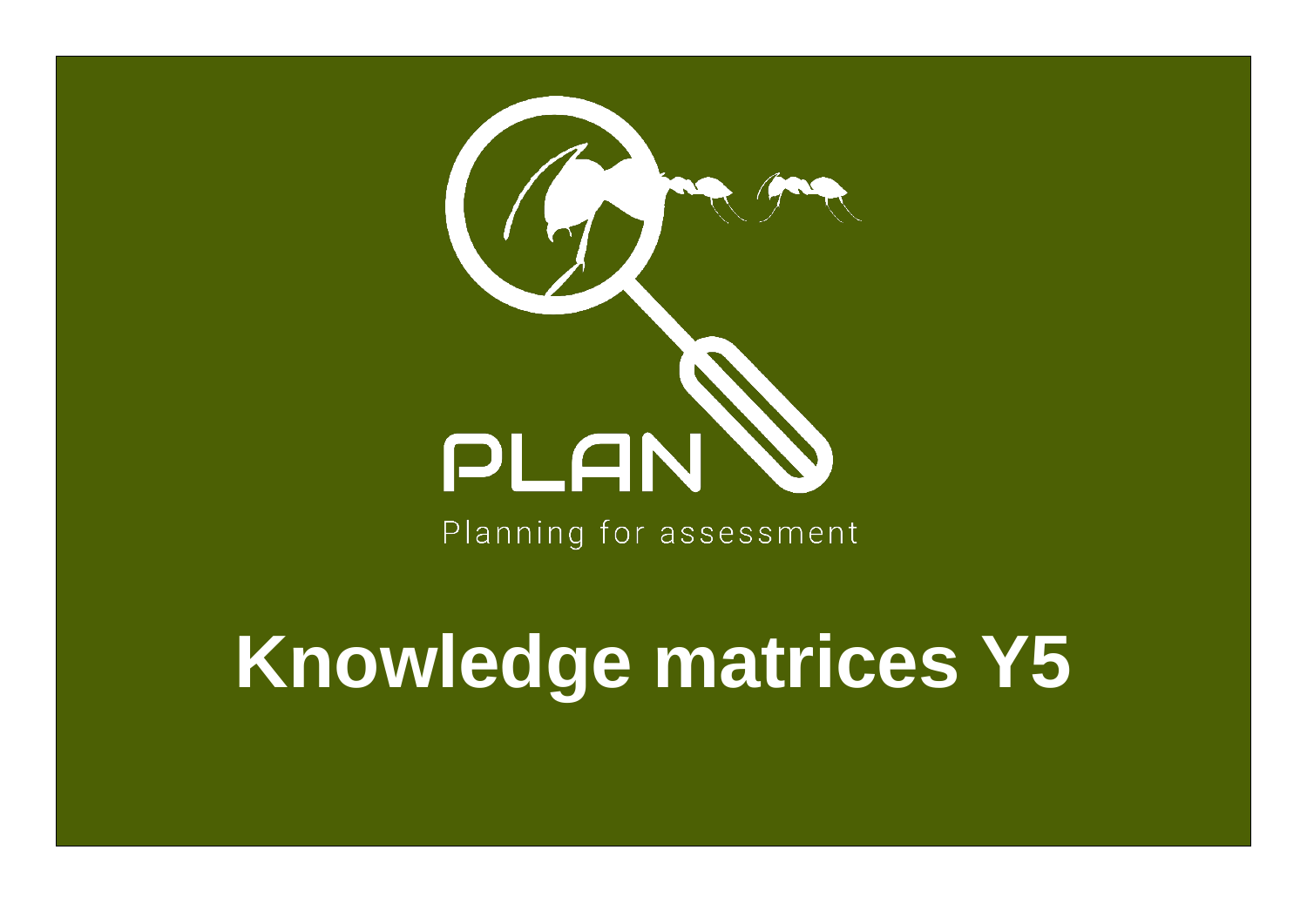PLAN

Planning for assessment

# Knowledge matrices Y5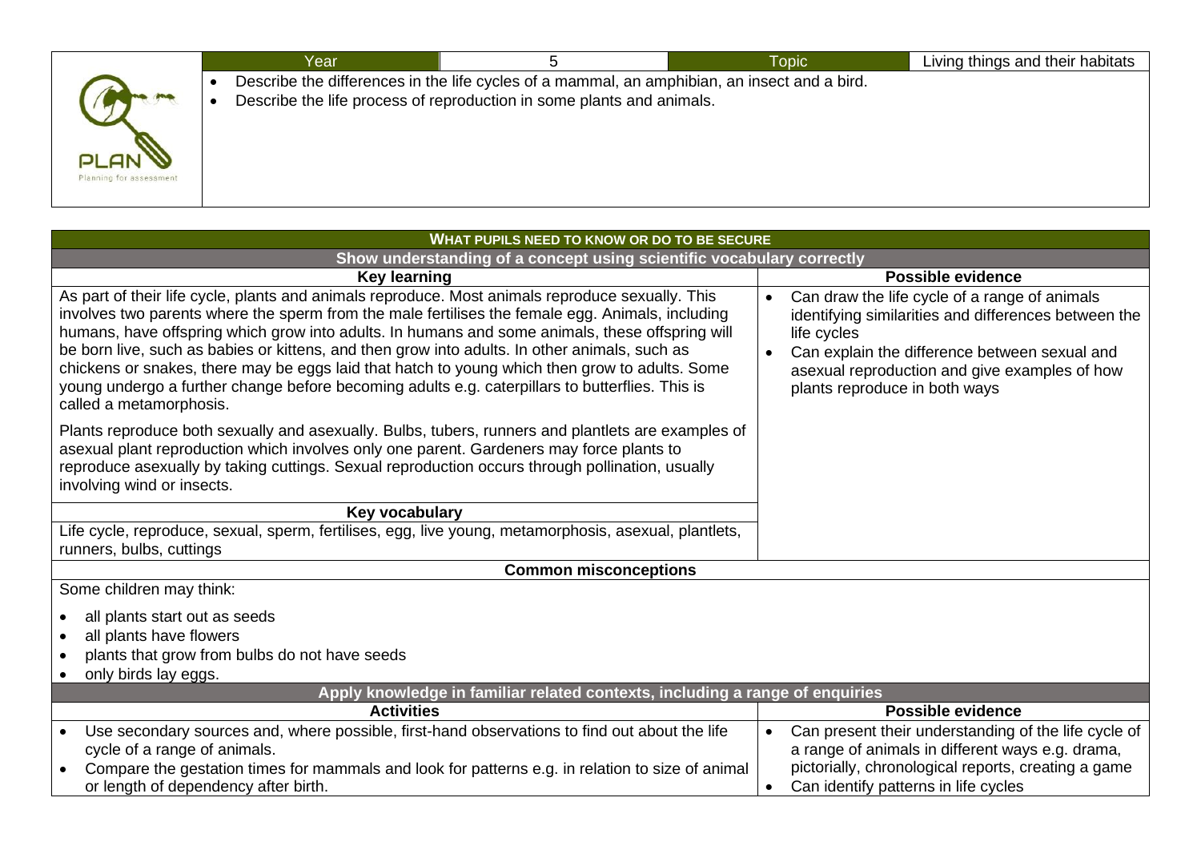| Year | 5 | Topic | Living things and their habitats |
|---|---|---|---|

- Describe the differences in the life cycles of a mammal, an amphibian, an insect and a bird.
- Describe the life process of reproduction in some plants and animals.

## WHAT PUPILS NEED TO KNOW OR DO TO BE SECURE

### Show understanding of a concept using scientific vocabulary correctly

| Key learning | Possible evidence |
|---|---|
| As part of their life cycle, plants and animals reproduce. Most animals reproduce sexually. This involves two parents where the sperm from the male fertilises the female egg. Animals, including humans, have offspring which grow into adults. In humans and some animals, these offspring will be born live, such as babies or kittens, and then grow into adults. In other animals, such as chickens or snakes, there may be eggs laid that hatch to young which then grow to adults. Some young undergo a further change before becoming adults e.g. caterpillars to butterflies. This is called a metamorphosis.<br><br>Plants reproduce both sexually and asexually. Bulbs, tubers, runners and plantlets are examples of asexual plant reproduction which involves only one parent. Gardeners may force plants to reproduce asexually by taking cuttings. Sexual reproduction occurs through pollination, usually involving wind or insects. | • Can draw the life cycle of a range of animals identifying similarities and differences between the life cycles<br>• Can explain the difference between sexual and asexual reproduction and give examples of how plants reproduce in both ways |
| **Key vocabulary** | |
| Life cycle, reproduce, sexual, sperm, fertilises, egg, live young, metamorphosis, asexual, plantlets, runners, bulbs, cuttings | |

**Common misconceptions**

Some children may think:

- all plants start out as seeds
- all plants have flowers
- plants that grow from bulbs do not have seeds
- only birds lay eggs.

### Apply knowledge in familiar related contexts, including a range of enquiries

| Activities | Possible evidence |
|---|---|
| • Use secondary sources and, where possible, first-hand observations to find out about the life cycle of a range of animals.<br>• Compare the gestation times for mammals and look for patterns e.g. in relation to size of animal or length of dependency after birth. | • Can present their understanding of the life cycle of a range of animals in different ways e.g. drama, pictorially, chronological reports, creating a game<br>• Can identify patterns in life cycles |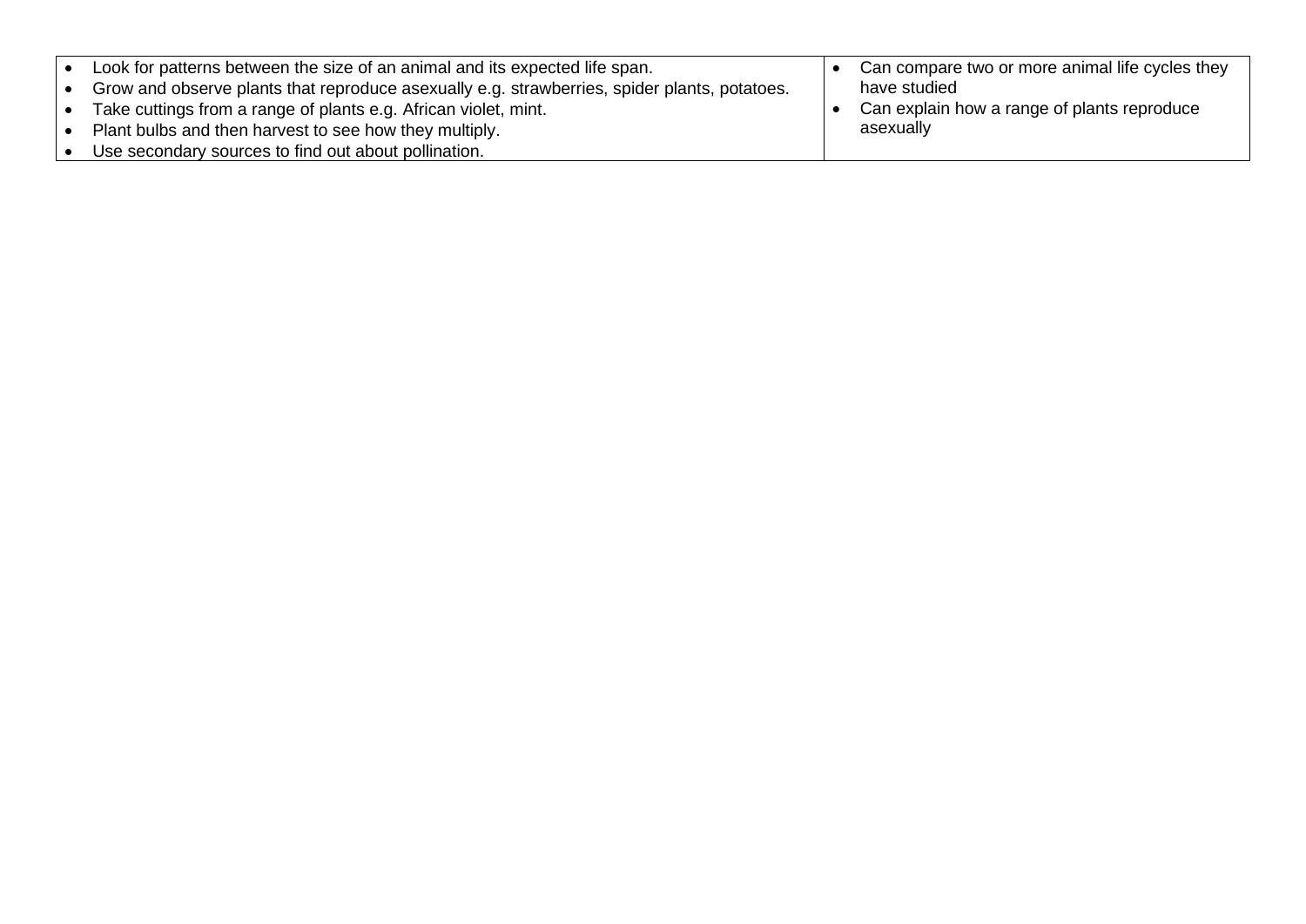| | |
|---|---|
| • Look for patterns between the size of an animal and its expected life span.<br>• Grow and observe plants that reproduce asexually e.g. strawberries, spider plants, potatoes.<br>• Take cuttings from a range of plants e.g. African violet, mint.<br>• Plant bulbs and then harvest to see how they multiply.<br>• Use secondary sources to find out about pollination. | • Can compare two or more animal life cycles they have studied<br>• Can explain how a range of plants reproduce asexually |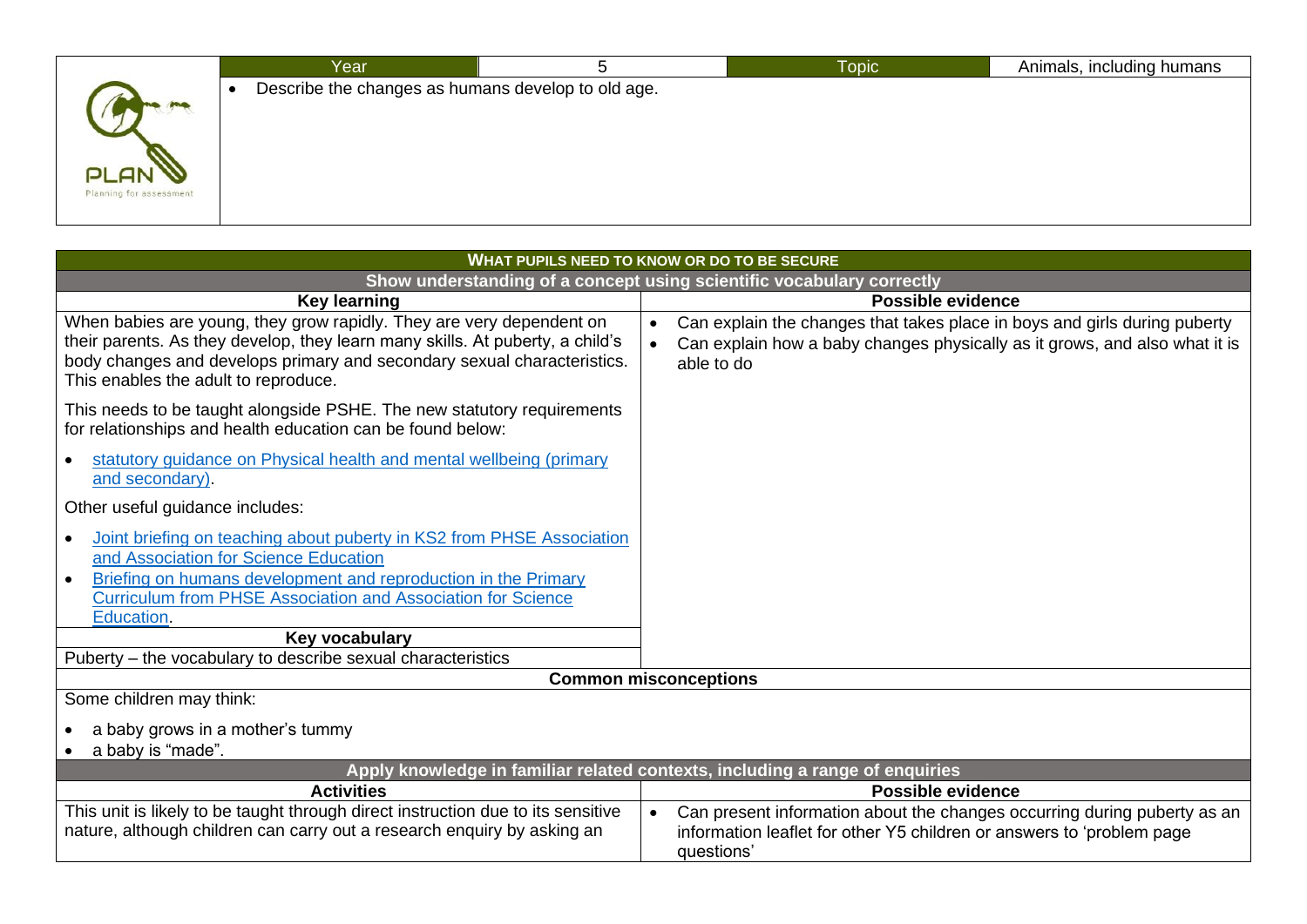| Year | 5 | Topic | Animals, including humans |
|---|---|---|---|

- Describe the changes as humans develop to old age.

## WHAT PUPILS NEED TO KNOW OR DO TO BE SECURE

### Show understanding of a concept using scientific vocabulary correctly

| Key learning | Possible evidence |
|---|---|
| When babies are young, they grow rapidly. They are very dependent on their parents. As they develop, they learn many skills. At puberty, a child's body changes and develops primary and secondary sexual characteristics. This enables the adult to reproduce.<br><br>This needs to be taught alongside PSHE. The new statutory requirements for relationships and health education can be found below:<br><br>• statutory guidance on Physical health and mental wellbeing (primary and secondary).<br><br>Other useful guidance includes:<br><br>• Joint briefing on teaching about puberty in KS2 from PHSE Association and Association for Science Education<br>• Briefing on humans development and reproduction in the Primary Curriculum from PHSE Association and Association for Science Education. | • Can explain the changes that takes place in boys and girls during puberty<br>• Can explain how a baby changes physically as it grows, and also what it is able to do |

**Key vocabulary**

Puberty – the vocabulary to describe sexual characteristics

**Common misconceptions**

Some children may think:

- a baby grows in a mother's tummy
- a baby is "made".

### Apply knowledge in familiar related contexts, including a range of enquiries

| Activities | Possible evidence |
|---|---|
| This unit is likely to be taught through direct instruction due to its sensitive nature, although children can carry out a research enquiry by asking an | • Can present information about the changes occurring during puberty as an information leaflet for other Y5 children or answers to 'problem page questions' |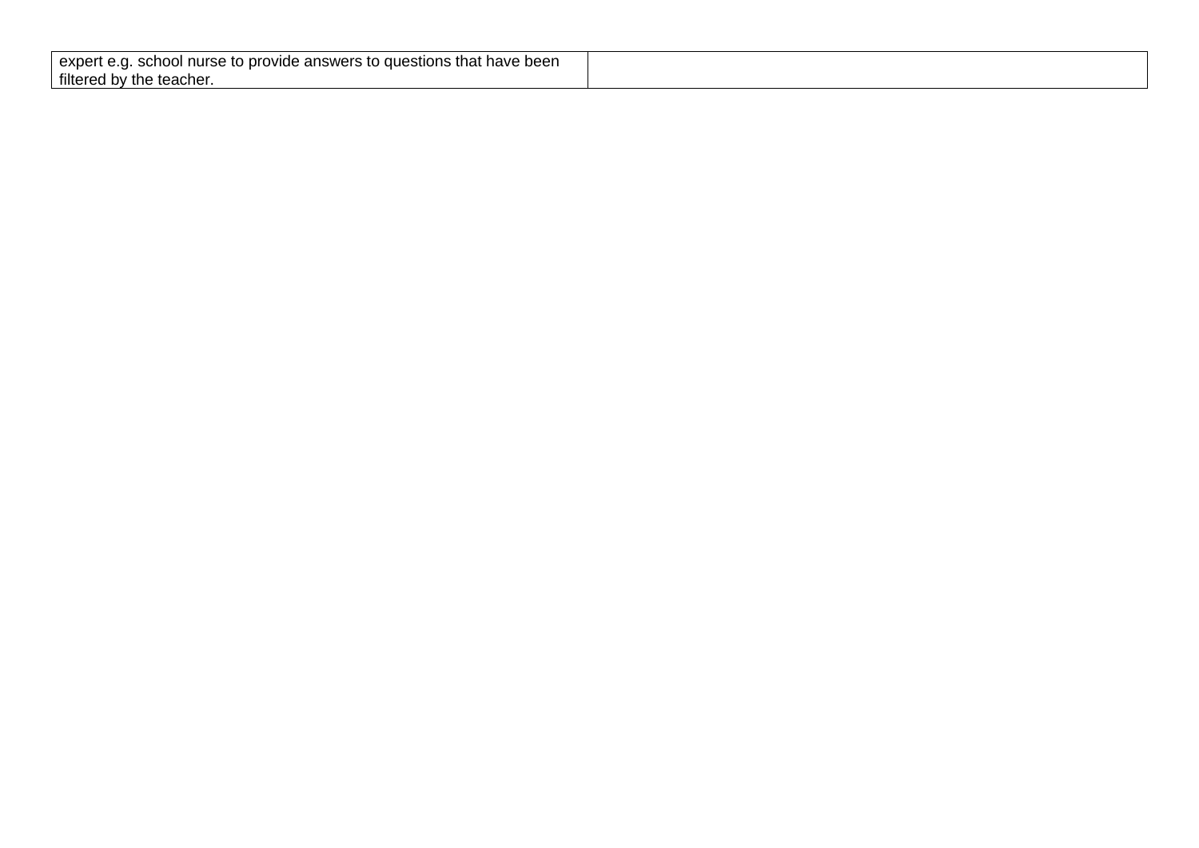| | |
|---|---|
| expert e.g. school nurse to provide answers to questions that have been filtered by the teacher. | |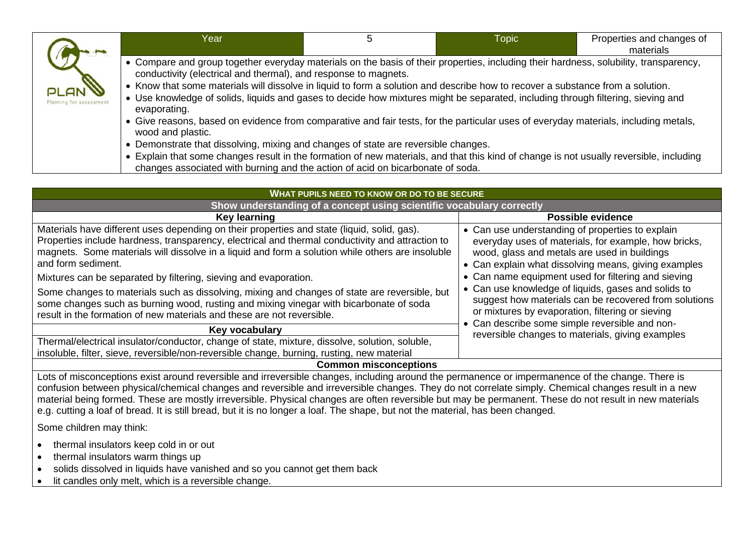| Year | 5 | Topic | Properties and changes of materials |
|---|---|---|---|

- Compare and group together everyday materials on the basis of their properties, including their hardness, solubility, transparency, conductivity (electrical and thermal), and response to magnets.
- Know that some materials will dissolve in liquid to form a solution and describe how to recover a substance from a solution.
- Use knowledge of solids, liquids and gases to decide how mixtures might be separated, including through filtering, sieving and evaporating.
- Give reasons, based on evidence from comparative and fair tests, for the particular uses of everyday materials, including metals, wood and plastic.
- Demonstrate that dissolving, mixing and changes of state are reversible changes.
- Explain that some changes result in the formation of new materials, and that this kind of change is not usually reversible, including changes associated with burning and the action of acid on bicarbonate of soda.

## WHAT PUPILS NEED TO KNOW OR DO TO BE SECURE

### Show understanding of a concept using scientific vocabulary correctly

| Key learning | Possible evidence |
|---|---|
| Materials have different uses depending on their properties and state (liquid, solid, gas). Properties include hardness, transparency, electrical and thermal conductivity and attraction to magnets. Some materials will dissolve in a liquid and form a solution while others are insoluble and form sediment.<br><br>Mixtures can be separated by filtering, sieving and evaporation.<br><br>Some changes to materials such as dissolving, mixing and changes of state are reversible, but some changes such as burning wood, rusting and mixing vinegar with bicarbonate of soda result in the formation of new materials and these are not reversible.<br><br>**Key vocabulary**<br><br>Thermal/electrical insulator/conductor, change of state, mixture, dissolve, solution, soluble, insoluble, filter, sieve, reversible/non-reversible change, burning, rusting, new material | • Can use understanding of properties to explain everyday uses of materials, for example, how bricks, wood, glass and metals are used in buildings<br>• Can explain what dissolving means, giving examples<br>• Can name equipment used for filtering and sieving<br>• Can use knowledge of liquids, gases and solids to suggest how materials can be recovered from solutions or mixtures by evaporation, filtering or sieving<br>• Can describe some simple reversible and non-reversible changes to materials, giving examples |

### Common misconceptions

Lots of misconceptions exist around reversible and irreversible changes, including around the permanence or impermanence of the change. There is confusion between physical/chemical changes and reversible and irreversible changes. They do not correlate simply. Chemical changes result in a new material being formed. These are mostly irreversible. Physical changes are often reversible but may be permanent. These do not result in new materials e.g. cutting a loaf of bread. It is still bread, but it is no longer a loaf. The shape, but not the material, has been changed.

Some children may think:

- thermal insulators keep cold in or out
- thermal insulators warm things up
- solids dissolved in liquids have vanished and so you cannot get them back
- lit candles only melt, which is a reversible change.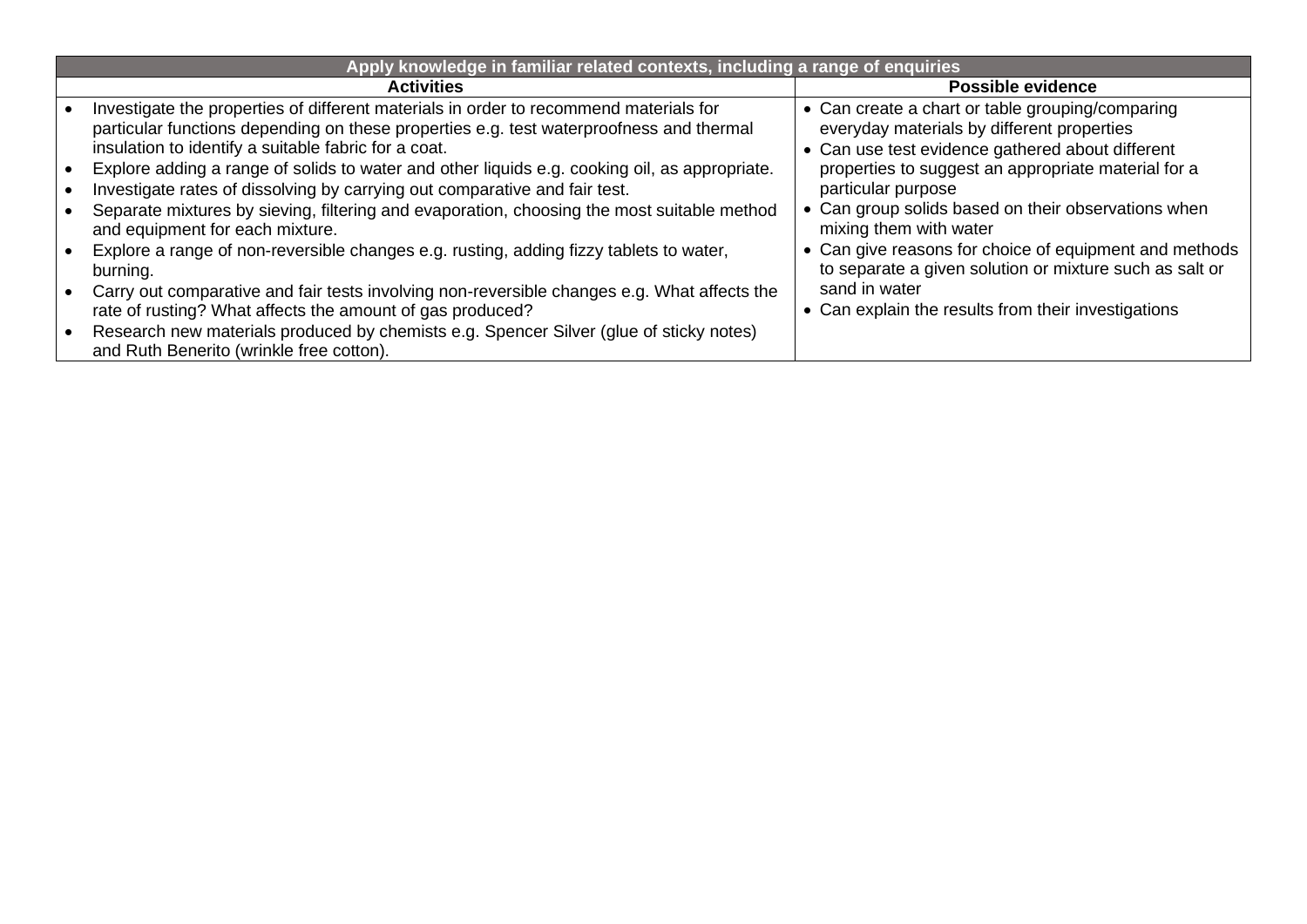| Apply knowledge in familiar related contexts, including a range of enquiries | |
|---|---|
| **Activities** | **Possible evidence** |
| • Investigate the properties of different materials in order to recommend materials for particular functions depending on these properties e.g. test waterproofness and thermal insulation to identify a suitable fabric for a coat.<br>• Explore adding a range of solids to water and other liquids e.g. cooking oil, as appropriate.<br>• Investigate rates of dissolving by carrying out comparative and fair test.<br>• Separate mixtures by sieving, filtering and evaporation, choosing the most suitable method and equipment for each mixture.<br>• Explore a range of non-reversible changes e.g. rusting, adding fizzy tablets to water, burning.<br>• Carry out comparative and fair tests involving non-reversible changes e.g. What affects the rate of rusting? What affects the amount of gas produced?<br>• Research new materials produced by chemists e.g. Spencer Silver (glue of sticky notes) and Ruth Benerito (wrinkle free cotton). | • Can create a chart or table grouping/comparing everyday materials by different properties<br>• Can use test evidence gathered about different properties to suggest an appropriate material for a particular purpose<br>• Can group solids based on their observations when mixing them with water<br>• Can give reasons for choice of equipment and methods to separate a given solution or mixture such as salt or sand in water<br>• Can explain the results from their investigations |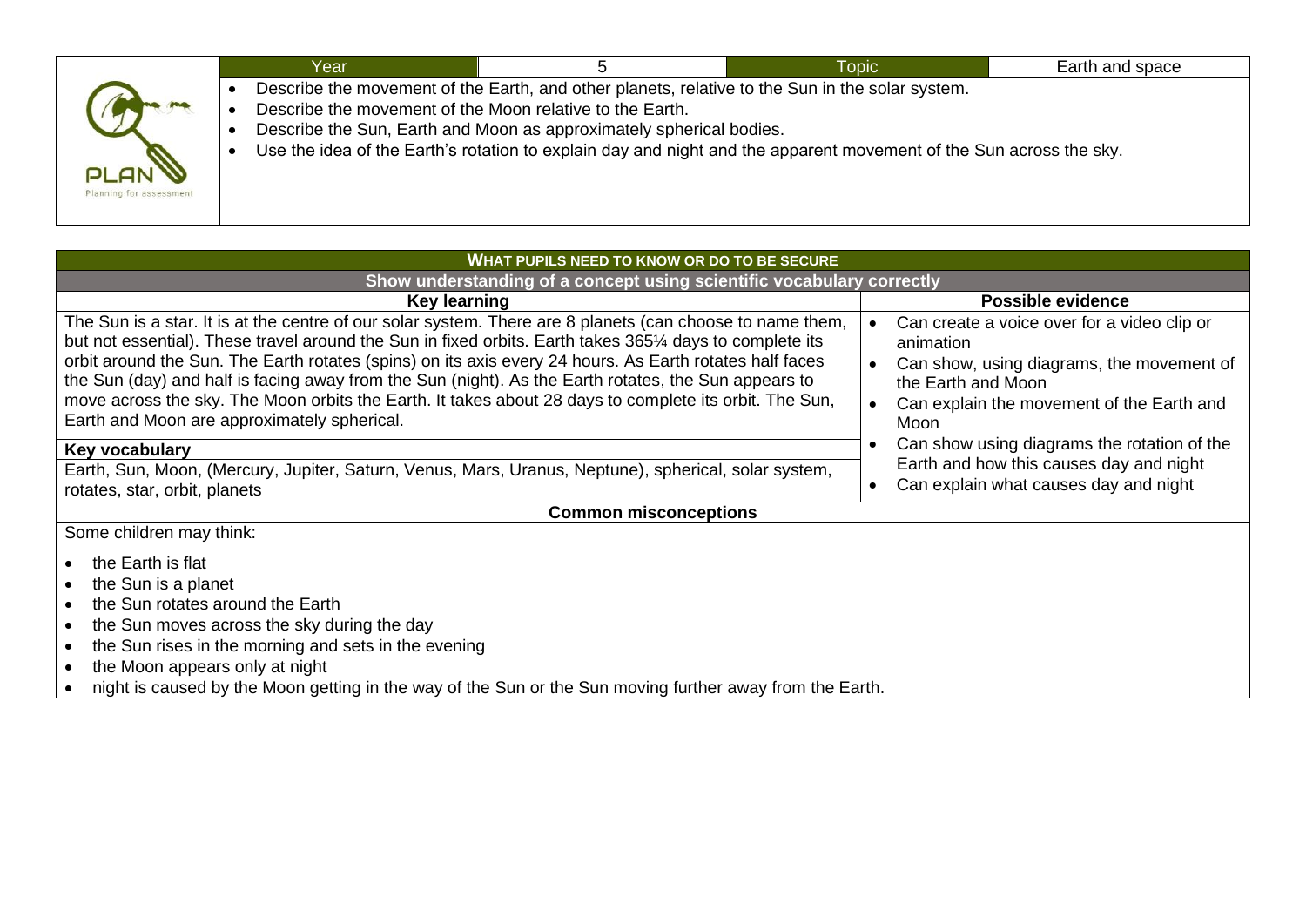| Year | 5 | Topic | Earth and space |
|---|---|---|---|

- Describe the movement of the Earth, and other planets, relative to the Sun in the solar system.
- Describe the movement of the Moon relative to the Earth.
- Describe the Sun, Earth and Moon as approximately spherical bodies.
- Use the idea of the Earth's rotation to explain day and night and the apparent movement of the Sun across the sky.

PLAN
Planning for assessment

## WHAT PUPILS NEED TO KNOW OR DO TO BE SECURE

### Show understanding of a concept using scientific vocabulary correctly

| Key learning | Possible evidence |
|---|---|
| The Sun is a star. It is at the centre of our solar system. There are 8 planets (can choose to name them, but not essential). These travel around the Sun in fixed orbits. Earth takes 365¼ days to complete its orbit around the Sun. The Earth rotates (spins) on its axis every 24 hours. As Earth rotates half faces the Sun (day) and half is facing away from the Sun (night). As the Earth rotates, the Sun appears to move across the sky. The Moon orbits the Earth. It takes about 28 days to complete its orbit. The Sun, Earth and Moon are approximately spherical. **Key vocabulary** Earth, Sun, Moon, (Mercury, Jupiter, Saturn, Venus, Mars, Uranus, Neptune), spherical, solar system, rotates, star, orbit, planets | • Can create a voice over for a video clip or animation • Can show, using diagrams, the movement of the Earth and Moon • Can explain the movement of the Earth and Moon • Can show using diagrams the rotation of the Earth and how this causes day and night • Can explain what causes day and night |

### Common misconceptions

Some children may think:

- the Earth is flat
- the Sun is a planet
- the Sun rotates around the Earth
- the Sun moves across the sky during the day
- the Sun rises in the morning and sets in the evening
- the Moon appears only at night
- night is caused by the Moon getting in the way of the Sun or the Sun moving further away from the Earth.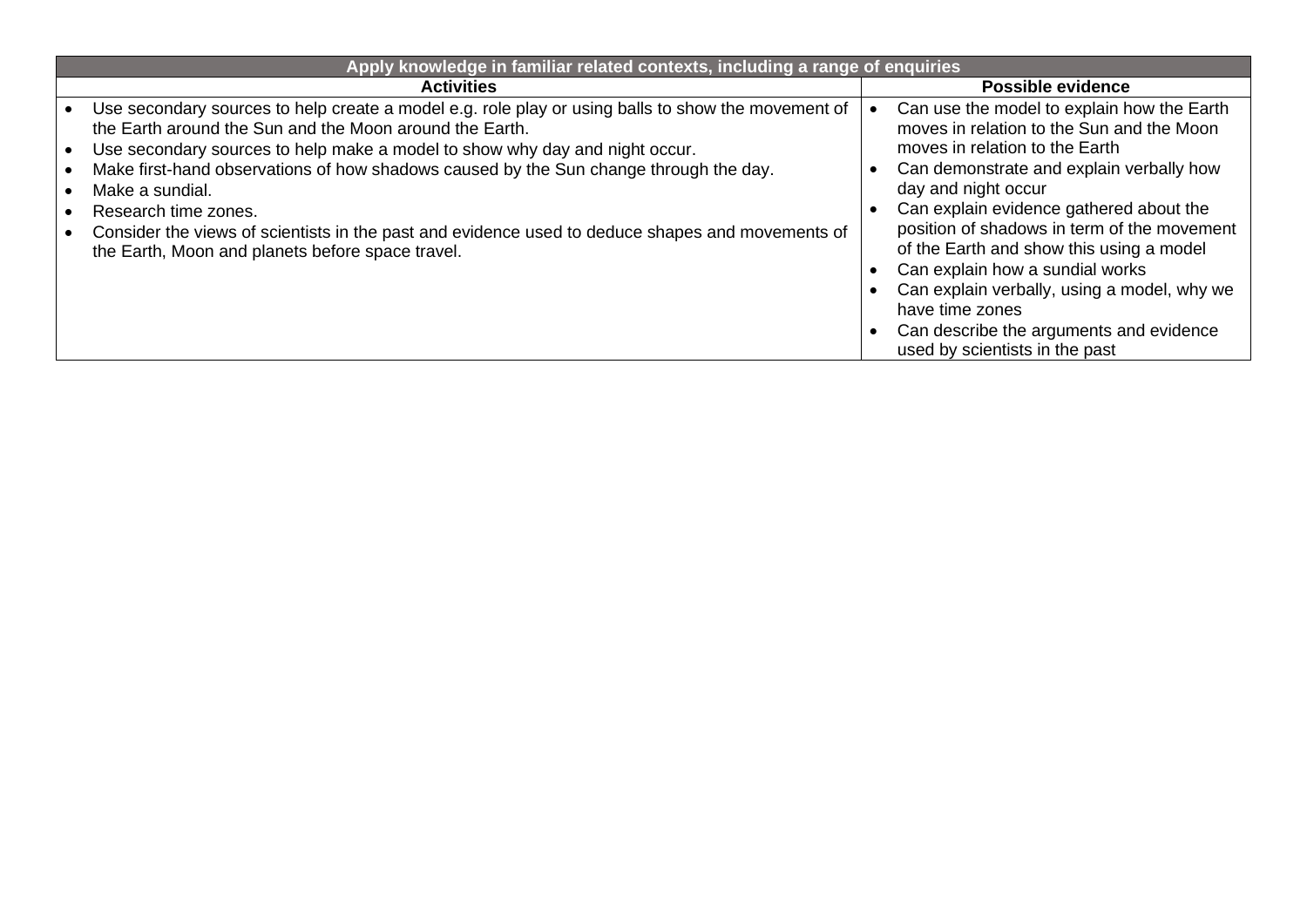| Apply knowledge in familiar related contexts, including a range of enquiries | |
|---|---|
| **Activities** | **Possible evidence** |
| • Use secondary sources to help create a model e.g. role play or using balls to show the movement of the Earth around the Sun and the Moon around the Earth.<br>• Use secondary sources to help make a model to show why day and night occur.<br>• Make first-hand observations of how shadows caused by the Sun change through the day.<br>• Make a sundial.<br>• Research time zones.<br>• Consider the views of scientists in the past and evidence used to deduce shapes and movements of the Earth, Moon and planets before space travel. | • Can use the model to explain how the Earth moves in relation to the Sun and the Moon moves in relation to the Earth<br>• Can demonstrate and explain verbally how day and night occur<br>• Can explain evidence gathered about the position of shadows in term of the movement of the Earth and show this using a model<br>• Can explain how a sundial works<br>• Can explain verbally, using a model, why we have time zones<br>• Can describe the arguments and evidence used by scientists in the past |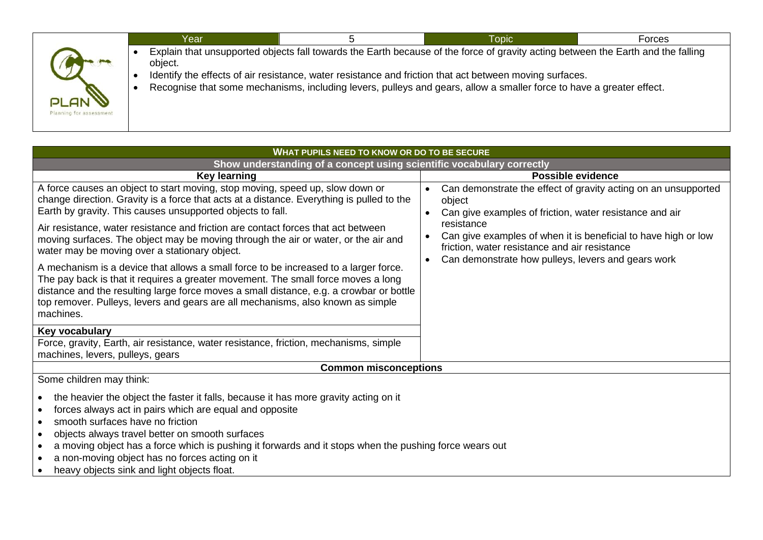| Year | 5 | Topic | Forces |
|---|---|---|---|

- Explain that unsupported objects fall towards the Earth because of the force of gravity acting between the Earth and the falling object.
- Identify the effects of air resistance, water resistance and friction that act between moving surfaces.
- Recognise that some mechanisms, including levers, pulleys and gears, allow a smaller force to have a greater effect.

## WHAT PUPILS NEED TO KNOW OR DO TO BE SECURE

### Show understanding of a concept using scientific vocabulary correctly

| Key learning | Possible evidence |
|---|---|
| A force causes an object to start moving, stop moving, speed up, slow down or change direction. Gravity is a force that acts at a distance. Everything is pulled to the Earth by gravity. This causes unsupported objects to fall.<br><br>Air resistance, water resistance and friction are contact forces that act between moving surfaces. The object may be moving through the air or water, or the air and water may be moving over a stationary object.<br><br>A mechanism is a device that allows a small force to be increased to a larger force. The pay back is that it requires a greater movement. The small force moves a long distance and the resulting large force moves a small distance, e.g. a crowbar or bottle top remover. Pulleys, levers and gears are all mechanisms, also known as simple machines. | • Can demonstrate the effect of gravity acting on an unsupported object<br>• Can give examples of friction, water resistance and air resistance<br>• Can give examples of when it is beneficial to have high or low friction, water resistance and air resistance<br>• Can demonstrate how pulleys, levers and gears work |
| **Key vocabulary**<br>Force, gravity, Earth, air resistance, water resistance, friction, mechanisms, simple machines, levers, pulleys, gears | |

### Common misconceptions

Some children may think:

- the heavier the object the faster it falls, because it has more gravity acting on it
- forces always act in pairs which are equal and opposite
- smooth surfaces have no friction
- objects always travel better on smooth surfaces
- a moving object has a force which is pushing it forwards and it stops when the pushing force wears out
- a non-moving object has no forces acting on it
- heavy objects sink and light objects float.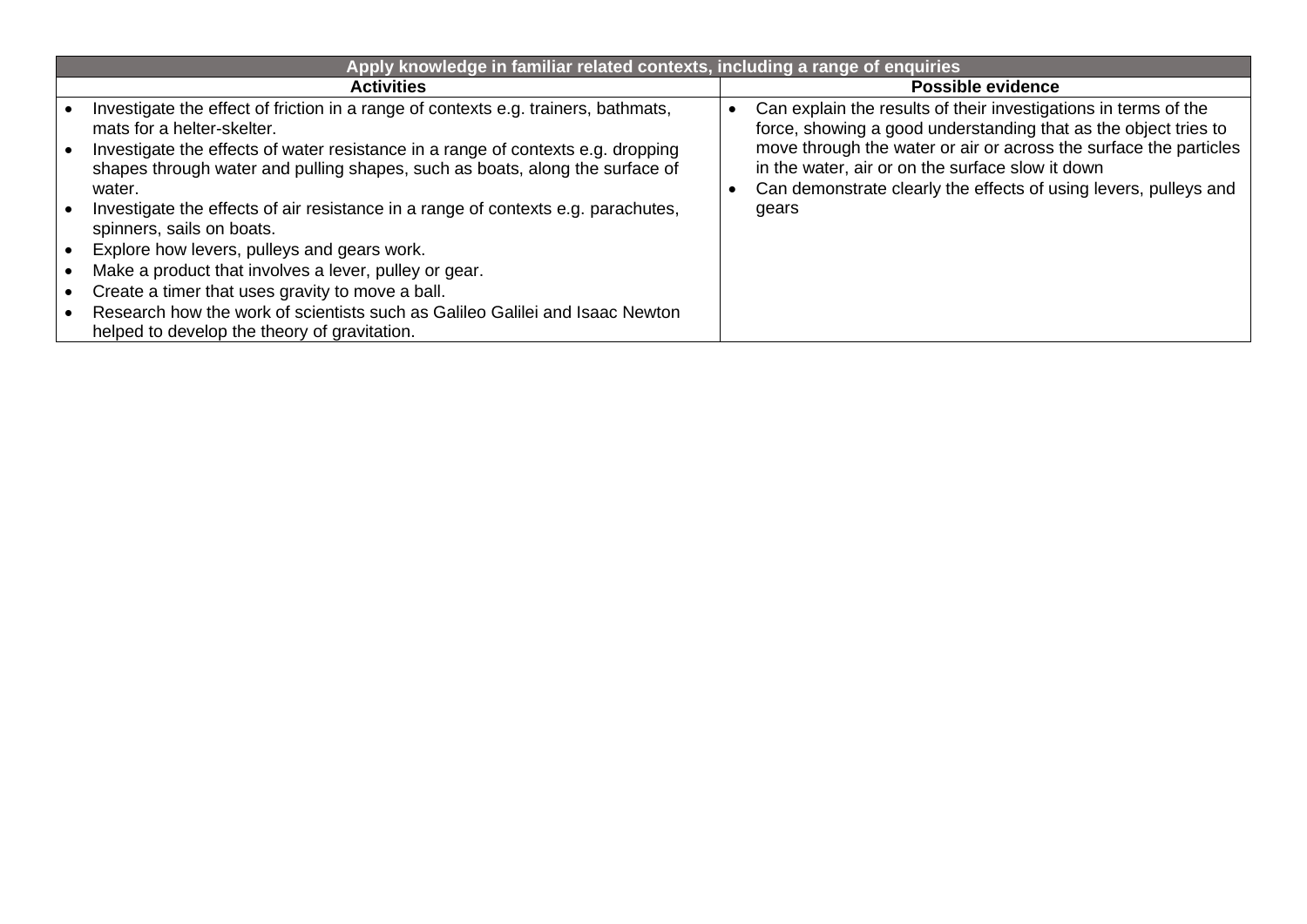| Apply knowledge in familiar related contexts, including a range of enquiries | |
|---|---|
| **Activities** | **Possible evidence** |
| • Investigate the effect of friction in a range of contexts e.g. trainers, bathmats, mats for a helter-skelter.<br>• Investigate the effects of water resistance in a range of contexts e.g. dropping shapes through water and pulling shapes, such as boats, along the surface of water.<br>• Investigate the effects of air resistance in a range of contexts e.g. parachutes, spinners, sails on boats.<br>• Explore how levers, pulleys and gears work.<br>• Make a product that involves a lever, pulley or gear.<br>• Create a timer that uses gravity to move a ball.<br>• Research how the work of scientists such as Galileo Galilei and Isaac Newton helped to develop the theory of gravitation. | • Can explain the results of their investigations in terms of the force, showing a good understanding that as the object tries to move through the water or air or across the surface the particles in the water, air or on the surface slow it down<br>• Can demonstrate clearly the effects of using levers, pulleys and gears |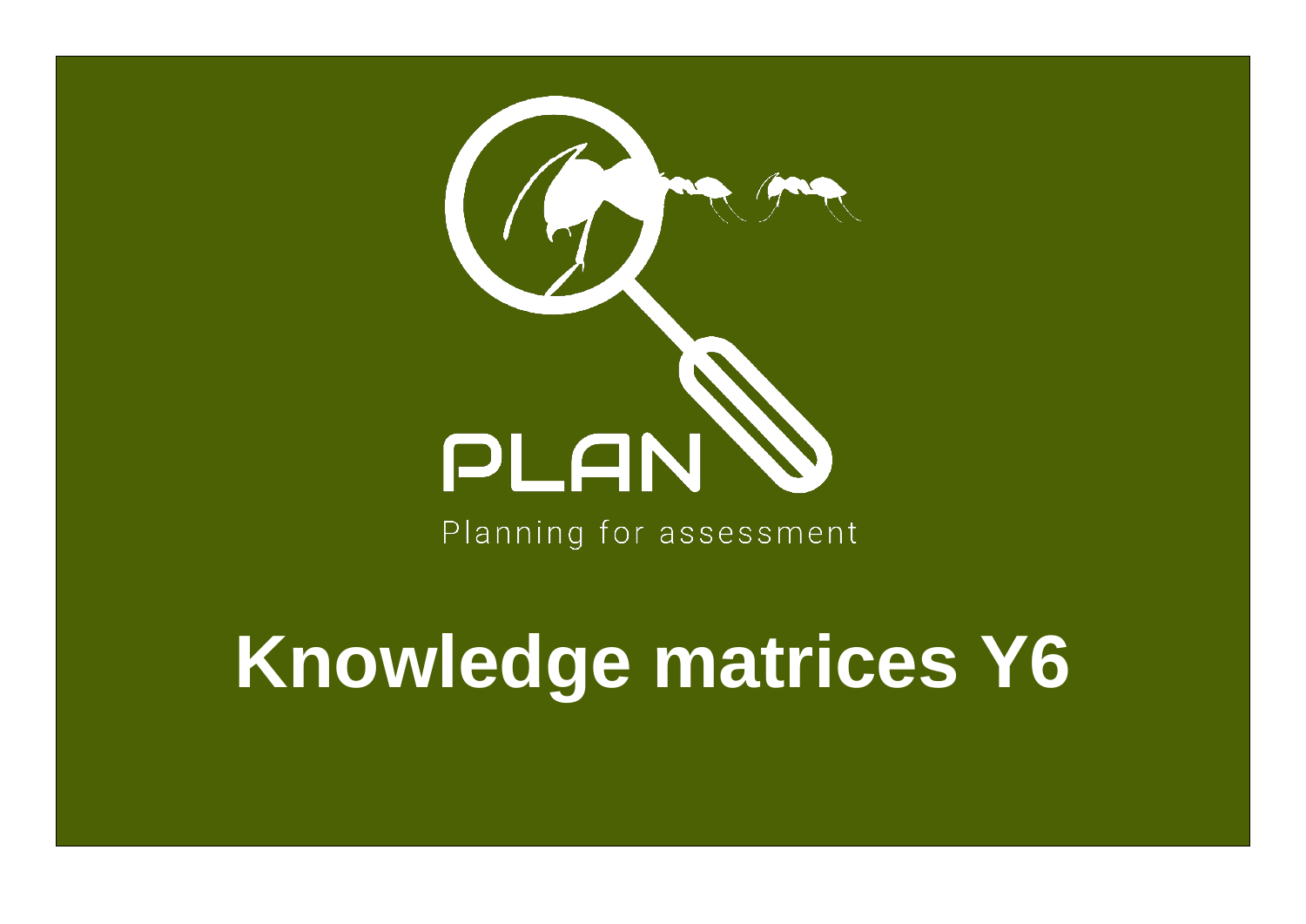PLAN

Planning for assessment

# Knowledge matrices Y6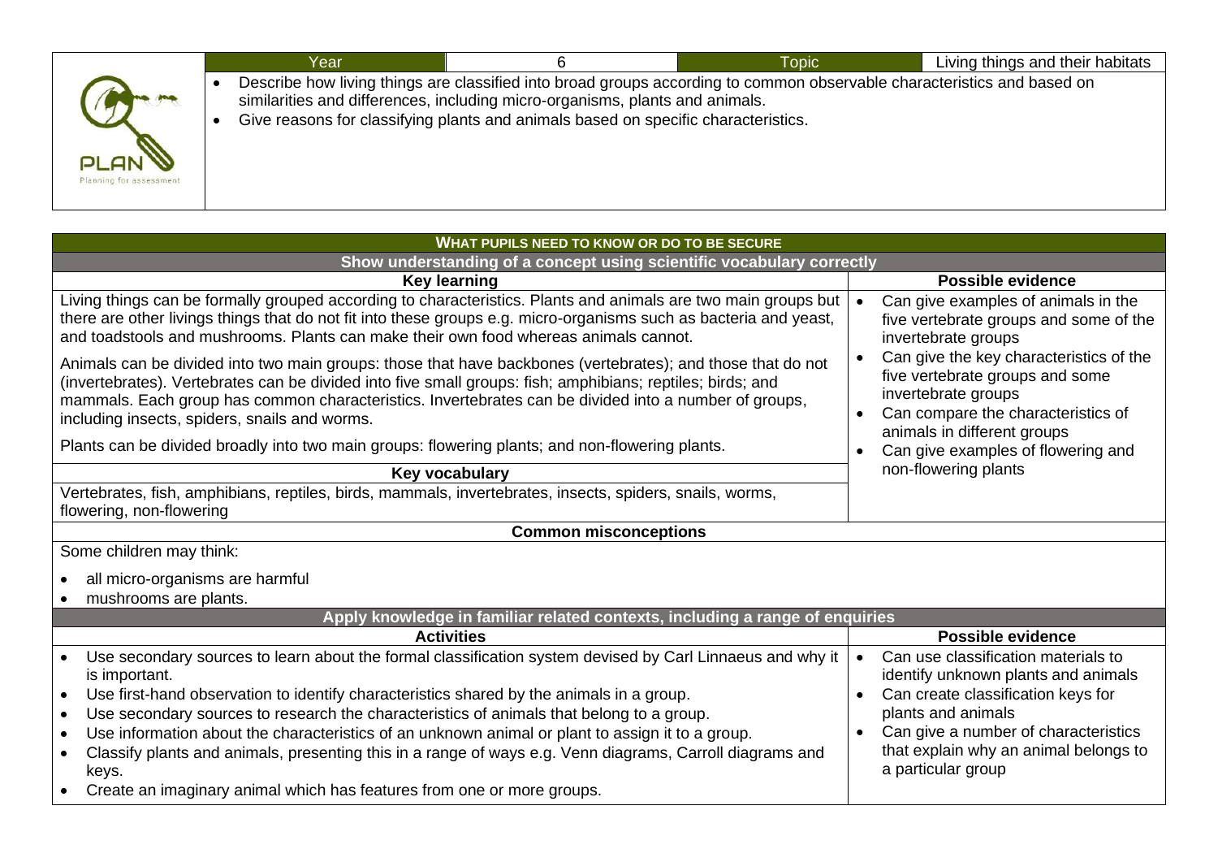| Year | 6 | Topic | Living things and their habitats |
|---|---|---|---|

- Describe how living things are classified into broad groups according to common observable characteristics and based on similarities and differences, including micro-organisms, plants and animals.
- Give reasons for classifying plants and animals based on specific characteristics.

## WHAT PUPILS NEED TO KNOW OR DO TO BE SECURE

### Show understanding of a concept using scientific vocabulary correctly

| Key learning | Possible evidence |
|---|---|
| Living things can be formally grouped according to characteristics. Plants and animals are two main groups but there are other livings things that do not fit into these groups e.g. micro-organisms such as bacteria and yeast, and toadstools and mushrooms. Plants can make their own food whereas animals cannot.<br><br>Animals can be divided into two main groups: those that have backbones (vertebrates); and those that do not (invertebrates). Vertebrates can be divided into five small groups: fish; amphibians; reptiles; birds; and mammals. Each group has common characteristics. Invertebrates can be divided into a number of groups, including insects, spiders, snails and worms.<br><br>Plants can be divided broadly into two main groups: flowering plants; and non-flowering plants. | • Can give examples of animals in the five vertebrate groups and some of the invertebrate groups<br>• Can give the key characteristics of the five vertebrate groups and some invertebrate groups<br>• Can compare the characteristics of animals in different groups<br>• Can give examples of flowering and non-flowering plants |
| **Key vocabulary** | |
| Vertebrates, fish, amphibians, reptiles, birds, mammals, invertebrates, insects, spiders, snails, worms, flowering, non-flowering | |

**Common misconceptions**

Some children may think:

- all micro-organisms are harmful
- mushrooms are plants.

### Apply knowledge in familiar related contexts, including a range of enquiries

| Activities | Possible evidence |
|---|---|
| • Use secondary sources to learn about the formal classification system devised by Carl Linnaeus and why it is important.<br>• Use first-hand observation to identify characteristics shared by the animals in a group.<br>• Use secondary sources to research the characteristics of animals that belong to a group.<br>• Use information about the characteristics of an unknown animal or plant to assign it to a group.<br>• Classify plants and animals, presenting this in a range of ways e.g. Venn diagrams, Carroll diagrams and keys.<br>• Create an imaginary animal which has features from one or more groups. | • Can use classification materials to identify unknown plants and animals<br>• Can create classification keys for plants and animals<br>• Can give a number of characteristics that explain why an animal belongs to a particular group |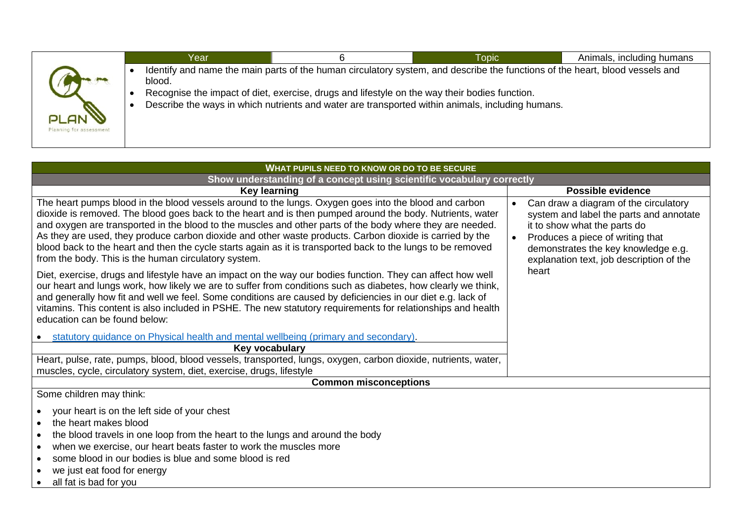| Year | 6 | Topic | Animals, including humans |
|---|---|---|---|

- Identify and name the main parts of the human circulatory system, and describe the functions of the heart, blood vessels and blood.
- Recognise the impact of diet, exercise, drugs and lifestyle on the way their bodies function.
- Describe the ways in which nutrients and water are transported within animals, including humans.

## WHAT PUPILS NEED TO KNOW OR DO TO BE SECURE

### Show understanding of a concept using scientific vocabulary correctly

| Key learning | Possible evidence |
|---|---|
| The heart pumps blood in the blood vessels around to the lungs. Oxygen goes into the blood and carbon dioxide is removed. The blood goes back to the heart and is then pumped around the body. Nutrients, water and oxygen are transported in the blood to the muscles and other parts of the body where they are needed. As they are used, they produce carbon dioxide and other waste products. Carbon dioxide is carried by the blood back to the heart and then the cycle starts again as it is transported back to the lungs to be removed from the body. This is the human circulatory system.<br><br>Diet, exercise, drugs and lifestyle have an impact on the way our bodies function. They can affect how well our heart and lungs work, how likely we are to suffer from conditions such as diabetes, how clearly we think, and generally how fit and well we feel. Some conditions are caused by deficiencies in our diet e.g. lack of vitamins. This content is also included in PSHE. The new statutory requirements for relationships and health education can be found below:<br><br>• statutory guidance on Physical health and mental wellbeing (primary and secondary). | • Can draw a diagram of the circulatory system and label the parts and annotate it to show what the parts do<br>• Produces a piece of writing that demonstrates the key knowledge e.g. explanation text, job description of the heart |
| **Key vocabulary** | |
| Heart, pulse, rate, pumps, blood, blood vessels, transported, lungs, oxygen, carbon dioxide, nutrients, water, muscles, cycle, circulatory system, diet, exercise, drugs, lifestyle | |

### Common misconceptions

Some children may think:

- your heart is on the left side of your chest
- the heart makes blood
- the blood travels in one loop from the heart to the lungs and around the body
- when we exercise, our heart beats faster to work the muscles more
- some blood in our bodies is blue and some blood is red
- we just eat food for energy
- all fat is bad for you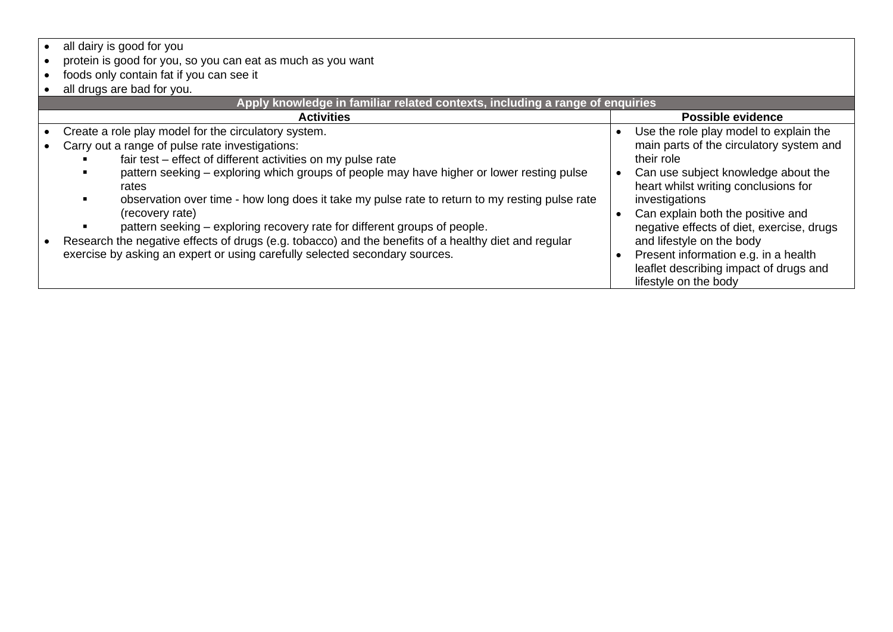| | |
|---|---|
| • all dairy is good for you<br>• protein is good for you, so you can eat as much as you want<br>• foods only contain fat if you can see it<br>• all drugs are bad for you. | |
| **Apply knowledge in familiar related contexts, including a range of enquiries** | |
| **Activities** | **Possible evidence** |
| • Create a role play model for the circulatory system.<br>• Carry out a range of pulse rate investigations:<br>&nbsp;&nbsp;▪ fair test – effect of different activities on my pulse rate<br>&nbsp;&nbsp;▪ pattern seeking – exploring which groups of people may have higher or lower resting pulse rates<br>&nbsp;&nbsp;▪ observation over time - how long does it take my pulse rate to return to my resting pulse rate (recovery rate)<br>&nbsp;&nbsp;▪ pattern seeking – exploring recovery rate for different groups of people.<br>• Research the negative effects of drugs (e.g. tobacco) and the benefits of a healthy diet and regular exercise by asking an expert or using carefully selected secondary sources. | • Use the role play model to explain the main parts of the circulatory system and their role<br>• Can use subject knowledge about the heart whilst writing conclusions for investigations<br>• Can explain both the positive and negative effects of diet, exercise, drugs and lifestyle on the body<br>• Present information e.g. in a health leaflet describing impact of drugs and lifestyle on the body |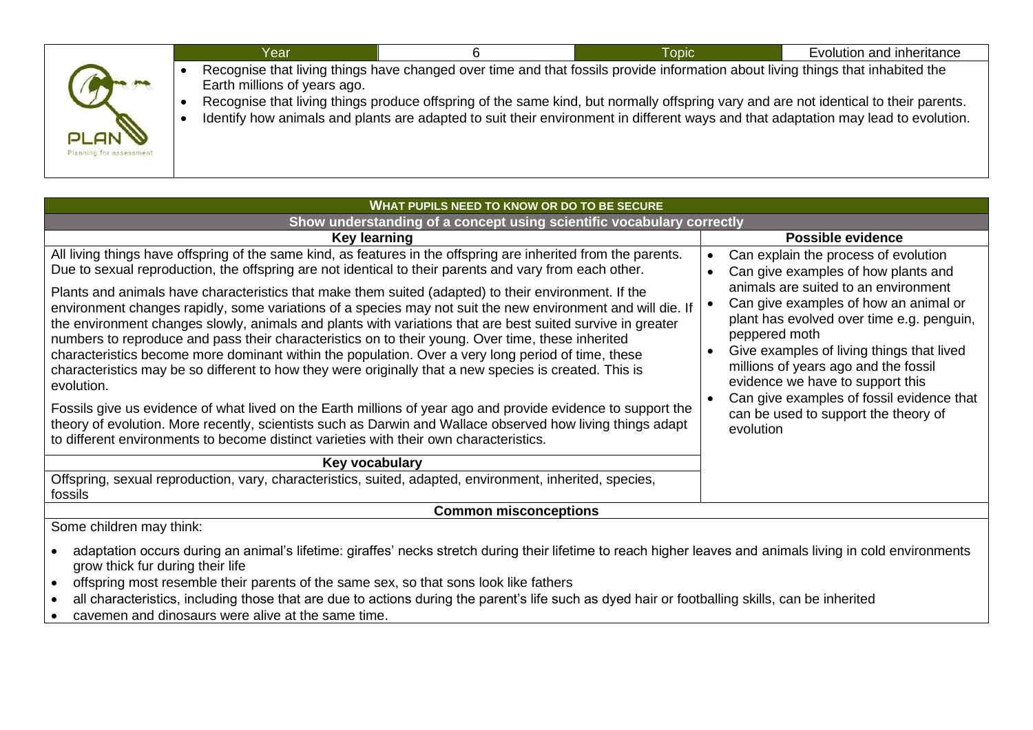| Year | 6 | Topic | Evolution and inheritance |
|---|---|---|---|

- Recognise that living things have changed over time and that fossils provide information about living things that inhabited the Earth millions of years ago.
- Recognise that living things produce offspring of the same kind, but normally offspring vary and are not identical to their parents.
- Identify how animals and plants are adapted to suit their environment in different ways and that adaptation may lead to evolution.

## WHAT PUPILS NEED TO KNOW OR DO TO BE SECURE

### Show understanding of a concept using scientific vocabulary correctly

| Key learning | Possible evidence |
|---|---|
| All living things have offspring of the same kind, as features in the offspring are inherited from the parents. Due to sexual reproduction, the offspring are not identical to their parents and vary from each other.<br><br>Plants and animals have characteristics that make them suited (adapted) to their environment. If the environment changes rapidly, some variations of a species may not suit the new environment and will die. If the environment changes slowly, animals and plants with variations that are best suited survive in greater numbers to reproduce and pass their characteristics on to their young. Over time, these inherited characteristics become more dominant within the population. Over a very long period of time, these characteristics may be so different to how they were originally that a new species is created. This is evolution.<br><br>Fossils give us evidence of what lived on the Earth millions of year ago and provide evidence to support the theory of evolution. More recently, scientists such as Darwin and Wallace observed how living things adapt to different environments to become distinct varieties with their own characteristics. | • Can explain the process of evolution<br>• Can give examples of how plants and animals are suited to an environment<br>• Can give examples of how an animal or plant has evolved over time e.g. penguin, peppered moth<br>• Give examples of living things that lived millions of years ago and the fossil evidence we have to support this<br>• Can give examples of fossil evidence that can be used to support the theory of evolution |
| **Key vocabulary** | |
| Offspring, sexual reproduction, vary, characteristics, suited, adapted, environment, inherited, species, fossils | |

### Common misconceptions

Some children may think:

- adaptation occurs during an animal's lifetime: giraffes' necks stretch during their lifetime to reach higher leaves and animals living in cold environments grow thick fur during their life
- offspring most resemble their parents of the same sex, so that sons look like fathers
- all characteristics, including those that are due to actions during the parent's life such as dyed hair or footballing skills, can be inherited
- cavemen and dinosaurs were alive at the same time.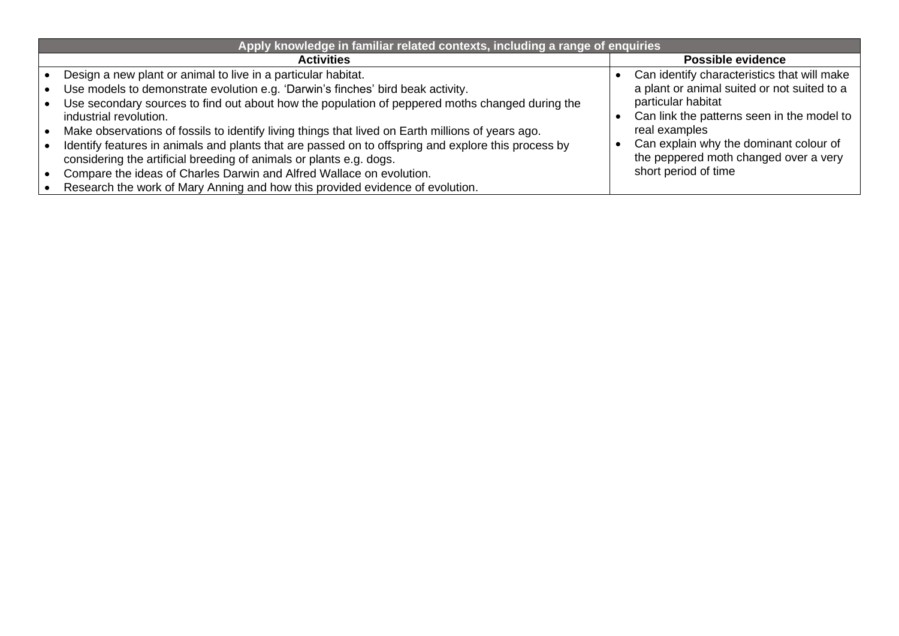| Apply knowledge in familiar related contexts, including a range of enquiries | |
|---|---|
| **Activities** | **Possible evidence** |
| • Design a new plant or animal to live in a particular habitat.<br>• Use models to demonstrate evolution e.g. 'Darwin's finches' bird beak activity.<br>• Use secondary sources to find out about how the population of peppered moths changed during the industrial revolution.<br>• Make observations of fossils to identify living things that lived on Earth millions of years ago.<br>• Identify features in animals and plants that are passed on to offspring and explore this process by considering the artificial breeding of animals or plants e.g. dogs.<br>• Compare the ideas of Charles Darwin and Alfred Wallace on evolution.<br>• Research the work of Mary Anning and how this provided evidence of evolution. | • Can identify characteristics that will make a plant or animal suited or not suited to a particular habitat<br>• Can link the patterns seen in the model to real examples<br>• Can explain why the dominant colour of the peppered moth changed over a very short period of time |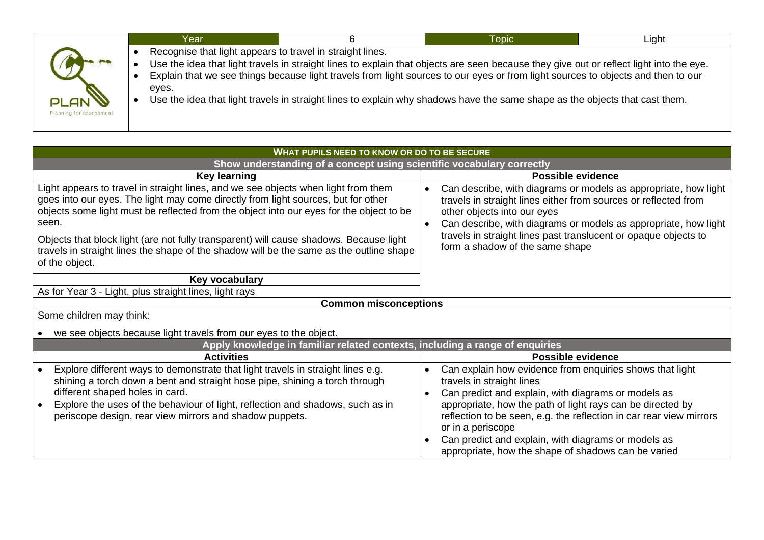| Year | 6 | Topic | Light |
|---|---|---|---|

- Recognise that light appears to travel in straight lines.
- Use the idea that light travels in straight lines to explain that objects are seen because they give out or reflect light into the eye.
- Explain that we see things because light travels from light sources to our eyes or from light sources to objects and then to our eyes.
- Use the idea that light travels in straight lines to explain why shadows have the same shape as the objects that cast them.

## WHAT PUPILS NEED TO KNOW OR DO TO BE SECURE

### Show understanding of a concept using scientific vocabulary correctly

| Key learning | Possible evidence |
|---|---|
| Light appears to travel in straight lines, and we see objects when light from them goes into our eyes. The light may come directly from light sources, but for other objects some light must be reflected from the object into our eyes for the object to be seen.<br><br>Objects that block light (are not fully transparent) will cause shadows. Because light travels in straight lines the shape of the shadow will be the same as the outline shape of the object. | • Can describe, with diagrams or models as appropriate, how light travels in straight lines either from sources or reflected from other objects into our eyes<br>• Can describe, with diagrams or models as appropriate, how light travels in straight lines past translucent or opaque objects to form a shadow of the same shape |
| **Key vocabulary** | |
| As for Year 3 - Light, plus straight lines, light rays | |

**Common misconceptions**

Some children may think:

- we see objects because light travels from our eyes to the object.

### Apply knowledge in familiar related contexts, including a range of enquiries

| Activities | Possible evidence |
|---|---|
| • Explore different ways to demonstrate that light travels in straight lines e.g. shining a torch down a bent and straight hose pipe, shining a torch through different shaped holes in card.<br>• Explore the uses of the behaviour of light, reflection and shadows, such as in periscope design, rear view mirrors and shadow puppets. | • Can explain how evidence from enquiries shows that light travels in straight lines<br>• Can predict and explain, with diagrams or models as appropriate, how the path of light rays can be directed by reflection to be seen, e.g. the reflection in car rear view mirrors or in a periscope<br>• Can predict and explain, with diagrams or models as appropriate, how the shape of shadows can be varied |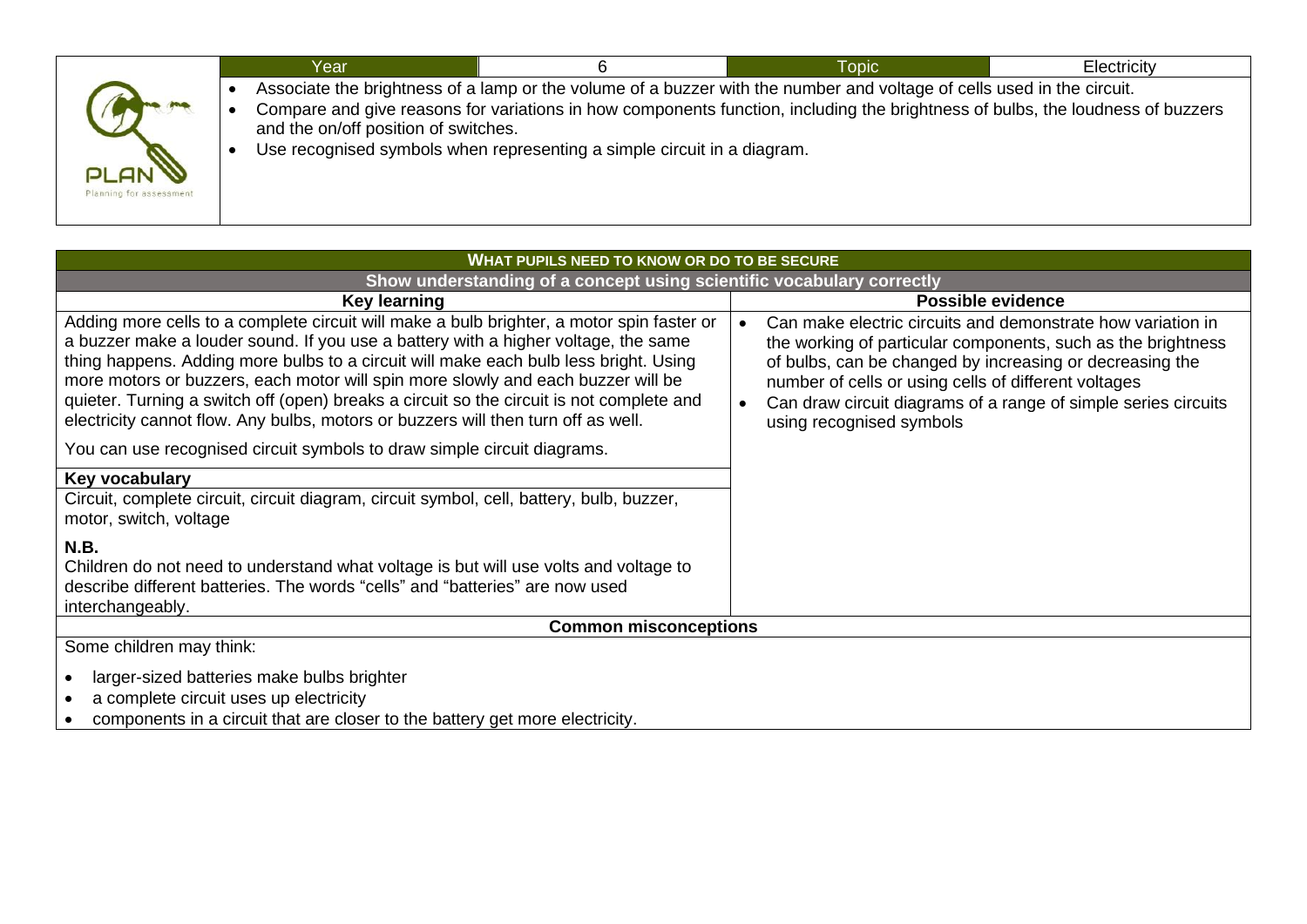| Year | 6 | Topic | Electricity |
|---|---|---|---|

- Associate the brightness of a lamp or the volume of a buzzer with the number and voltage of cells used in the circuit.
- Compare and give reasons for variations in how components function, including the brightness of bulbs, the loudness of buzzers and the on/off position of switches.
- Use recognised symbols when representing a simple circuit in a diagram.

## WHAT PUPILS NEED TO KNOW OR DO TO BE SECURE

### Show understanding of a concept using scientific vocabulary correctly

| Key learning | Possible evidence |
|---|---|
| Adding more cells to a complete circuit will make a bulb brighter, a motor spin faster or a buzzer make a louder sound. If you use a battery with a higher voltage, the same thing happens. Adding more bulbs to a circuit will make each bulb less bright. Using more motors or buzzers, each motor will spin more slowly and each buzzer will be quieter. Turning a switch off (open) breaks a circuit so the circuit is not complete and electricity cannot flow. Any bulbs, motors or buzzers will then turn off as well.<br><br>You can use recognised circuit symbols to draw simple circuit diagrams.<br><br>**Key vocabulary**<br>Circuit, complete circuit, circuit diagram, circuit symbol, cell, battery, bulb, buzzer, motor, switch, voltage<br><br>**N.B.**<br>Children do not need to understand what voltage is but will use volts and voltage to describe different batteries. The words "cells" and "batteries" are now used interchangeably. | • Can make electric circuits and demonstrate how variation in the working of particular components, such as the brightness of bulbs, can be changed by increasing or decreasing the number of cells or using cells of different voltages<br>• Can draw circuit diagrams of a range of simple series circuits using recognised symbols |

**Common misconceptions**

Some children may think:

- larger-sized batteries make bulbs brighter
- a complete circuit uses up electricity
- components in a circuit that are closer to the battery get more electricity.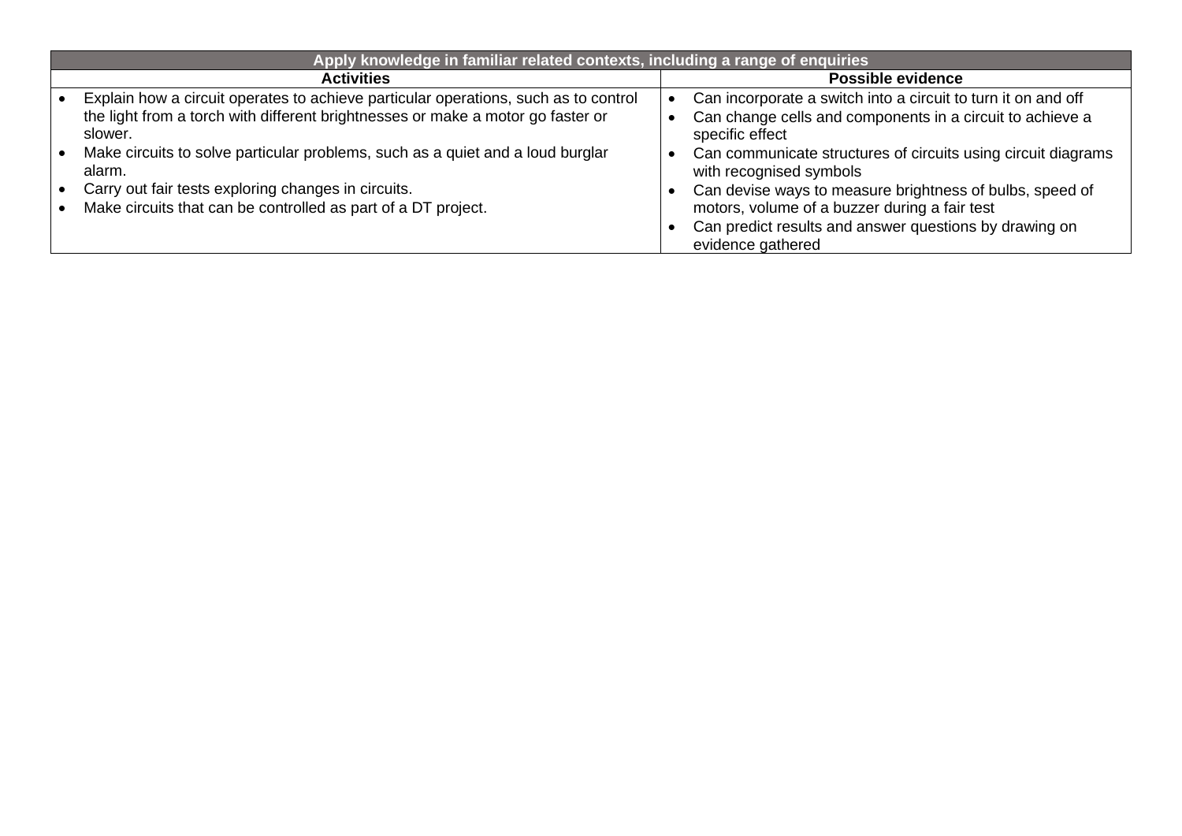| Apply knowledge in familiar related contexts, including a range of enquiries | |
|---|---|
| **Activities** | **Possible evidence** |
| • Explain how a circuit operates to achieve particular operations, such as to control the light from a torch with different brightnesses or make a motor go faster or slower.<br>• Make circuits to solve particular problems, such as a quiet and a loud burglar alarm.<br>• Carry out fair tests exploring changes in circuits.<br>• Make circuits that can be controlled as part of a DT project. | • Can incorporate a switch into a circuit to turn it on and off<br>• Can change cells and components in a circuit to achieve a specific effect<br>• Can communicate structures of circuits using circuit diagrams with recognised symbols<br>• Can devise ways to measure brightness of bulbs, speed of motors, volume of a buzzer during a fair test<br>• Can predict results and answer questions by drawing on evidence gathered |